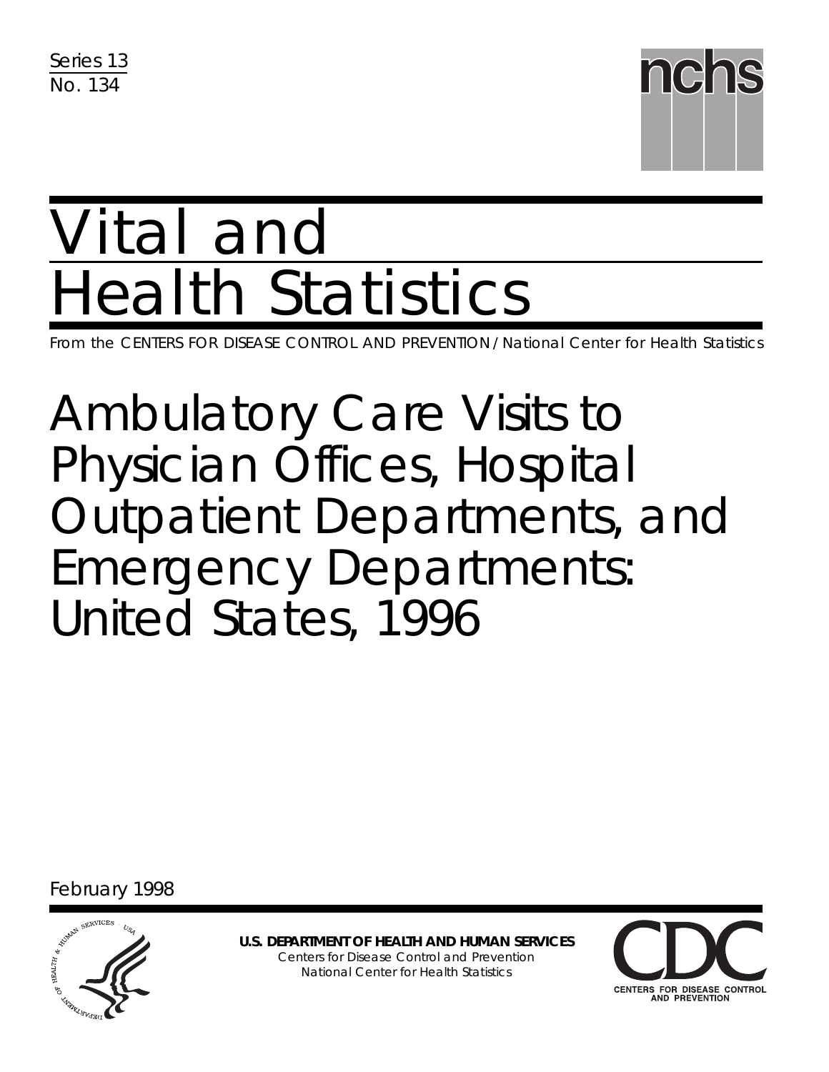Series 13
No. 134

nchs

# Vital and Health Statistics

From the CENTERS FOR DISEASE CONTROL AND PREVENTION / National Center for Health Statistics

# Ambulatory Care Visits to Physician Offices, Hospital Outpatient Departments, and Emergency Departments: United States, 1996

February 1998

**U.S. DEPARTMENT OF HEALTH AND HUMAN SERVICES**
Centers for Disease Control and Prevention
National Center for Health Statistics

CDC
CENTERS FOR DISEASE CONTROL AND PREVENTION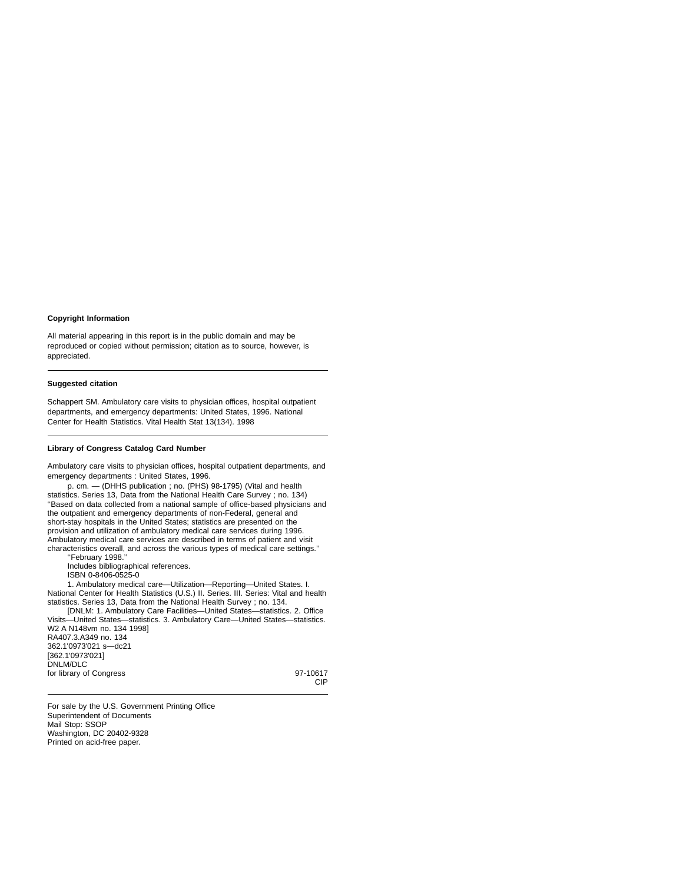**Copyright Information**

All material appearing in this report is in the public domain and may be reproduced or copied without permission; citation as to source, however, is appreciated.

---

**Suggested citation**

Schappert SM. Ambulatory care visits to physician offices, hospital outpatient departments, and emergency departments: United States, 1996. National Center for Health Statistics. Vital Health Stat 13(134). 1998

---

**Library of Congress Catalog Card Number**

Ambulatory care visits to physician offices, hospital outpatient departments, and emergency departments : United States, 1996.

p. cm. — (DHHS publication ; no. (PHS) 98-1795) (Vital and health statistics. Series 13, Data from the National Health Care Survey ; no. 134)

''Based on data collected from a national sample of office-based physicians and the outpatient and emergency departments of non-Federal, general and short-stay hospitals in the United States; statistics are presented on the provision and utilization of ambulatory medical care services during 1996. Ambulatory medical care services are described in terms of patient and visit characteristics overall, and across the various types of medical care settings.''

''February 1998.''

Includes bibliographical references.

ISBN 0-8406-0525-0

1. Ambulatory medical care—Utilization—Reporting—United States. I. National Center for Health Statistics (U.S.) II. Series. III. Series: Vital and health statistics. Series 13, Data from the National Health Survey ; no. 134.

[DNLM: 1. Ambulatory Care Facilities—United States—statistics. 2. Office Visits—United States—statistics. 3. Ambulatory Care—United States—statistics. W2 A N148vm no. 134 1998]
RA407.3.A349 no. 134
362.1'0973'021 s—dc21
[362.1'0973'021]
DNLM/DLC
for library of Congress 97-10617
CIP

---

For sale by the U.S. Government Printing Office
Superintendent of Documents
Mail Stop: SSOP
Washington, DC 20402-9328
Printed on acid-free paper.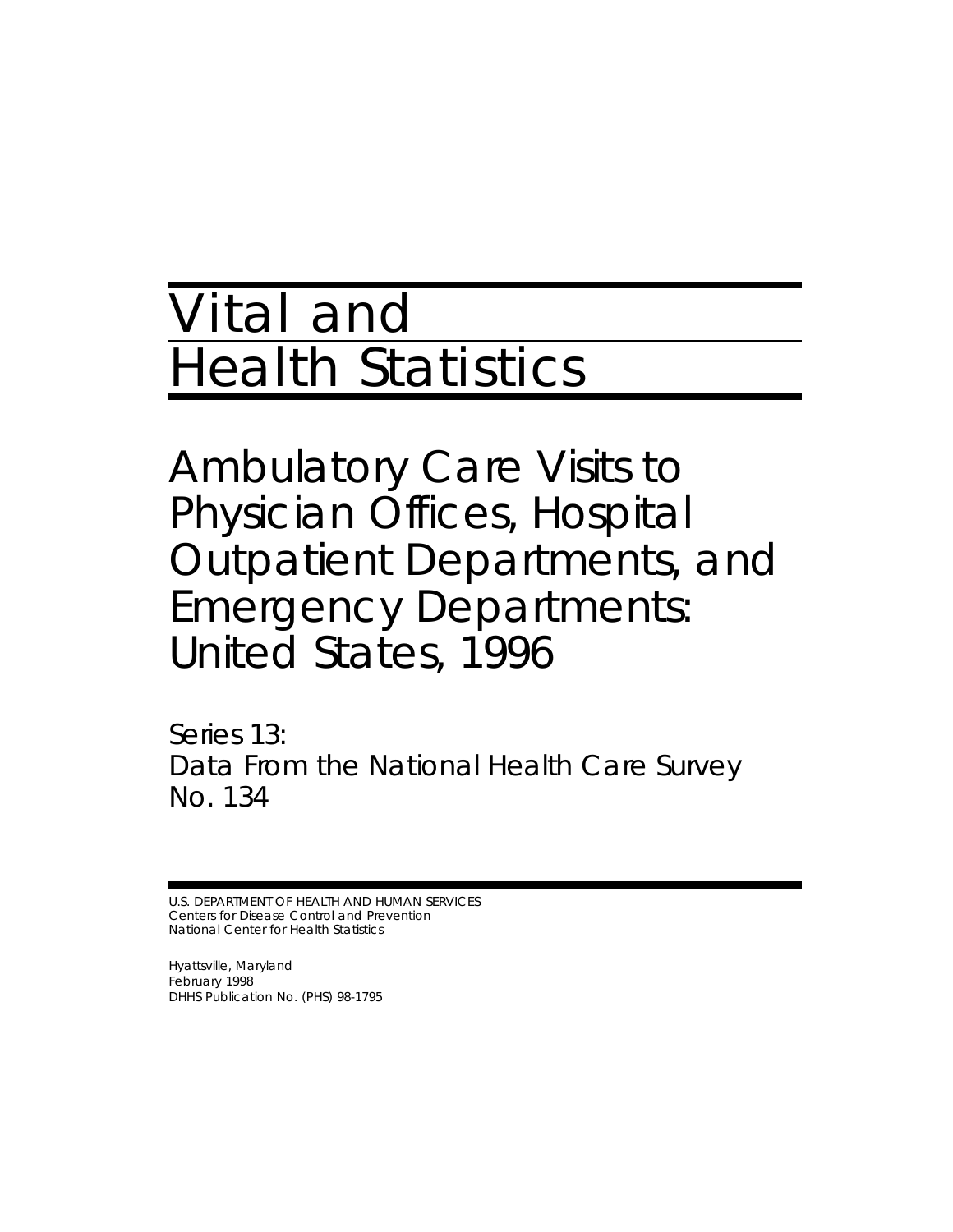# Vital and Health Statistics

# Ambulatory Care Visits to Physician Offices, Hospital Outpatient Departments, and Emergency Departments: United States, 1996

Series 13:
Data From the National Health Care Survey
No. 134

U.S. DEPARTMENT OF HEALTH AND HUMAN SERVICES
Centers for Disease Control and Prevention
National Center for Health Statistics

Hyattsville, Maryland
February 1998
DHHS Publication No. (PHS) 98-1795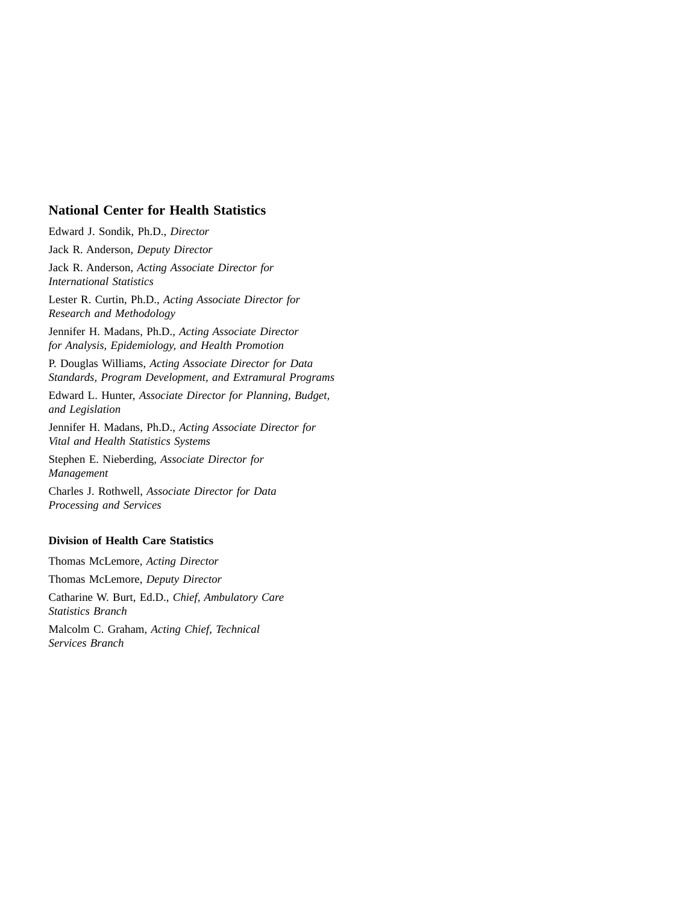## National Center for Health Statistics

Edward J. Sondik, Ph.D., *Director*

Jack R. Anderson, *Deputy Director*

Jack R. Anderson, *Acting Associate Director for International Statistics*

Lester R. Curtin, Ph.D., *Acting Associate Director for Research and Methodology*

Jennifer H. Madans, Ph.D., *Acting Associate Director for Analysis, Epidemiology, and Health Promotion*

P. Douglas Williams, *Acting Associate Director for Data Standards, Program Development, and Extramural Programs*

Edward L. Hunter, *Associate Director for Planning, Budget, and Legislation*

Jennifer H. Madans, Ph.D., *Acting Associate Director for Vital and Health Statistics Systems*

Stephen E. Nieberding, *Associate Director for Management*

Charles J. Rothwell, *Associate Director for Data Processing and Services*

### Division of Health Care Statistics

Thomas McLemore, *Acting Director*

Thomas McLemore, *Deputy Director*

Catharine W. Burt, Ed.D., *Chief, Ambulatory Care Statistics Branch*

Malcolm C. Graham, *Acting Chief, Technical Services Branch*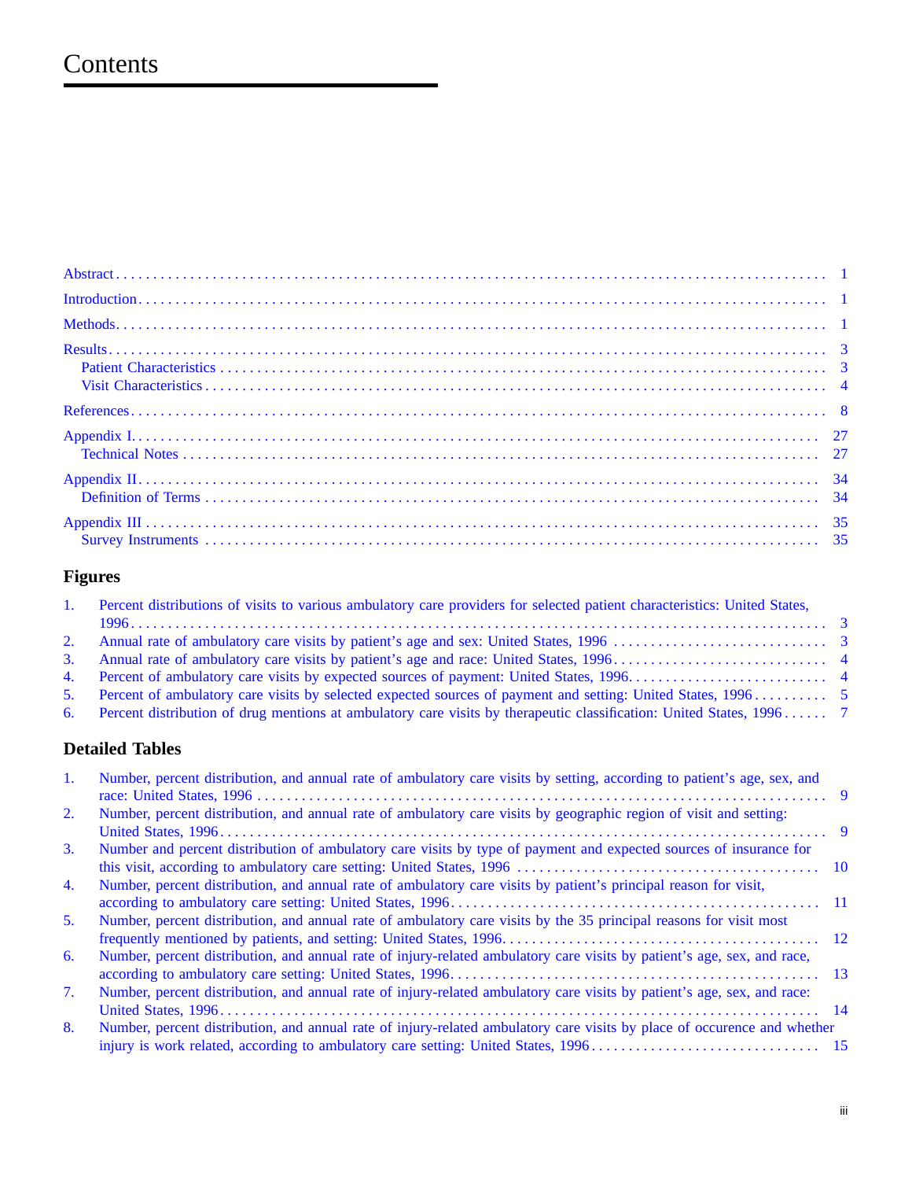# Contents

Abstract . . . . . . . . . 1

Introduction . . . . . . . . . 1

Methods . . . . . . . . . 1

Results . . . . . . . . . 3
- Patient Characteristics . . . . . . . . . 3
- Visit Characteristics . . . . . . . . . 4

References . . . . . . . . . 8

Appendix I . . . . . . . . . 27
- Technical Notes . . . . . . . . . 27

Appendix II . . . . . . . . . 34
- Definition of Terms . . . . . . . . . 34

Appendix III . . . . . . . . . 35
- Survey Instruments . . . . . . . . . 35

## Figures

1. Percent distributions of visits to various ambulatory care providers for selected patient characteristics: United States, 1996 . . . . . . . . . 3
2. Annual rate of ambulatory care visits by patient's age and sex: United States, 1996 . . . . . . . . . 3
3. Annual rate of ambulatory care visits by patient's age and race: United States, 1996 . . . . . . . . . 4
4. Percent of ambulatory care visits by expected sources of payment: United States, 1996 . . . . . . . . . 4
5. Percent of ambulatory care visits by selected expected sources of payment and setting: United States, 1996 . . . . . . . . . 5
6. Percent distribution of drug mentions at ambulatory care visits by therapeutic classification: United States, 1996 . . . . . . . . . 7

## Detailed Tables

1. Number, percent distribution, and annual rate of ambulatory care visits by setting, according to patient's age, sex, and race: United States, 1996 . . . . . . . . . 9
2. Number, percent distribution, and annual rate of ambulatory care visits by geographic region of visit and setting: United States, 1996 . . . . . . . . . 9
3. Number and percent distribution of ambulatory care visits by type of payment and expected sources of insurance for this visit, according to ambulatory care setting: United States, 1996 . . . . . . . . . 10
4. Number, percent distribution, and annual rate of ambulatory care visits by patient's principal reason for visit, according to ambulatory care setting: United States, 1996 . . . . . . . . . 11
5. Number, percent distribution, and annual rate of ambulatory care visits by the 35 principal reasons for visit most frequently mentioned by patients, and setting: United States, 1996 . . . . . . . . . 12
6. Number, percent distribution, and annual rate of injury-related ambulatory care visits by patient's age, sex, and race, according to ambulatory care setting: United States, 1996 . . . . . . . . . 13
7. Number, percent distribution, and annual rate of injury-related ambulatory care visits by patient's age, sex, and race: United States, 1996 . . . . . . . . . 14
8. Number, percent distribution, and annual rate of injury-related ambulatory care visits by place of occurence and whether injury is work related, according to ambulatory care setting: United States, 1996 . . . . . . . . . 15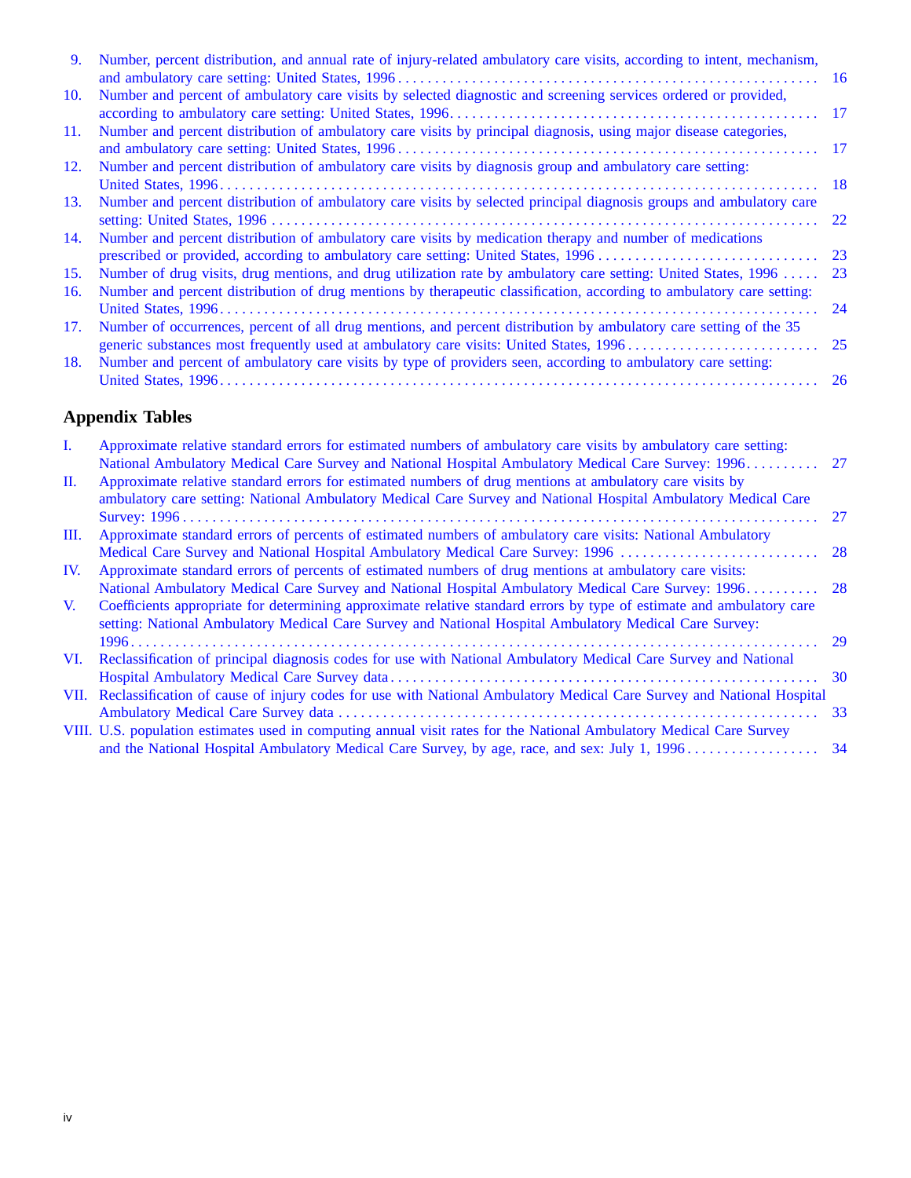9. Number, percent distribution, and annual rate of injury-related ambulatory care visits, according to intent, mechanism, and ambulatory care setting: United States, 1996 . . . . . . . . 16
10. Number and percent of ambulatory care visits by selected diagnostic and screening services ordered or provided, according to ambulatory care setting: United States, 1996 . . . . . . . . 17
11. Number and percent distribution of ambulatory care visits by principal diagnosis, using major disease categories, and ambulatory care setting: United States, 1996 . . . . . . . . 17
12. Number and percent distribution of ambulatory care visits by diagnosis group and ambulatory care setting: United States, 1996 . . . . . . . . 18
13. Number and percent distribution of ambulatory care visits by selected principal diagnosis groups and ambulatory care setting: United States, 1996 . . . . . . . . 22
14. Number and percent distribution of ambulatory care visits by medication therapy and number of medications prescribed or provided, according to ambulatory care setting: United States, 1996 . . . . . . . . 23
15. Number of drug visits, drug mentions, and drug utilization rate by ambulatory care setting: United States, 1996 . . . . . 23
16. Number and percent distribution of drug mentions by therapeutic classification, according to ambulatory care setting: United States, 1996 . . . . . . . . 24
17. Number of occurrences, percent of all drug mentions, and percent distribution by ambulatory care setting of the 35 generic substances most frequently used at ambulatory care visits: United States, 1996 . . . . . . . . 25
18. Number and percent of ambulatory care visits by type of providers seen, according to ambulatory care setting: United States, 1996 . . . . . . . . 26

## Appendix Tables

I. Approximate relative standard errors for estimated numbers of ambulatory care visits by ambulatory care setting: National Ambulatory Medical Care Survey and National Hospital Ambulatory Medical Care Survey: 1996 . . . . . . . . 27

II. Approximate relative standard errors for estimated numbers of drug mentions at ambulatory care visits by ambulatory care setting: National Ambulatory Medical Care Survey and National Hospital Ambulatory Medical Care Survey: 1996 . . . . . . . . 27

III. Approximate standard errors of percents of estimated numbers of ambulatory care visits: National Ambulatory Medical Care Survey and National Hospital Ambulatory Medical Care Survey: 1996 . . . . . . . . 28

IV. Approximate standard errors of percents of estimated numbers of drug mentions at ambulatory care visits: National Ambulatory Medical Care Survey and National Hospital Ambulatory Medical Care Survey: 1996 . . . . . . . . 28

V. Coefficients appropriate for determining approximate relative standard errors by type of estimate and ambulatory care setting: National Ambulatory Medical Care Survey and National Hospital Ambulatory Medical Care Survey: 1996 . . . . . . . . 29

VI. Reclassification of principal diagnosis codes for use with National Ambulatory Medical Care Survey and National Hospital Ambulatory Medical Care Survey data . . . . . . . . 30

VII. Reclassification of cause of injury codes for use with National Ambulatory Medical Care Survey and National Hospital Ambulatory Medical Care Survey data . . . . . . . . 33

VIII. U.S. population estimates used in computing annual visit rates for the National Ambulatory Medical Care Survey and the National Hospital Ambulatory Medical Care Survey, by age, race, and sex: July 1, 1996 . . . . . . . . 34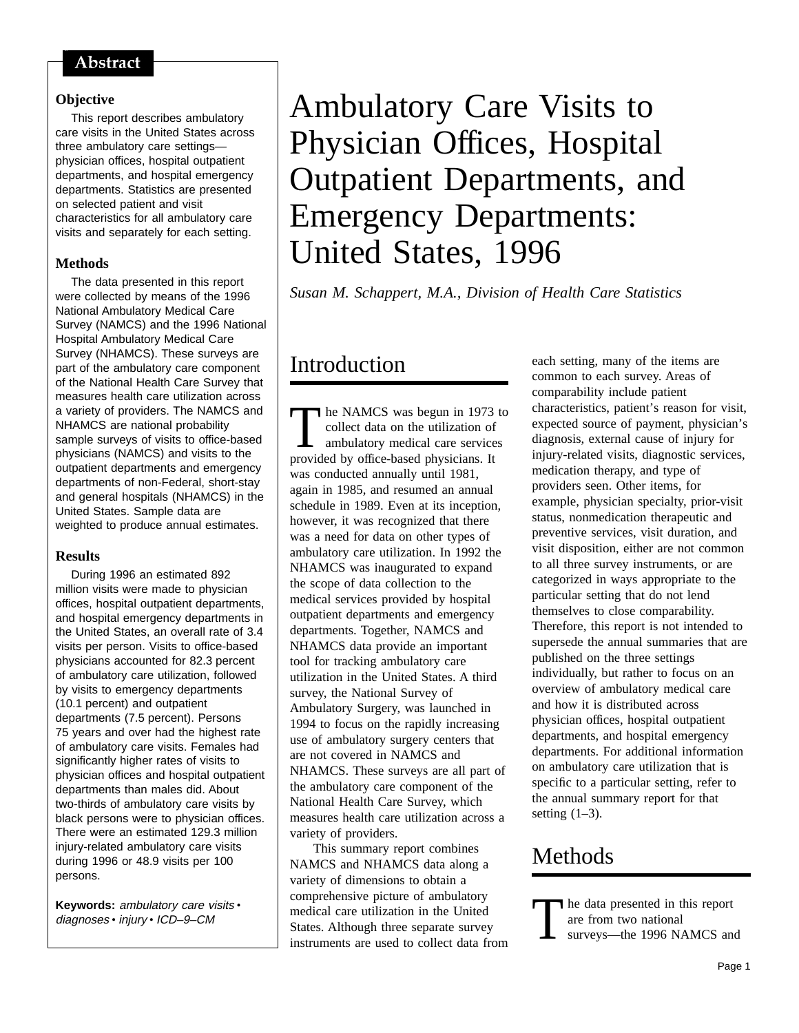## Abstract

### Objective

This report describes ambulatory care visits in the United States across three ambulatory care settings—physician offices, hospital outpatient departments, and hospital emergency departments. Statistics are presented on selected patient and visit characteristics for all ambulatory care visits and separately for each setting.

### Methods

The data presented in this report were collected by means of the 1996 National Ambulatory Medical Care Survey (NAMCS) and the 1996 National Hospital Ambulatory Medical Care Survey (NHAMCS). These surveys are part of the ambulatory care component of the National Health Care Survey that measures health care utilization across a variety of providers. The NAMCS and NHAMCS are national probability sample surveys of visits to office-based physicians (NAMCS) and visits to the outpatient departments and emergency departments of non-Federal, short-stay and general hospitals (NHAMCS) in the United States. Sample data are weighted to produce annual estimates.

### Results

During 1996 an estimated 892 million visits were made to physician offices, hospital outpatient departments, and hospital emergency departments in the United States, an overall rate of 3.4 visits per person. Visits to office-based physicians accounted for 82.3 percent of ambulatory care utilization, followed by visits to emergency departments (10.1 percent) and outpatient departments (7.5 percent). Persons 75 years and over had the highest rate of ambulatory care visits. Females had significantly higher rates of visits to physician offices and hospital outpatient departments than males did. About two-thirds of ambulatory care visits by black persons were to physician offices. There were an estimated 129.3 million injury-related ambulatory care visits during 1996 or 48.9 visits per 100 persons.

**Keywords:** *ambulatory care visits • diagnoses • injury • ICD–9–CM*

# Ambulatory Care Visits to Physician Offices, Hospital Outpatient Departments, and Emergency Departments: United States, 1996

*Susan M. Schappert, M.A., Division of Health Care Statistics*

## Introduction

The NAMCS was begun in 1973 to collect data on the utilization of ambulatory medical care services provided by office-based physicians. It was conducted annually until 1981, again in 1985, and resumed an annual schedule in 1989. Even at its inception, however, it was recognized that there was a need for data on other types of ambulatory care utilization. In 1992 the NHAMCS was inaugurated to expand the scope of data collection to the medical services provided by hospital outpatient departments and emergency departments. Together, NAMCS and NHAMCS data provide an important tool for tracking ambulatory care utilization in the United States. A third survey, the National Survey of Ambulatory Surgery, was launched in 1994 to focus on the rapidly increasing use of ambulatory surgery centers that are not covered in NAMCS and NHAMCS. These surveys are all part of the ambulatory care component of the National Health Care Survey, which measures health care utilization across a variety of providers.

This summary report combines NAMCS and NHAMCS data along a variety of dimensions to obtain a comprehensive picture of ambulatory medical care utilization in the United States. Although three separate survey instruments are used to collect data from each setting, many of the items are common to each survey. Areas of comparability include patient characteristics, patient's reason for visit, expected source of payment, physician's diagnosis, external cause of injury for injury-related visits, diagnostic services, medication therapy, and type of providers seen. Other items, for example, physician specialty, prior-visit status, nonmedication therapeutic and preventive services, visit duration, and visit disposition, either are not common to all three survey instruments, or are categorized in ways appropriate to the particular setting that do not lend themselves to close comparability. Therefore, this report is not intended to supersede the annual summaries that are published on the three settings individually, but rather to focus on an overview of ambulatory medical care and how it is distributed across physician offices, hospital outpatient departments, and hospital emergency departments. For additional information on ambulatory care utilization that is specific to a particular setting, refer to the annual summary report for that setting (1–3).

## Methods

The data presented in this report are from two national surveys—the 1996 NAMCS and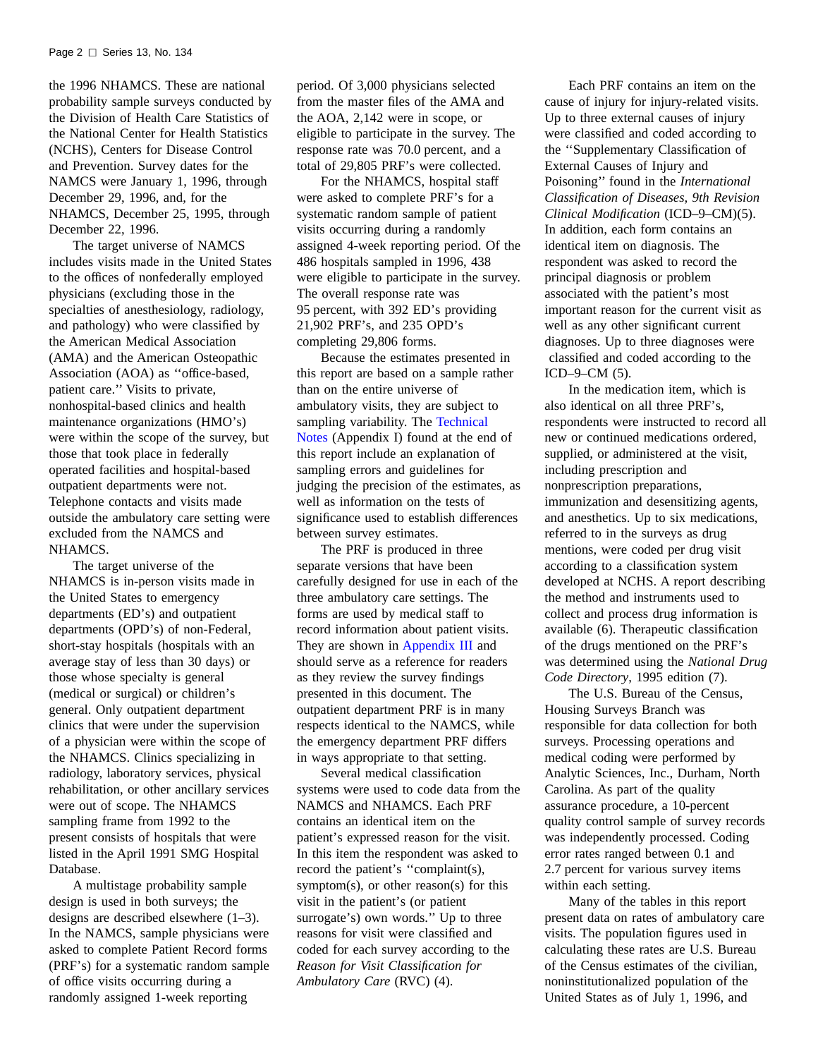the 1996 NHAMCS. These are national probability sample surveys conducted by the Division of Health Care Statistics of the National Center for Health Statistics (NCHS), Centers for Disease Control and Prevention. Survey dates for the NAMCS were January 1, 1996, through December 29, 1996, and, for the NHAMCS, December 25, 1995, through December 22, 1996.

The target universe of NAMCS includes visits made in the United States to the offices of nonfederally employed physicians (excluding those in the specialties of anesthesiology, radiology, and pathology) who were classified by the American Medical Association (AMA) and the American Osteopathic Association (AOA) as ''office-based, patient care.'' Visits to private, nonhospital-based clinics and health maintenance organizations (HMO's) were within the scope of the survey, but those that took place in federally operated facilities and hospital-based outpatient departments were not. Telephone contacts and visits made outside the ambulatory care setting were excluded from the NAMCS and NHAMCS.

The target universe of the NHAMCS is in-person visits made in the United States to emergency departments (ED's) and outpatient departments (OPD's) of non-Federal, short-stay hospitals (hospitals with an average stay of less than 30 days) or those whose specialty is general (medical or surgical) or children's general. Only outpatient department clinics that were under the supervision of a physician were within the scope of the NHAMCS. Clinics specializing in radiology, laboratory services, physical rehabilitation, or other ancillary services were out of scope. The NHAMCS sampling frame from 1992 to the present consists of hospitals that were listed in the April 1991 SMG Hospital Database.

A multistage probability sample design is used in both surveys; the designs are described elsewhere (1–3). In the NAMCS, sample physicians were asked to complete Patient Record forms (PRF's) for a systematic random sample of office visits occurring during a randomly assigned 1-week reporting period. Of 3,000 physicians selected from the master files of the AMA and the AOA, 2,142 were in scope, or eligible to participate in the survey. The response rate was 70.0 percent, and a total of 29,805 PRF's were collected.

For the NHAMCS, hospital staff were asked to complete PRF's for a systematic random sample of patient visits occurring during a randomly assigned 4-week reporting period. Of the 486 hospitals sampled in 1996, 438 were eligible to participate in the survey. The overall response rate was 95 percent, with 392 ED's providing 21,902 PRF's, and 235 OPD's completing 29,806 forms.

Because the estimates presented in this report are based on a sample rather than on the entire universe of ambulatory visits, they are subject to sampling variability. The Technical Notes (Appendix I) found at the end of this report include an explanation of sampling errors and guidelines for judging the precision of the estimates, as well as information on the tests of significance used to establish differences between survey estimates.

The PRF is produced in three separate versions that have been carefully designed for use in each of the three ambulatory care settings. The forms are used by medical staff to record information about patient visits. They are shown in Appendix III and should serve as a reference for readers as they review the survey findings presented in this document. The outpatient department PRF is in many respects identical to the NAMCS, while the emergency department PRF differs in ways appropriate to that setting.

Several medical classification systems were used to code data from the NAMCS and NHAMCS. Each PRF contains an identical item on the patient's expressed reason for the visit. In this item the respondent was asked to record the patient's ''complaint(s), symptom(s), or other reason(s) for this visit in the patient's (or patient surrogate's) own words.'' Up to three reasons for visit were classified and coded for each survey according to the *Reason for Visit Classification for Ambulatory Care* (RVC) (4).

Each PRF contains an item on the cause of injury for injury-related visits. Up to three external causes of injury were classified and coded according to the ''Supplementary Classification of External Causes of Injury and Poisoning'' found in the *International Classification of Diseases, 9th Revision Clinical Modification* (ICD–9–CM)(5). In addition, each form contains an identical item on diagnosis. The respondent was asked to record the principal diagnosis or problem associated with the patient's most important reason for the current visit as well as any other significant current diagnoses. Up to three diagnoses were classified and coded according to the ICD–9–CM (5).

In the medication item, which is also identical on all three PRF's, respondents were instructed to record all new or continued medications ordered, supplied, or administered at the visit, including prescription and nonprescription preparations, immunization and desensitizing agents, and anesthetics. Up to six medications, referred to in the surveys as drug mentions, were coded per drug visit according to a classification system developed at NCHS. A report describing the method and instruments used to collect and process drug information is available (6). Therapeutic classification of the drugs mentioned on the PRF's was determined using the *National Drug Code Directory*, 1995 edition (7).

The U.S. Bureau of the Census, Housing Surveys Branch was responsible for data collection for both surveys. Processing operations and medical coding were performed by Analytic Sciences, Inc., Durham, North Carolina. As part of the quality assurance procedure, a 10-percent quality control sample of survey records was independently processed. Coding error rates ranged between 0.1 and 2.7 percent for various survey items within each setting.

Many of the tables in this report present data on rates of ambulatory care visits. The population figures used in calculating these rates are U.S. Bureau of the Census estimates of the civilian, noninstitutionalized population of the United States as of July 1, 1996, and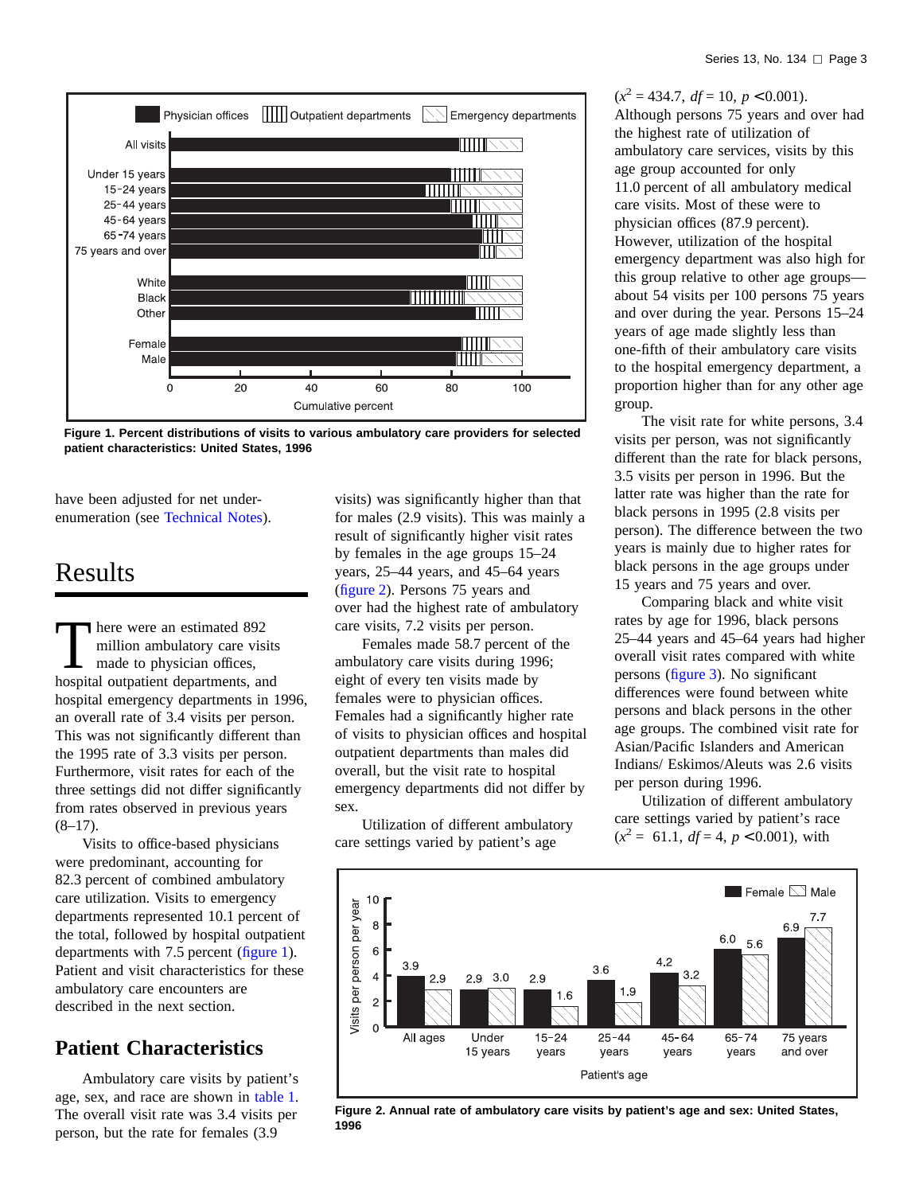Figure 1. Percent distributions of visits to various ambulatory care providers for selected patient characteristics: United States, 1996

have been adjusted for net under-enumeration (see Technical Notes).

# Results

There were an estimated 892 million ambulatory care visits made to physician offices, hospital outpatient departments, and hospital emergency departments in 1996, an overall rate of 3.4 visits per person. This was not significantly different than the 1995 rate of 3.3 visits per person. Furthermore, visit rates for each of the three settings did not differ significantly from rates observed in previous years (8–17).

Visits to office-based physicians were predominant, accounting for 82.3 percent of combined ambulatory care utilization. Visits to emergency departments represented 10.1 percent of the total, followed by hospital outpatient departments with 7.5 percent (figure 1). Patient and visit characteristics for these ambulatory care encounters are described in the next section.

## Patient Characteristics

Ambulatory care visits by patient's age, sex, and race are shown in table 1. The overall visit rate was 3.4 visits per person, but the rate for females (3.9 visits) was significantly higher than that for males (2.9 visits). This was mainly a result of significantly higher visit rates by females in the age groups 15–24 years, 25–44 years, and 45–64 years (figure 2). Persons 75 years and over had the highest rate of ambulatory care visits, 7.2 visits per person.

Females made 58.7 percent of the ambulatory care visits during 1996; eight of every ten visits made by females were to physician offices. Females had a significantly higher rate of visits to physician offices and hospital outpatient departments than males did overall, but the visit rate to hospital emergency departments did not differ by sex.

Utilization of different ambulatory care settings varied by patient's age ($x^2$ = 434.7, *df* = 10, $p < 0.001$). Although persons 75 years and over had the highest rate of utilization of ambulatory care services, visits by this age group accounted for only 11.0 percent of all ambulatory medical care visits. Most of these were to physician offices (87.9 percent). However, utilization of the hospital emergency department was also high for this group relative to other age groups—about 54 visits per 100 persons 75 years and over during the year. Persons 15–24 years of age made slightly less than one-fifth of their ambulatory care visits to the hospital emergency department, a proportion higher than for any other age group.

The visit rate for white persons, 3.4 visits per person, was not significantly different than the rate for black persons, 3.5 visits per person in 1996. But the latter rate was higher than the rate for black persons in 1995 (2.8 visits per person). The difference between the two years is mainly due to higher rates for black persons in the age groups under 15 years and 75 years and over.

Comparing black and white visit rates by age for 1996, black persons 25–44 years and 45–64 years had higher overall visit rates compared with white persons (figure 3). No significant differences were found between white persons and black persons in the other age groups. The combined visit rate for Asian/Pacific Islanders and American Indians/ Eskimos/Aleuts was 2.6 visits per person during 1996.

Utilization of different ambulatory care settings varied by patient's race ($x^2$ = 61.1, *df* = 4, $p < 0.001$), with

Figure 2. Annual rate of ambulatory care visits by patient's age and sex: United States, 1996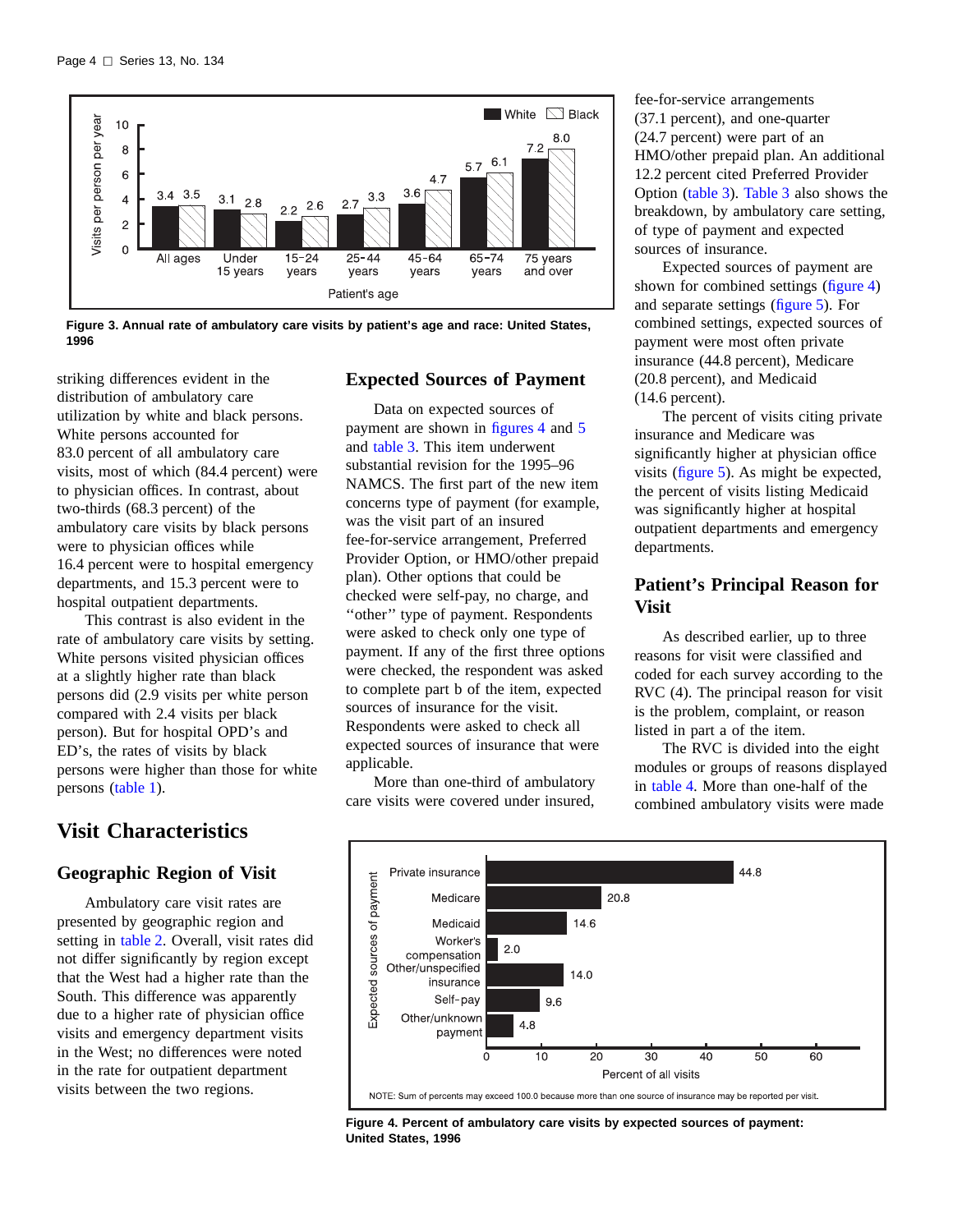Figure 3. Annual rate of ambulatory care visits by patient's age and race: United States, 1996

striking differences evident in the distribution of ambulatory care utilization by white and black persons. White persons accounted for 83.0 percent of all ambulatory care visits, most of which (84.4 percent) were to physician offices. In contrast, about two-thirds (68.3 percent) of the ambulatory care visits by black persons were to physician offices while 16.4 percent were to hospital emergency departments, and 15.3 percent were to hospital outpatient departments.

This contrast is also evident in the rate of ambulatory care visits by setting. White persons visited physician offices at a slightly higher rate than black persons did (2.9 visits per white person compared with 2.4 visits per black person). But for hospital OPD's and ED's, the rates of visits by black persons were higher than those for white persons (table 1).

# Visit Characteristics

## Geographic Region of Visit

Ambulatory care visit rates are presented by geographic region and setting in table 2. Overall, visit rates did not differ significantly by region except that the West had a higher rate than the South. This difference was apparently due to a higher rate of physician office visits and emergency department visits in the West; no differences were noted in the rate for outpatient department visits between the two regions.

## Expected Sources of Payment

Data on expected sources of payment are shown in figures 4 and 5 and table 3. This item underwent substantial revision for the 1995–96 NAMCS. The first part of the new item concerns type of payment (for example, was the visit part of an insured fee-for-service arrangement, Preferred Provider Option, or HMO/other prepaid plan). Other options that could be checked were self-pay, no charge, and ''other'' type of payment. Respondents were asked to check only one type of payment. If any of the first three options were checked, the respondent was asked to complete part b of the item, expected sources of insurance for the visit. Respondents were asked to check all expected sources of insurance that were applicable.

More than one-third of ambulatory care visits were covered under insured, fee-for-service arrangements (37.1 percent), and one-quarter (24.7 percent) were part of an HMO/other prepaid plan. An additional 12.2 percent cited Preferred Provider Option (table 3). Table 3 also shows the breakdown, by ambulatory care setting, of type of payment and expected sources of insurance.

Expected sources of payment are shown for combined settings (figure 4) and separate settings (figure 5). For combined settings, expected sources of payment were most often private insurance (44.8 percent), Medicare (20.8 percent), and Medicaid (14.6 percent).

The percent of visits citing private insurance and Medicare was significantly higher at physician office visits (figure 5). As might be expected, the percent of visits listing Medicaid was significantly higher at hospital outpatient departments and emergency departments.

## Patient's Principal Reason for Visit

As described earlier, up to three reasons for visit were classified and coded for each survey according to the RVC (4). The principal reason for visit is the problem, complaint, or reason listed in part a of the item.

The RVC is divided into the eight modules or groups of reasons displayed in table 4. More than one-half of the combined ambulatory visits were made

Figure 4. Percent of ambulatory care visits by expected sources of payment: United States, 1996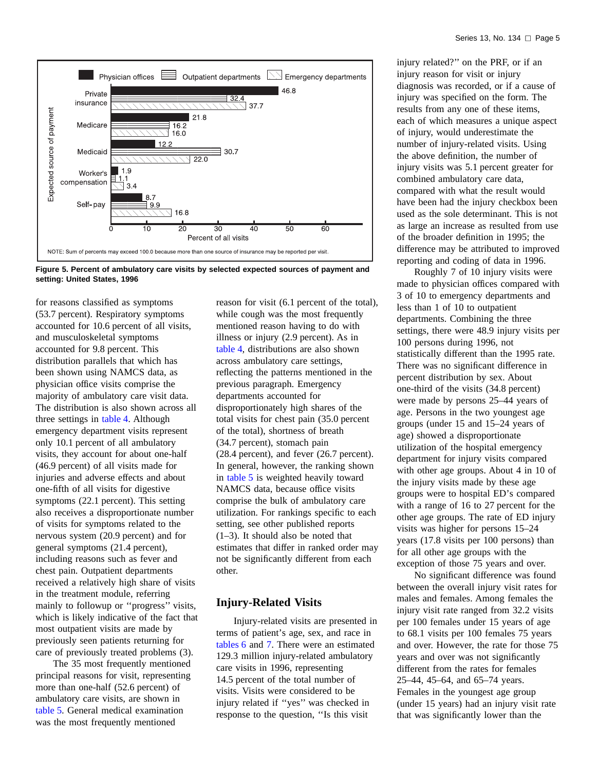| Expected source of payment | Physician offices | Outpatient departments | Emergency departments |
|---|---|---|---|
| Private insurance | 46.8 | 32.4 | 37.7 |
| Medicare | 21.8 | 16.2 | 16.0 |
| Medicaid | 12.2 | 30.7 | 22.0 |
| Worker's compensation | 1.9 | 1.1 | 3.4 |
| Self-pay | 8.7 | 9.9 | 16.8 |

Percent of all visits

NOTE: Sum of percents may exceed 100.0 because more than one source of insurance may be reported per visit.

**Figure 5. Percent of ambulatory care visits by selected expected sources of payment and setting: United States, 1996**

for reasons classified as symptoms (53.7 percent). Respiratory symptoms accounted for 10.6 percent of all visits, and musculoskeletal symptoms accounted for 9.8 percent. This distribution parallels that which has been shown using NAMCS data, as physician office visits comprise the majority of ambulatory care visit data. The distribution is also shown across all three settings in table 4. Although emergency department visits represent only 10.1 percent of all ambulatory visits, they account for about one-half (46.9 percent) of all visits made for injuries and adverse effects and about one-fifth of all visits for digestive symptoms (22.1 percent). This setting also receives a disproportionate number of visits for symptoms related to the nervous system (20.9 percent) and for general symptoms (21.4 percent), including reasons such as fever and chest pain. Outpatient departments received a relatively high share of visits in the treatment module, referring mainly to followup or ''progress'' visits, which is likely indicative of the fact that most outpatient visits are made by previously seen patients returning for care of previously treated problems (3).

The 35 most frequently mentioned principal reasons for visit, representing more than one-half (52.6 percent) of ambulatory care visits, are shown in table 5. General medical examination was the most frequently mentioned reason for visit (6.1 percent of the total), while cough was the most frequently mentioned reason having to do with illness or injury (2.9 percent). As in table 4, distributions are also shown across ambulatory care settings, reflecting the patterns mentioned in the previous paragraph. Emergency departments accounted for disproportionately high shares of the total visits for chest pain (35.0 percent of the total), shortness of breath (34.7 percent), stomach pain (28.4 percent), and fever (26.7 percent). In general, however, the ranking shown in table 5 is weighted heavily toward NAMCS data, because office visits comprise the bulk of ambulatory care utilization. For rankings specific to each setting, see other published reports (1–3). It should also be noted that estimates that differ in ranked order may not be significantly different from each other.

## Injury-Related Visits

Injury-related visits are presented in terms of patient's age, sex, and race in tables 6 and 7. There were an estimated 129.3 million injury-related ambulatory care visits in 1996, representing 14.5 percent of the total number of visits. Visits were considered to be injury related if ''yes'' was checked in response to the question, ''Is this visit injury related?'' on the PRF, or if an injury reason for visit or injury diagnosis was recorded, or if a cause of injury was specified on the form. The results from any one of these items, each of which measures a unique aspect of injury, would underestimate the number of injury-related visits. Using the above definition, the number of injury visits was 5.1 percent greater for combined ambulatory care data, compared with what the result would have been had the injury checkbox been used as the sole determinant. This is not as large an increase as resulted from use of the broader definition in 1995; the difference may be attributed to improved reporting and coding of data in 1996.

Roughly 7 of 10 injury visits were made to physician offices compared with 3 of 10 to emergency departments and less than 1 of 10 to outpatient departments. Combining the three settings, there were 48.9 injury visits per 100 persons during 1996, not statistically different than the 1995 rate. There was no significant difference in percent distribution by sex. About one-third of the visits (34.8 percent) were made by persons 25–44 years of age. Persons in the two youngest age groups (under 15 and 15–24 years of age) showed a disproportionate utilization of the hospital emergency department for injury visits compared with other age groups. About 4 in 10 of the injury visits made by these age groups were to hospital ED's compared with a range of 16 to 27 percent for the other age groups. The rate of ED injury visits was higher for persons 15–24 years (17.8 visits per 100 persons) than for all other age groups with the exception of those 75 years and over.

No significant difference was found between the overall injury visit rates for males and females. Among females the injury visit rate ranged from 32.2 visits per 100 females under 15 years of age to 68.1 visits per 100 females 75 years and over. However, the rate for those 75 years and over was not significantly different from the rates for females 25–44, 45–64, and 65–74 years. Females in the youngest age group (under 15 years) had an injury visit rate that was significantly lower than the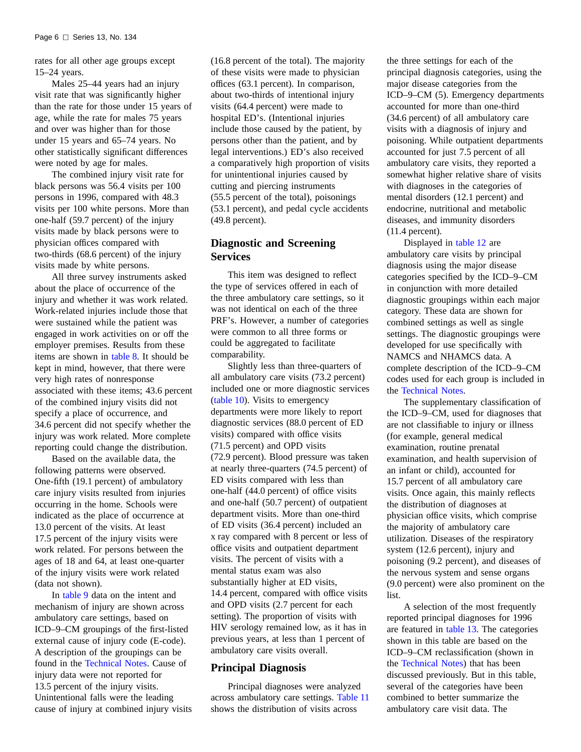rates for all other age groups except 15–24 years.

Males 25–44 years had an injury visit rate that was significantly higher than the rate for those under 15 years of age, while the rate for males 75 years and over was higher than for those under 15 years and 65–74 years. No other statistically significant differences were noted by age for males.

The combined injury visit rate for black persons was 56.4 visits per 100 persons in 1996, compared with 48.3 visits per 100 white persons. More than one-half (59.7 percent) of the injury visits made by black persons were to physician offices compared with two-thirds (68.6 percent) of the injury visits made by white persons.

All three survey instruments asked about the place of occurrence of the injury and whether it was work related. Work-related injuries include those that were sustained while the patient was engaged in work activities on or off the employer premises. Results from these items are shown in table 8. It should be kept in mind, however, that there were very high rates of nonresponse associated with these items; 43.6 percent of the combined injury visits did not specify a place of occurrence, and 34.6 percent did not specify whether the injury was work related. More complete reporting could change the distribution.

Based on the available data, the following patterns were observed. One-fifth (19.1 percent) of ambulatory care injury visits resulted from injuries occurring in the home. Schools were indicated as the place of occurrence at 13.0 percent of the visits. At least 17.5 percent of the injury visits were work related. For persons between the ages of 18 and 64, at least one-quarter of the injury visits were work related (data not shown).

In table 9 data on the intent and mechanism of injury are shown across ambulatory care settings, based on ICD–9–CM groupings of the first-listed external cause of injury code (E-code). A description of the groupings can be found in the Technical Notes. Cause of injury data were not reported for 13.5 percent of the injury visits. Unintentional falls were the leading cause of injury at combined injury visits (16.8 percent of the total). The majority of these visits were made to physician offices (63.1 percent). In comparison, about two-thirds of intentional injury visits (64.4 percent) were made to hospital ED's. (Intentional injuries include those caused by the patient, by persons other than the patient, and by legal interventions.) ED's also received a comparatively high proportion of visits for unintentional injuries caused by cutting and piercing instruments (55.5 percent of the total), poisonings (53.1 percent), and pedal cycle accidents (49.8 percent).

## Diagnostic and Screening Services

This item was designed to reflect the type of services offered in each of the three ambulatory care settings, so it was not identical on each of the three PRF's. However, a number of categories were common to all three forms or could be aggregated to facilitate comparability.

Slightly less than three-quarters of all ambulatory care visits (73.2 percent) included one or more diagnostic services (table 10). Visits to emergency departments were more likely to report diagnostic services (88.0 percent of ED visits) compared with office visits (71.5 percent) and OPD visits (72.9 percent). Blood pressure was taken at nearly three-quarters (74.5 percent) of ED visits compared with less than one-half (44.0 percent) of office visits and one-half (50.7 percent) of outpatient department visits. More than one-third of ED visits (36.4 percent) included an x ray compared with 8 percent or less of office visits and outpatient department visits. The percent of visits with a mental status exam was also substantially higher at ED visits, 14.4 percent, compared with office visits and OPD visits (2.7 percent for each setting). The proportion of visits with HIV serology remained low, as it has in previous years, at less than 1 percent of ambulatory care visits overall.

## Principal Diagnosis

Principal diagnoses were analyzed across ambulatory care settings. Table 11 shows the distribution of visits across the three settings for each of the principal diagnosis categories, using the major disease categories from the ICD–9–CM (5). Emergency departments accounted for more than one-third (34.6 percent) of all ambulatory care visits with a diagnosis of injury and poisoning. While outpatient departments accounted for just 7.5 percent of all ambulatory care visits, they reported a somewhat higher relative share of visits with diagnoses in the categories of mental disorders (12.1 percent) and endocrine, nutritional and metabolic diseases, and immunity disorders (11.4 percent).

Displayed in table 12 are ambulatory care visits by principal diagnosis using the major disease categories specified by the ICD–9–CM in conjunction with more detailed diagnostic groupings within each major category. These data are shown for combined settings as well as single settings. The diagnostic groupings were developed for use specifically with NAMCS and NHAMCS data. A complete description of the ICD–9–CM codes used for each group is included in the Technical Notes.

The supplementary classification of the ICD–9–CM, used for diagnoses that are not classifiable to injury or illness (for example, general medical examination, routine prenatal examination, and health supervision of an infant or child), accounted for 15.7 percent of all ambulatory care visits. Once again, this mainly reflects the distribution of diagnoses at physician office visits, which comprise the majority of ambulatory care utilization. Diseases of the respiratory system (12.6 percent), injury and poisoning (9.2 percent), and diseases of the nervous system and sense organs (9.0 percent) were also prominent on the list.

A selection of the most frequently reported principal diagnoses for 1996 are featured in table 13. The categories shown in this table are based on the ICD–9–CM reclassification (shown in the Technical Notes) that has been discussed previously. But in this table, several of the categories have been combined to better summarize the ambulatory care visit data. The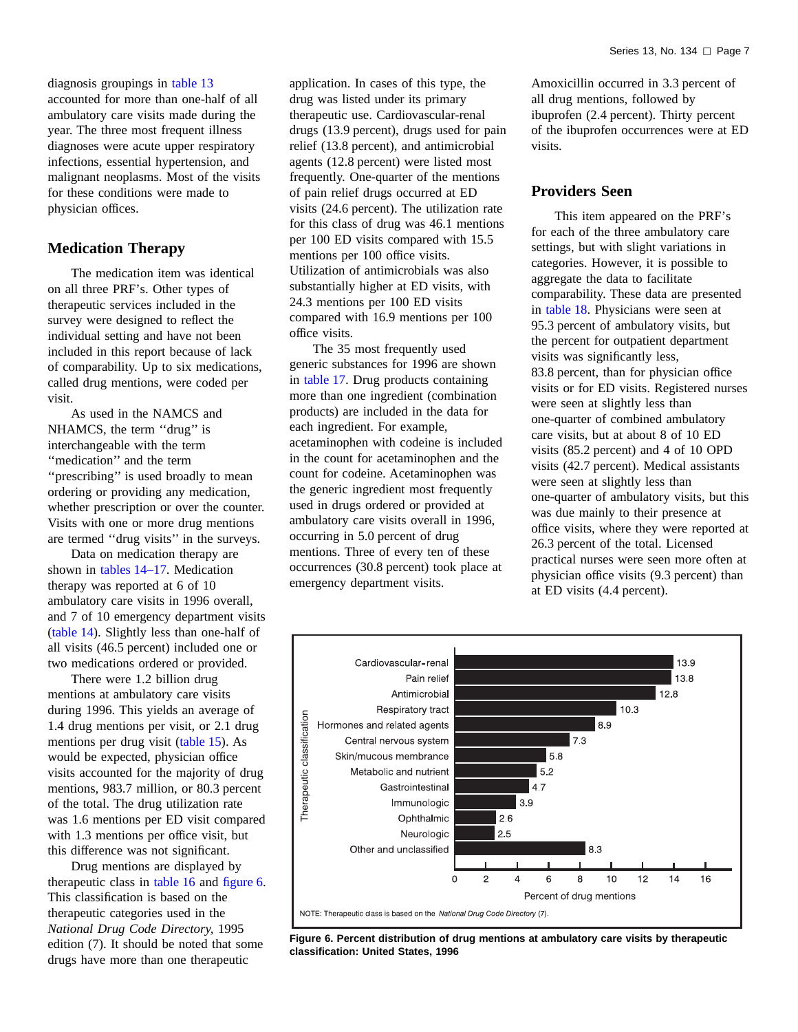diagnosis groupings in table 13 accounted for more than one-half of all ambulatory care visits made during the year. The three most frequent illness diagnoses were acute upper respiratory infections, essential hypertension, and malignant neoplasms. Most of the visits for these conditions were made to physician offices.

## Medication Therapy

The medication item was identical on all three PRF's. Other types of therapeutic services included in the survey were designed to reflect the individual setting and have not been included in this report because of lack of comparability. Up to six medications, called drug mentions, were coded per visit.

As used in the NAMCS and NHAMCS, the term ''drug'' is interchangeable with the term ''medication'' and the term ''prescribing'' is used broadly to mean ordering or providing any medication, whether prescription or over the counter. Visits with one or more drug mentions are termed ''drug visits'' in the surveys.

Data on medication therapy are shown in tables 14–17. Medication therapy was reported at 6 of 10 ambulatory care visits in 1996 overall, and 7 of 10 emergency department visits (table 14). Slightly less than one-half of all visits (46.5 percent) included one or two medications ordered or provided.

There were 1.2 billion drug mentions at ambulatory care visits during 1996. This yields an average of 1.4 drug mentions per visit, or 2.1 drug mentions per drug visit (table 15). As would be expected, physician office visits accounted for the majority of drug mentions, 983.7 million, or 80.3 percent of the total. The drug utilization rate was 1.6 mentions per ED visit compared with 1.3 mentions per office visit, but this difference was not significant.

Drug mentions are displayed by therapeutic class in table 16 and figure 6. This classification is based on the therapeutic categories used in the *National Drug Code Directory*, 1995 edition (7). It should be noted that some drugs have more than one therapeutic application. In cases of this type, the drug was listed under its primary therapeutic use. Cardiovascular-renal drugs (13.9 percent), drugs used for pain relief (13.8 percent), and antimicrobial agents (12.8 percent) were listed most frequently. One-quarter of the mentions of pain relief drugs occurred at ED visits (24.6 percent). The utilization rate for this class of drug was 46.1 mentions per 100 ED visits compared with 15.5 mentions per 100 office visits. Utilization of antimicrobials was also substantially higher at ED visits, with 24.3 mentions per 100 ED visits compared with 16.9 mentions per 100 office visits.

The 35 most frequently used generic substances for 1996 are shown in table 17. Drug products containing more than one ingredient (combination products) are included in the data for each ingredient. For example, acetaminophen with codeine is included in the count for acetaminophen and the count for codeine. Acetaminophen was the generic ingredient most frequently used in drugs ordered or provided at ambulatory care visits overall in 1996, occurring in 5.0 percent of drug mentions. Three of every ten of these occurrences (30.8 percent) took place at emergency department visits. Amoxicillin occurred in 3.3 percent of all drug mentions, followed by ibuprofen (2.4 percent). Thirty percent of the ibuprofen occurrences were at ED visits.

## Providers Seen

This item appeared on the PRF's for each of the three ambulatory care settings, but with slight variations in categories. However, it is possible to aggregate the data to facilitate comparability. These data are presented in table 18. Physicians were seen at 95.3 percent of ambulatory visits, but the percent for outpatient department visits was significantly less, 83.8 percent, than for physician office visits or for ED visits. Registered nurses were seen at slightly less than one-quarter of combined ambulatory care visits, but at about 8 of 10 ED visits (85.2 percent) and 4 of 10 OPD visits (42.7 percent). Medical assistants were seen at slightly less than one-quarter of ambulatory visits, but this was due mainly to their presence at office visits, where they were reported at 26.3 percent of the total. Licensed practical nurses were seen more often at physician office visits (9.3 percent) than at ED visits (4.4 percent).

| Therapeutic classification | Percent of drug mentions |
|---|---|
| Cardiovascular-renal | 13.9 |
| Pain relief | 13.8 |
| Antimicrobial | 12.8 |
| Respiratory tract | 10.3 |
| Hormones and related agents | 8.9 |
| Central nervous system | 7.3 |
| Skin/mucous membrance | 5.8 |
| Metabolic and nutrient | 5.2 |
| Gastrointestinal | 4.7 |
| Immunologic | 3.9 |
| Ophthalmic | 2.6 |
| Neurologic | 2.5 |
| Other and unclassified | 8.3 |

NOTE: Therapeutic class is based on the *National Drug Code Directory* (7).

**Figure 6. Percent distribution of drug mentions at ambulatory care visits by therapeutic classification: United States, 1996**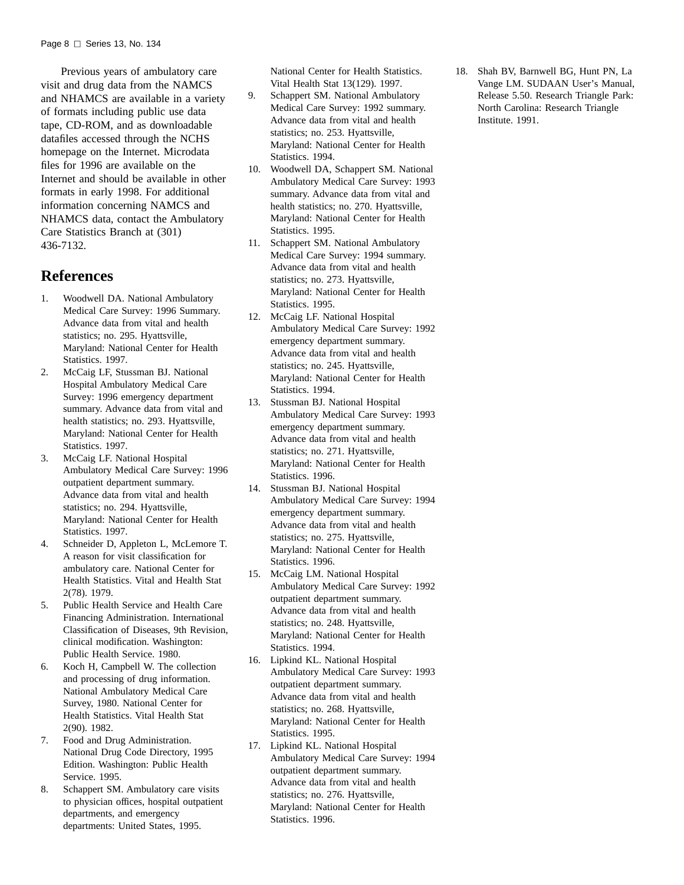Previous years of ambulatory care visit and drug data from the NAMCS and NHAMCS are available in a variety of formats including public use data tape, CD-ROM, and as downloadable datafiles accessed through the NCHS homepage on the Internet. Microdata files for 1996 are available on the Internet and should be available in other formats in early 1998. For additional information concerning NAMCS and NHAMCS data, contact the Ambulatory Care Statistics Branch at (301) 436-7132.

# References

1. Woodwell DA. National Ambulatory Medical Care Survey: 1996 Summary. Advance data from vital and health statistics; no. 295. Hyattsville, Maryland: National Center for Health Statistics. 1997.
2. McCaig LF, Stussman BJ. National Hospital Ambulatory Medical Care Survey: 1996 emergency department summary. Advance data from vital and health statistics; no. 293. Hyattsville, Maryland: National Center for Health Statistics. 1997.
3. McCaig LF. National Hospital Ambulatory Medical Care Survey: 1996 outpatient department summary. Advance data from vital and health statistics; no. 294. Hyattsville, Maryland: National Center for Health Statistics. 1997.
4. Schneider D, Appleton L, McLemore T. A reason for visit classification for ambulatory care. National Center for Health Statistics. Vital and Health Stat 2(78). 1979.
5. Public Health Service and Health Care Financing Administration. International Classification of Diseases, 9th Revision, clinical modification. Washington: Public Health Service. 1980.
6. Koch H, Campbell W. The collection and processing of drug information. National Ambulatory Medical Care Survey, 1980. National Center for Health Statistics. Vital Health Stat 2(90). 1982.
7. Food and Drug Administration. National Drug Code Directory, 1995 Edition. Washington: Public Health Service. 1995.
8. Schappert SM. Ambulatory care visits to physician offices, hospital outpatient departments, and emergency departments: United States, 1995. National Center for Health Statistics. Vital Health Stat 13(129). 1997.
9. Schappert SM. National Ambulatory Medical Care Survey: 1992 summary. Advance data from vital and health statistics; no. 253. Hyattsville, Maryland: National Center for Health Statistics. 1994.
10. Woodwell DA, Schappert SM. National Ambulatory Medical Care Survey: 1993 summary. Advance data from vital and health statistics; no. 270. Hyattsville, Maryland: National Center for Health Statistics. 1995.
11. Schappert SM. National Ambulatory Medical Care Survey: 1994 summary. Advance data from vital and health statistics; no. 273. Hyattsville, Maryland: National Center for Health Statistics. 1995.
12. McCaig LF. National Hospital Ambulatory Medical Care Survey: 1992 emergency department summary. Advance data from vital and health statistics; no. 245. Hyattsville, Maryland: National Center for Health Statistics. 1994.
13. Stussman BJ. National Hospital Ambulatory Medical Care Survey: 1993 emergency department summary. Advance data from vital and health statistics; no. 271. Hyattsville, Maryland: National Center for Health Statistics. 1996.
14. Stussman BJ. National Hospital Ambulatory Medical Care Survey: 1994 emergency department summary. Advance data from vital and health statistics; no. 275. Hyattsville, Maryland: National Center for Health Statistics. 1996.
15. McCaig LM. National Hospital Ambulatory Medical Care Survey: 1992 outpatient department summary. Advance data from vital and health statistics; no. 248. Hyattsville, Maryland: National Center for Health Statistics. 1994.
16. Lipkind KL. National Hospital Ambulatory Medical Care Survey: 1993 outpatient department summary. Advance data from vital and health statistics; no. 268. Hyattsville, Maryland: National Center for Health Statistics. 1995.
17. Lipkind KL. National Hospital Ambulatory Medical Care Survey: 1994 outpatient department summary. Advance data from vital and health statistics; no. 276. Hyattsville, Maryland: National Center for Health Statistics. 1996.
18. Shah BV, Barnwell BG, Hunt PN, La Vange LM. SUDAAN User's Manual, Release 5.50. Research Triangle Park: North Carolina: Research Triangle Institute. 1991.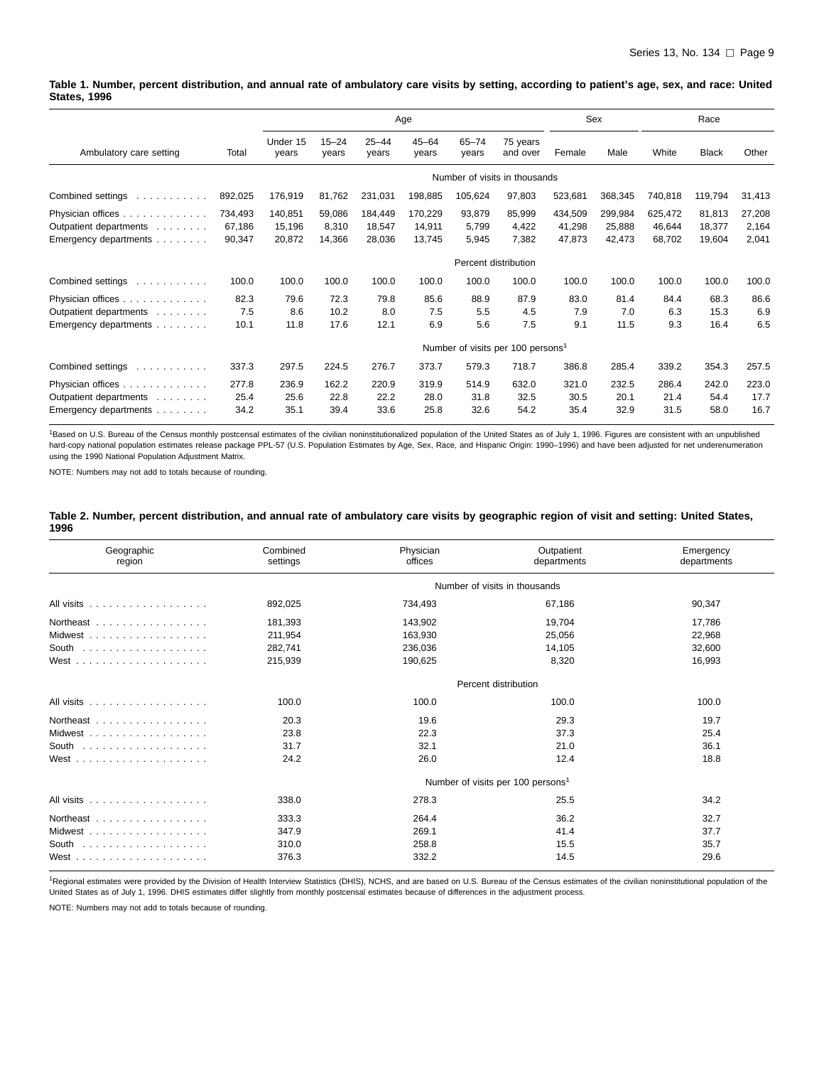**Table 1. Number, percent distribution, and annual rate of ambulatory care visits by setting, according to patient's age, sex, and race: United States, 1996**

| Ambulatory care setting | Total | Age | | | | | | Sex | | Race | | |
|---|---|---|---|---|---|---|---|---|---|---|---|---|
| | | Under 15 years | 15–24 years | 25–44 years | 45–64 years | 65–74 years | 75 years and over | Female | Male | White | Black | Other |
| | Number of visits in thousands | | | | | | | | | | | |
| Combined settings | 892,025 | 176,919 | 81,762 | 231,031 | 198,885 | 105,624 | 97,803 | 523,681 | 368,345 | 740,818 | 119,794 | 31,413 |
| Physician offices | 734,493 | 140,851 | 59,086 | 184,449 | 170,229 | 93,879 | 85,999 | 434,509 | 299,984 | 625,472 | 81,813 | 27,208 |
| Outpatient departments | 67,186 | 15,196 | 8,310 | 18,547 | 14,911 | 5,799 | 4,422 | 41,298 | 25,888 | 46,644 | 18,377 | 2,164 |
| Emergency departments | 90,347 | 20,872 | 14,366 | 28,036 | 13,745 | 5,945 | 7,382 | 47,873 | 42,473 | 68,702 | 19,604 | 2,041 |
| | Percent distribution | | | | | | | | | | | |
| Combined settings | 100.0 | 100.0 | 100.0 | 100.0 | 100.0 | 100.0 | 100.0 | 100.0 | 100.0 | 100.0 | 100.0 | 100.0 |
| Physician offices | 82.3 | 79.6 | 72.3 | 79.8 | 85.6 | 88.9 | 87.9 | 83.0 | 81.4 | 84.4 | 68.3 | 86.6 |
| Outpatient departments | 7.5 | 8.6 | 10.2 | 8.0 | 7.5 | 5.5 | 4.5 | 7.9 | 7.0 | 6.3 | 15.3 | 6.9 |
| Emergency departments | 10.1 | 11.8 | 17.6 | 12.1 | 6.9 | 5.6 | 7.5 | 9.1 | 11.5 | 9.3 | 16.4 | 6.5 |
| | Number of visits per 100 persons[1] | | | | | | | | | | | |
| Combined settings | 337.3 | 297.5 | 224.5 | 276.7 | 373.7 | 579.3 | 718.7 | 386.8 | 285.4 | 339.2 | 354.3 | 257.5 |
| Physician offices | 277.8 | 236.9 | 162.2 | 220.9 | 319.9 | 514.9 | 632.0 | 321.0 | 232.5 | 286.4 | 242.0 | 223.0 |
| Outpatient departments | 25.4 | 25.6 | 22.8 | 22.2 | 28.0 | 31.8 | 32.5 | 30.5 | 20.1 | 21.4 | 54.4 | 17.7 |
| Emergency departments | 34.2 | 35.1 | 39.4 | 33.6 | 25.8 | 32.6 | 54.2 | 35.4 | 32.9 | 31.5 | 58.0 | 16.7 |

[1]Based on U.S. Bureau of the Census monthly postcensal estimates of the civilian noninstitutionalized population of the United States as of July 1, 1996. Figures are consistent with an unpublished hard-copy national population estimates release package PPL-57 (U.S. Population Estimates by Age, Sex, Race, and Hispanic Origin: 1990–1996) and have been adjusted for net underenumeration using the 1990 National Population Adjustment Matrix.

NOTE: Numbers may not add to totals because of rounding.

**Table 2. Number, percent distribution, and annual rate of ambulatory care visits by geographic region of visit and setting: United States, 1996**

| Geographic region | Combined settings | Physician offices | Outpatient departments | Emergency departments |
|---|---|---|---|---|
| | Number of visits in thousands | | | |
| All visits | 892,025 | 734,493 | 67,186 | 90,347 |
| Northeast | 181,393 | 143,902 | 19,704 | 17,786 |
| Midwest | 211,954 | 163,930 | 25,056 | 22,968 |
| South | 282,741 | 236,036 | 14,105 | 32,600 |
| West | 215,939 | 190,625 | 8,320 | 16,993 |
| | Percent distribution | | | |
| All visits | 100.0 | 100.0 | 100.0 | 100.0 |
| Northeast | 20.3 | 19.6 | 29.3 | 19.7 |
| Midwest | 23.8 | 22.3 | 37.3 | 25.4 |
| South | 31.7 | 32.1 | 21.0 | 36.1 |
| West | 24.2 | 26.0 | 12.4 | 18.8 |
| | Number of visits per 100 persons[1] | | | |
| All visits | 338.0 | 278.3 | 25.5 | 34.2 |
| Northeast | 333.3 | 264.4 | 36.2 | 32.7 |
| Midwest | 347.9 | 269.1 | 41.4 | 37.7 |
| South | 310.0 | 258.8 | 15.5 | 35.7 |
| West | 376.3 | 332.2 | 14.5 | 29.6 |

[1]Regional estimates were provided by the Division of Health Interview Statistics (DHIS), NCHS, and are based on U.S. Bureau of the Census estimates of the civilian noninstitutional population of the United States as of July 1, 1996. DHIS estimates differ slightly from monthly postcensal estimates because of differences in the adjustment process.

NOTE: Numbers may not add to totals because of rounding.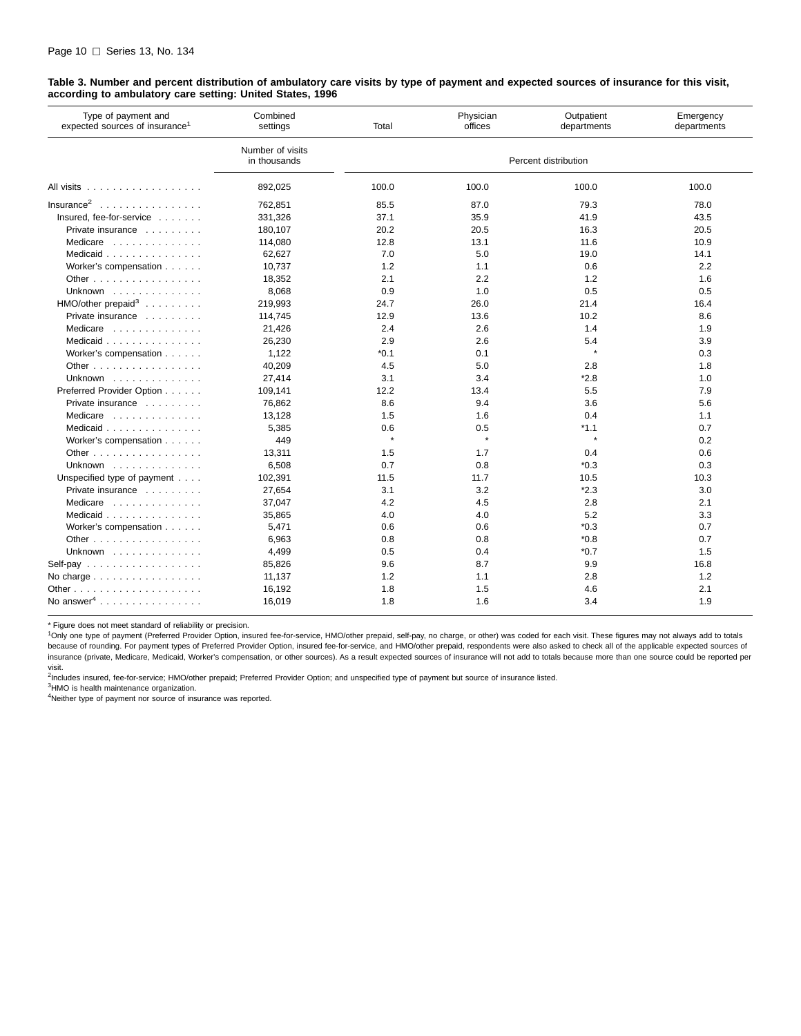**Table 3. Number and percent distribution of ambulatory care visits by type of payment and expected sources of insurance for this visit, according to ambulatory care setting: United States, 1996**

| Type of payment and expected sources of insurance[1] | Combined settings | Total | Physician offices | Outpatient departments | Emergency departments |
|---|---|---|---|---|---|
| | Number of visits in thousands | Percent distribution | | | |
| All visits | 892,025 | 100.0 | 100.0 | 100.0 | 100.0 |
| Insurance[2] | 762,851 | 85.5 | 87.0 | 79.3 | 78.0 |
| Insured, fee-for-service | 331,326 | 37.1 | 35.9 | 41.9 | 43.5 |
| Private insurance | 180,107 | 20.2 | 20.5 | 16.3 | 20.5 |
| Medicare | 114,080 | 12.8 | 13.1 | 11.6 | 10.9 |
| Medicaid | 62,627 | 7.0 | 5.0 | 19.0 | 14.1 |
| Worker's compensation | 10,737 | 1.2 | 1.1 | 0.6 | 2.2 |
| Other | 18,352 | 2.1 | 2.2 | 1.2 | 1.6 |
| Unknown | 8,068 | 0.9 | 1.0 | 0.5 | 0.5 |
| HMO/other prepaid[3] | 219,993 | 24.7 | 26.0 | 21.4 | 16.4 |
| Private insurance | 114,745 | 12.9 | 13.6 | 10.2 | 8.6 |
| Medicare | 21,426 | 2.4 | 2.6 | 1.4 | 1.9 |
| Medicaid | 26,230 | 2.9 | 2.6 | 5.4 | 3.9 |
| Worker's compensation | 1,122 | *0.1 | 0.1 | * | 0.3 |
| Other | 40,209 | 4.5 | 5.0 | 2.8 | 1.8 |
| Unknown | 27,414 | 3.1 | 3.4 | *2.8 | 1.0 |
| Preferred Provider Option | 109,141 | 12.2 | 13.4 | 5.5 | 7.9 |
| Private insurance | 76,862 | 8.6 | 9.4 | 3.6 | 5.6 |
| Medicare | 13,128 | 1.5 | 1.6 | 0.4 | 1.1 |
| Medicaid | 5,385 | 0.6 | 0.5 | *1.1 | 0.7 |
| Worker's compensation | 449 | * | * | * | 0.2 |
| Other | 13,311 | 1.5 | 1.7 | 0.4 | 0.6 |
| Unknown | 6,508 | 0.7 | 0.8 | *0.3 | 0.3 |
| Unspecified type of payment | 102,391 | 11.5 | 11.7 | 10.5 | 10.3 |
| Private insurance | 27,654 | 3.1 | 3.2 | *2.3 | 3.0 |
| Medicare | 37,047 | 4.2 | 4.5 | 2.8 | 2.1 |
| Medicaid | 35,865 | 4.0 | 4.0 | 5.2 | 3.3 |
| Worker's compensation | 5,471 | 0.6 | 0.6 | *0.3 | 0.7 |
| Other | 6,963 | 0.8 | 0.8 | *0.8 | 0.7 |
| Unknown | 4,499 | 0.5 | 0.4 | *0.7 | 1.5 |
| Self-pay | 85,826 | 9.6 | 8.7 | 9.9 | 16.8 |
| No charge | 11,137 | 1.2 | 1.1 | 2.8 | 1.2 |
| Other | 16,192 | 1.8 | 1.5 | 4.6 | 2.1 |
| No answer[4] | 16,019 | 1.8 | 1.6 | 3.4 | 1.9 |

* Figure does not meet standard of reliability or precision.

[1]Only one type of payment (Preferred Provider Option, insured fee-for-service, HMO/other prepaid, self-pay, no charge, or other) was coded for each visit. These figures may not always add to totals because of rounding. For payment types of Preferred Provider Option, insured fee-for-service, and HMO/other prepaid, respondents were also asked to check all of the applicable expected sources of insurance (private, Medicare, Medicaid, Worker's compensation, or other sources). As a result expected sources of insurance will not add to totals because more than one source could be reported per visit.

[2]Includes insured, fee-for-service; HMO/other prepaid; Preferred Provider Option; and unspecified type of payment but source of insurance listed.

[3]HMO is health maintenance organization.

[4]Neither type of payment nor source of insurance was reported.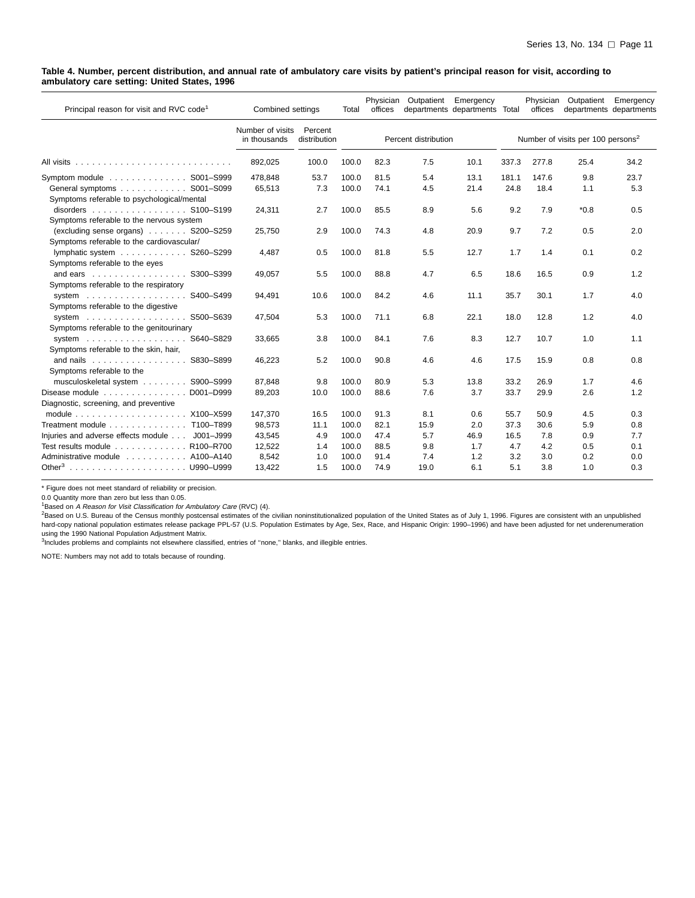**Table 4. Number, percent distribution, and annual rate of ambulatory care visits by patient's principal reason for visit, according to ambulatory care setting: United States, 1996**

| Principal reason for visit and RVC code[1] | Combined settings | | Total | Physician offices | Outpatient departments | Emergency departments | Total | Physician offices | Outpatient departments | Emergency departments |
|---|---|---|---|---|---|---|---|---|---|---|
| | Number of visits in thousands | Percent distribution | Percent distribution | | | | Number of visits per 100 persons[2] | | | |
| All visits | 892,025 | 100.0 | 100.0 | 82.3 | 7.5 | 10.1 | 337.3 | 277.8 | 25.4 | 34.2 |
| Symptom module . . . S001–S999 | 478,848 | 53.7 | 100.0 | 81.5 | 5.4 | 13.1 | 181.1 | 147.6 | 9.8 | 23.7 |
| General symptoms . . . S001–S099 | 65,513 | 7.3 | 100.0 | 74.1 | 4.5 | 21.4 | 24.8 | 18.4 | 1.1 | 5.3 |
| Symptoms referable to psychological/mental disorders . . . S100–S199 | 24,311 | 2.7 | 100.0 | 85.5 | 8.9 | 5.6 | 9.2 | 7.9 | *0.8 | 0.5 |
| Symptoms referable to the nervous system (excluding sense organs) . . . S200–S259 | 25,750 | 2.9 | 100.0 | 74.3 | 4.8 | 20.9 | 9.7 | 7.2 | 0.5 | 2.0 |
| Symptoms referable to the cardiovascular/ lymphatic system . . . S260–S299 | 4,487 | 0.5 | 100.0 | 81.8 | 5.5 | 12.7 | 1.7 | 1.4 | 0.1 | 0.2 |
| Symptoms referable to the eyes and ears . . . S300–S399 | 49,057 | 5.5 | 100.0 | 88.8 | 4.7 | 6.5 | 18.6 | 16.5 | 0.9 | 1.2 |
| Symptoms referable to the respiratory system . . . S400–S499 | 94,491 | 10.6 | 100.0 | 84.2 | 4.6 | 11.1 | 35.7 | 30.1 | 1.7 | 4.0 |
| Symptoms referable to the digestive system . . . S500–S639 | 47,504 | 5.3 | 100.0 | 71.1 | 6.8 | 22.1 | 18.0 | 12.8 | 1.2 | 4.0 |
| Symptoms referable to the genitourinary system . . . S640–S829 | 33,665 | 3.8 | 100.0 | 84.1 | 7.6 | 8.3 | 12.7 | 10.7 | 1.0 | 1.1 |
| Symptoms referable to the skin, hair, and nails . . . S830–S899 | 46,223 | 5.2 | 100.0 | 90.8 | 4.6 | 4.6 | 17.5 | 15.9 | 0.8 | 0.8 |
| Symptoms referable to the musculoskeletal system . . . S900–S999 | 87,848 | 9.8 | 100.0 | 80.9 | 5.3 | 13.8 | 33.2 | 26.9 | 1.7 | 4.6 |
| Disease module . . . D001–D999 | 89,203 | 10.0 | 100.0 | 88.6 | 7.6 | 3.7 | 33.7 | 29.9 | 2.6 | 1.2 |
| Diagnostic, screening, and preventive module . . . X100–X599 | 147,370 | 16.5 | 100.0 | 91.3 | 8.1 | 0.6 | 55.7 | 50.9 | 4.5 | 0.3 |
| Treatment module . . . T100–T899 | 98,573 | 11.1 | 100.0 | 82.1 | 15.9 | 2.0 | 37.3 | 30.6 | 5.9 | 0.8 |
| Injuries and adverse effects module . . . J001–J999 | 43,545 | 4.9 | 100.0 | 47.4 | 5.7 | 46.9 | 16.5 | 7.8 | 0.9 | 7.7 |
| Test results module . . . R100–R700 | 12,522 | 1.4 | 100.0 | 88.5 | 9.8 | 1.7 | 4.7 | 4.2 | 0.5 | 0.1 |
| Administrative module . . . A100–A140 | 8,542 | 1.0 | 100.0 | 91.4 | 7.4 | 1.2 | 3.2 | 3.0 | 0.2 | 0.0 |
| Other[3] . . . U990–U999 | 13,422 | 1.5 | 100.0 | 74.9 | 19.0 | 6.1 | 5.1 | 3.8 | 1.0 | 0.3 |

* Figure does not meet standard of reliability or precision.

0.0 Quantity more than zero but less than 0.05.

[1]Based on *A Reason for Visit Classification for Ambulatory Care* (RVC) (4).

[2]Based on U.S. Bureau of the Census monthly postcensal estimates of the civilian noninstitutionalized population of the United States as of July 1, 1996. Figures are consistent with an unpublished hard-copy national population estimates release package PPL-57 (U.S. Population Estimates by Age, Sex, Race, and Hispanic Origin: 1990–1996) and have been adjusted for net underenumeration using the 1990 National Population Adjustment Matrix.

[3]Includes problems and complaints not elsewhere classified, entries of ''none,'' blanks, and illegible entries.

NOTE: Numbers may not add to totals because of rounding.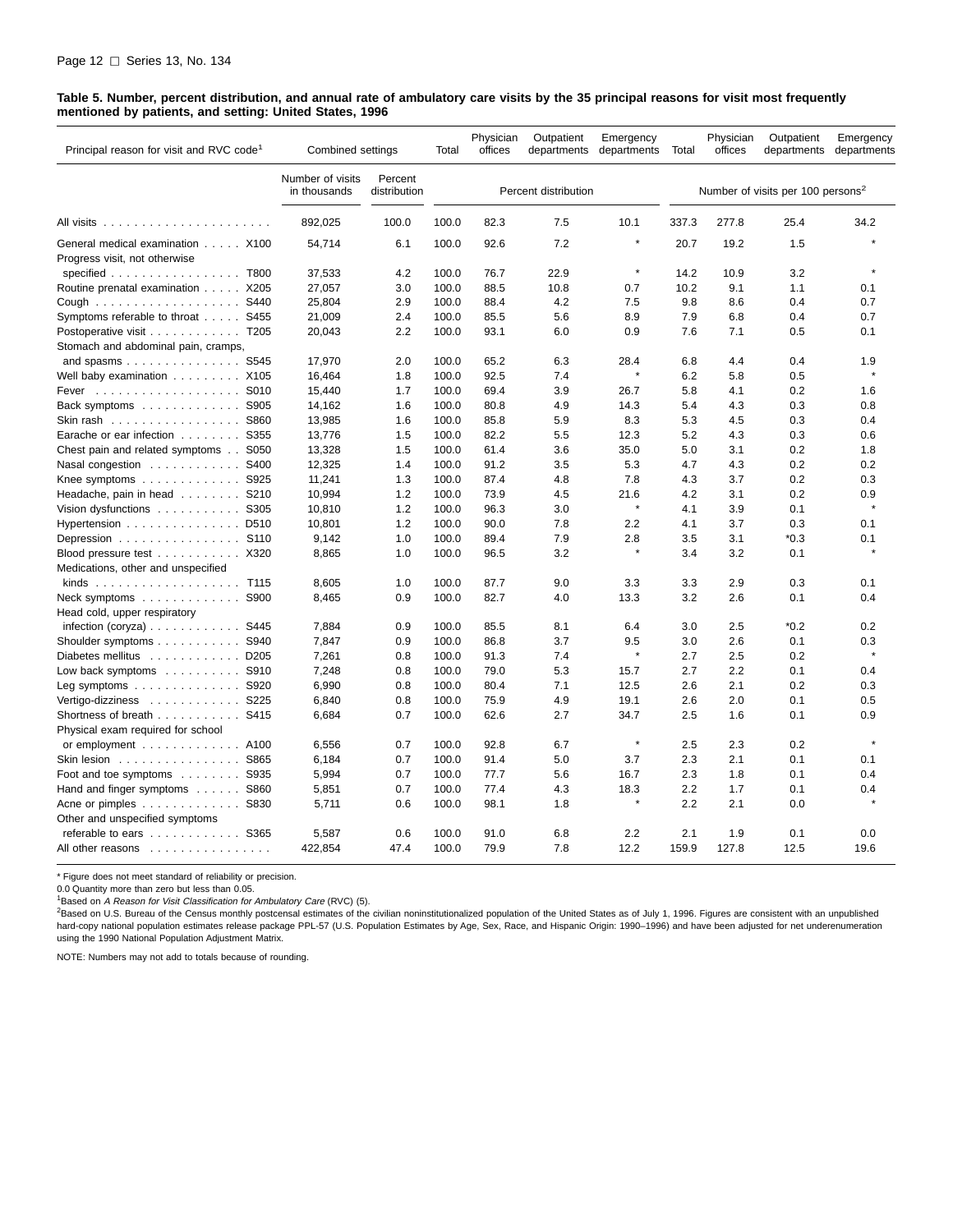**Table 5. Number, percent distribution, and annual rate of ambulatory care visits by the 35 principal reasons for visit most frequently mentioned by patients, and setting: United States, 1996**

| Principal reason for visit and RVC code[1] | Combined settings | | Total | Physician offices | Outpatient departments | Emergency departments | Total | Physician offices | Outpatient departments | Emergency departments |
|---|---|---|---|---|---|---|---|---|---|---|
| | Number of visits in thousands | Percent distribution | Percent distribution | | | | Number of visits per 100 persons[2] | | | |
| All visits | 892,025 | 100.0 | 100.0 | 82.3 | 7.5 | 10.1 | 337.3 | 277.8 | 25.4 | 34.2 |
| General medical examination . . . X100 | 54,714 | 6.1 | 100.0 | 92.6 | 7.2 | * | 20.7 | 19.2 | 1.5 | * |
| Progress visit, not otherwise specified . . . T800 | 37,533 | 4.2 | 100.0 | 76.7 | 22.9 | * | 14.2 | 10.9 | 3.2 | * |
| Routine prenatal examination . . . X205 | 27,057 | 3.0 | 100.0 | 88.5 | 10.8 | 0.7 | 10.2 | 9.1 | 1.1 | 0.1 |
| Cough . . . S440 | 25,804 | 2.9 | 100.0 | 88.4 | 4.2 | 7.5 | 9.8 | 8.6 | 0.4 | 0.7 |
| Symptoms referable to throat . . . S455 | 21,009 | 2.4 | 100.0 | 85.5 | 5.6 | 8.9 | 7.9 | 6.8 | 0.4 | 0.7 |
| Postoperative visit . . . T205 | 20,043 | 2.2 | 100.0 | 93.1 | 6.0 | 0.9 | 7.6 | 7.1 | 0.5 | 0.1 |
| Stomach and abdominal pain, cramps, and spasms . . . S545 | 17,970 | 2.0 | 100.0 | 65.2 | 6.3 | 28.4 | 6.8 | 4.4 | 0.4 | 1.9 |
| Well baby examination . . . X105 | 16,464 | 1.8 | 100.0 | 92.5 | 7.4 | * | 6.2 | 5.8 | 0.5 | * |
| Fever . . . S010 | 15,440 | 1.7 | 100.0 | 69.4 | 3.9 | 26.7 | 5.8 | 4.1 | 0.2 | 1.6 |
| Back symptoms . . . S905 | 14,162 | 1.6 | 100.0 | 80.8 | 4.9 | 14.3 | 5.4 | 4.3 | 0.3 | 0.8 |
| Skin rash . . . S860 | 13,985 | 1.6 | 100.0 | 85.8 | 5.9 | 8.3 | 5.3 | 4.5 | 0.3 | 0.4 |
| Earache or ear infection . . . S355 | 13,776 | 1.5 | 100.0 | 82.2 | 5.5 | 12.3 | 5.2 | 4.3 | 0.3 | 0.6 |
| Chest pain and related symptoms . . S050 | 13,328 | 1.5 | 100.0 | 61.4 | 3.6 | 35.0 | 5.0 | 3.1 | 0.2 | 1.8 |
| Nasal congestion . . . S400 | 12,325 | 1.4 | 100.0 | 91.2 | 3.5 | 5.3 | 4.7 | 4.3 | 0.2 | 0.2 |
| Knee symptoms . . . S925 | 11,241 | 1.3 | 100.0 | 87.4 | 4.8 | 7.8 | 4.3 | 3.7 | 0.2 | 0.3 |
| Headache, pain in head . . . S210 | 10,994 | 1.2 | 100.0 | 73.9 | 4.5 | 21.6 | 4.2 | 3.1 | 0.2 | 0.9 |
| Vision dysfunctions . . . S305 | 10,810 | 1.2 | 100.0 | 96.3 | 3.0 | * | 4.1 | 3.9 | 0.1 | * |
| Hypertension . . . D510 | 10,801 | 1.2 | 100.0 | 90.0 | 7.8 | 2.2 | 4.1 | 3.7 | 0.3 | 0.1 |
| Depression . . . S110 | 9,142 | 1.0 | 100.0 | 89.4 | 7.9 | 2.8 | 3.5 | 3.1 | *0.3 | 0.1 |
| Blood pressure test . . . X320 | 8,865 | 1.0 | 100.0 | 96.5 | 3.2 | * | 3.4 | 3.2 | 0.1 | * |
| Medications, other and unspecified kinds . . . T115 | 8,605 | 1.0 | 100.0 | 87.7 | 9.0 | 3.3 | 3.3 | 2.9 | 0.3 | 0.1 |
| Neck symptoms . . . S900 | 8,465 | 0.9 | 100.0 | 82.7 | 4.0 | 13.3 | 3.2 | 2.6 | 0.1 | 0.4 |
| Head cold, upper respiratory infection (coryza) . . . S445 | 7,884 | 0.9 | 100.0 | 85.5 | 8.1 | 6.4 | 3.0 | 2.5 | *0.2 | 0.2 |
| Shoulder symptoms . . . S940 | 7,847 | 0.9 | 100.0 | 86.8 | 3.7 | 9.5 | 3.0 | 2.6 | 0.1 | 0.3 |
| Diabetes mellitus . . . D205 | 7,261 | 0.8 | 100.0 | 91.3 | 7.4 | * | 2.7 | 2.5 | 0.2 | * |
| Low back symptoms . . . S910 | 7,248 | 0.8 | 100.0 | 79.0 | 5.3 | 15.7 | 2.7 | 2.2 | 0.1 | 0.4 |
| Leg symptoms . . . S920 | 6,990 | 0.8 | 100.0 | 80.4 | 7.1 | 12.5 | 2.6 | 2.1 | 0.2 | 0.3 |
| Vertigo-dizziness . . . S225 | 6,840 | 0.8 | 100.0 | 75.9 | 4.9 | 19.1 | 2.6 | 2.0 | 0.1 | 0.5 |
| Shortness of breath . . . S415 | 6,684 | 0.7 | 100.0 | 62.6 | 2.7 | 34.7 | 2.5 | 1.6 | 0.1 | 0.9 |
| Physical exam required for school or employment . . . A100 | 6,556 | 0.7 | 100.0 | 92.8 | 6.7 | * | 2.5 | 2.3 | 0.2 | * |
| Skin lesion . . . S865 | 6,184 | 0.7 | 100.0 | 91.4 | 5.0 | 3.7 | 2.3 | 2.1 | 0.1 | 0.1 |
| Foot and toe symptoms . . . S935 | 5,994 | 0.7 | 100.0 | 77.7 | 5.6 | 16.7 | 2.3 | 1.8 | 0.1 | 0.4 |
| Hand and finger symptoms . . . S860 | 5,851 | 0.7 | 100.0 | 77.4 | 4.3 | 18.3 | 2.2 | 1.7 | 0.1 | 0.4 |
| Acne or pimples . . . S830 | 5,711 | 0.6 | 100.0 | 98.1 | 1.8 | * | 2.2 | 2.1 | 0.0 | * |
| Other and unspecified symptoms referable to ears . . . S365 | 5,587 | 0.6 | 100.0 | 91.0 | 6.8 | 2.2 | 2.1 | 1.9 | 0.1 | 0.0 |
| All other reasons | 422,854 | 47.4 | 100.0 | 79.9 | 7.8 | 12.2 | 159.9 | 127.8 | 12.5 | 19.6 |

* Figure does not meet standard of reliability or precision.

0.0 Quantity more than zero but less than 0.05.

[1]Based on *A Reason for Visit Classification for Ambulatory Care* (RVC) (5).

[2]Based on U.S. Bureau of the Census monthly postcensal estimates of the civilian noninstitutionalized population of the United States as of July 1, 1996. Figures are consistent with an unpublished hard-copy national population estimates release package PPL-57 (U.S. Population Estimates by Age, Sex, Race, and Hispanic Origin: 1990–1996) and have been adjusted for net underenumeration using the 1990 National Population Adjustment Matrix.

NOTE: Numbers may not add to totals because of rounding.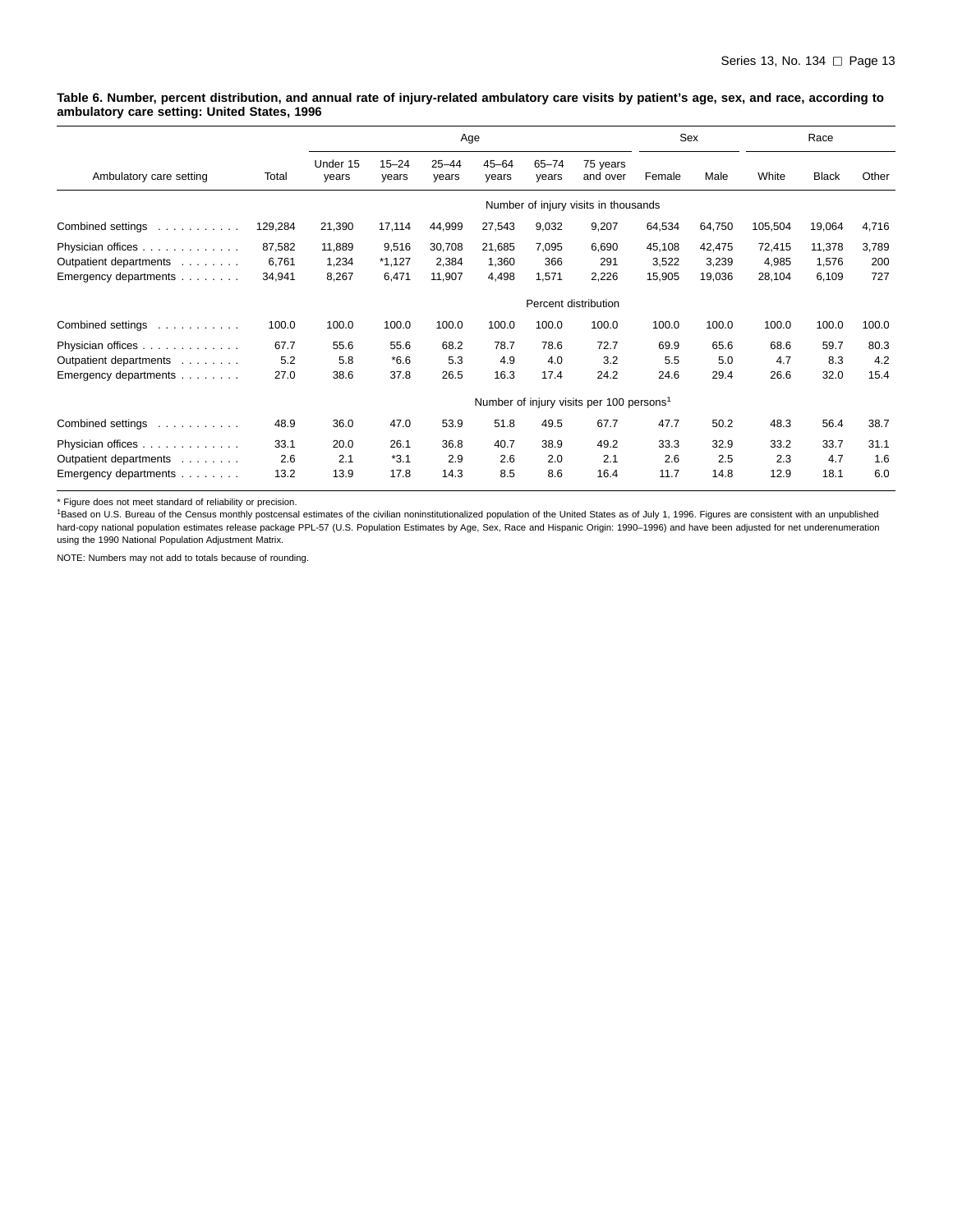**Table 6. Number, percent distribution, and annual rate of injury-related ambulatory care visits by patient's age, sex, and race, according to ambulatory care setting: United States, 1996**

| Ambulatory care setting | Total | Age | | | | | | Sex | | Race | | |
|---|---|---|---|---|---|---|---|---|---|---|---|---|
| | | Under 15 years | 15–24 years | 25–44 years | 45–64 years | 65–74 years | 75 years and over | Female | Male | White | Black | Other |
| | Number of injury visits in thousands | | | | | | | | | | | |
| Combined settings | 129,284 | 21,390 | 17,114 | 44,999 | 27,543 | 9,032 | 9,207 | 64,534 | 64,750 | 105,504 | 19,064 | 4,716 |
| Physician offices | 87,582 | 11,889 | 9,516 | 30,708 | 21,685 | 7,095 | 6,690 | 45,108 | 42,475 | 72,415 | 11,378 | 3,789 |
| Outpatient departments | 6,761 | 1,234 | *1,127 | 2,384 | 1,360 | 366 | 291 | 3,522 | 3,239 | 4,985 | 1,576 | 200 |
| Emergency departments | 34,941 | 8,267 | 6,471 | 11,907 | 4,498 | 1,571 | 2,226 | 15,905 | 19,036 | 28,104 | 6,109 | 727 |
| | Percent distribution | | | | | | | | | | | |
| Combined settings | 100.0 | 100.0 | 100.0 | 100.0 | 100.0 | 100.0 | 100.0 | 100.0 | 100.0 | 100.0 | 100.0 | 100.0 |
| Physician offices | 67.7 | 55.6 | 55.6 | 68.2 | 78.7 | 78.6 | 72.7 | 69.9 | 65.6 | 68.6 | 59.7 | 80.3 |
| Outpatient departments | 5.2 | 5.8 | *6.6 | 5.3 | 4.9 | 4.0 | 3.2 | 5.5 | 5.0 | 4.7 | 8.3 | 4.2 |
| Emergency departments | 27.0 | 38.6 | 37.8 | 26.5 | 16.3 | 17.4 | 24.2 | 24.6 | 29.4 | 26.6 | 32.0 | 15.4 |
| | Number of injury visits per 100 persons[1] | | | | | | | | | | | |
| Combined settings | 48.9 | 36.0 | 47.0 | 53.9 | 51.8 | 49.5 | 67.7 | 47.7 | 50.2 | 48.3 | 56.4 | 38.7 |
| Physician offices | 33.1 | 20.0 | 26.1 | 36.8 | 40.7 | 38.9 | 49.2 | 33.3 | 32.9 | 33.2 | 33.7 | 31.1 |
| Outpatient departments | 2.6 | 2.1 | *3.1 | 2.9 | 2.6 | 2.0 | 2.1 | 2.6 | 2.5 | 2.3 | 4.7 | 1.6 |
| Emergency departments | 13.2 | 13.9 | 17.8 | 14.3 | 8.5 | 8.6 | 16.4 | 11.7 | 14.8 | 12.9 | 18.1 | 6.0 |

* Figure does not meet standard of reliability or precision.

[1]Based on U.S. Bureau of the Census monthly postcensal estimates of the civilian noninstitutionalized population of the United States as of July 1, 1996. Figures are consistent with an unpublished hard-copy national population estimates release package PPL-57 (U.S. Population Estimates by Age, Sex, Race and Hispanic Origin: 1990–1996) and have been adjusted for net underenumeration using the 1990 National Population Adjustment Matrix.

NOTE: Numbers may not add to totals because of rounding.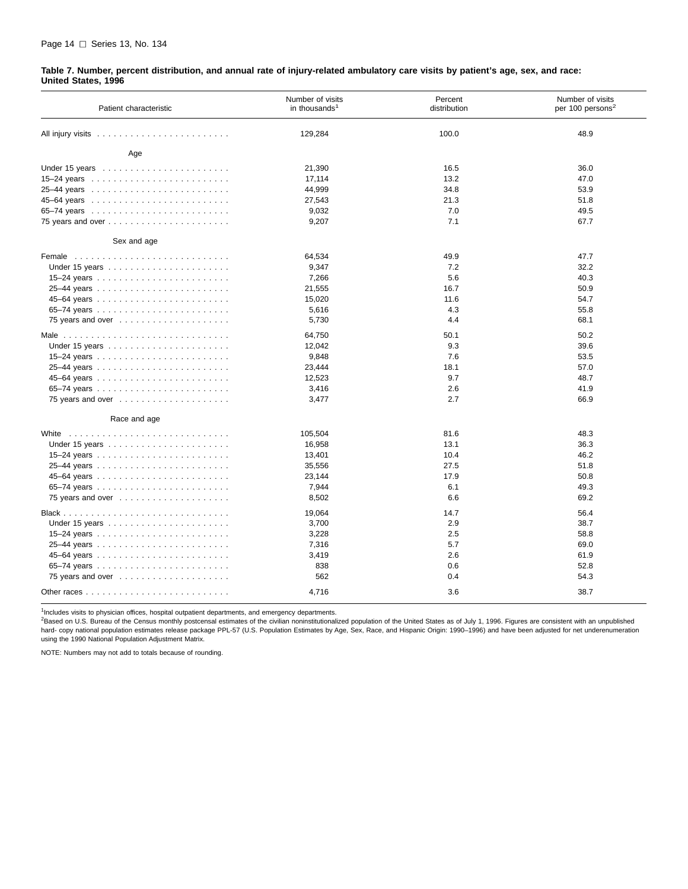**Table 7. Number, percent distribution, and annual rate of injury-related ambulatory care visits by patient's age, sex, and race: United States, 1996**

| Patient characteristic | Number of visits in thousands[1] | Percent distribution | Number of visits per 100 persons[2] |
|---|---|---|---|
| All injury visits | 129,284 | 100.0 | 48.9 |
| **Age** | | | |
| Under 15 years | 21,390 | 16.5 | 36.0 |
| 15–24 years | 17,114 | 13.2 | 47.0 |
| 25–44 years | 44,999 | 34.8 | 53.9 |
| 45–64 years | 27,543 | 21.3 | 51.8 |
| 65–74 years | 9,032 | 7.0 | 49.5 |
| 75 years and over | 9,207 | 7.1 | 67.7 |
| **Sex and age** | | | |
| Female | 64,534 | 49.9 | 47.7 |
| Under 15 years | 9,347 | 7.2 | 32.2 |
| 15–24 years | 7,266 | 5.6 | 40.3 |
| 25–44 years | 21,555 | 16.7 | 50.9 |
| 45–64 years | 15,020 | 11.6 | 54.7 |
| 65–74 years | 5,616 | 4.3 | 55.8 |
| 75 years and over | 5,730 | 4.4 | 68.1 |
| Male | 64,750 | 50.1 | 50.2 |
| Under 15 years | 12,042 | 9.3 | 39.6 |
| 15–24 years | 9,848 | 7.6 | 53.5 |
| 25–44 years | 23,444 | 18.1 | 57.0 |
| 45–64 years | 12,523 | 9.7 | 48.7 |
| 65–74 years | 3,416 | 2.6 | 41.9 |
| 75 years and over | 3,477 | 2.7 | 66.9 |
| **Race and age** | | | |
| White | 105,504 | 81.6 | 48.3 |
| Under 15 years | 16,958 | 13.1 | 36.3 |
| 15–24 years | 13,401 | 10.4 | 46.2 |
| 25–44 years | 35,556 | 27.5 | 51.8 |
| 45–64 years | 23,144 | 17.9 | 50.8 |
| 65–74 years | 7,944 | 6.1 | 49.3 |
| 75 years and over | 8,502 | 6.6 | 69.2 |
| Black | 19,064 | 14.7 | 56.4 |
| Under 15 years | 3,700 | 2.9 | 38.7 |
| 15–24 years | 3,228 | 2.5 | 58.8 |
| 25–44 years | 7,316 | 5.7 | 69.0 |
| 45–64 years | 3,419 | 2.6 | 61.9 |
| 65–74 years | 838 | 0.6 | 52.8 |
| 75 years and over | 562 | 0.4 | 54.3 |
| Other races | 4,716 | 3.6 | 38.7 |

[1]Includes visits to physician offices, hospital outpatient departments, and emergency departments.

[2]Based on U.S. Bureau of the Census monthly postcensal estimates of the civilian noninstitutionalized population of the United States as of July 1, 1996. Figures are consistent with an unpublished hard- copy national population estimates release package PPL-57 (U.S. Population Estimates by Age, Sex, Race, and Hispanic Origin: 1990–1996) and have been adjusted for net underenumeration using the 1990 National Population Adjustment Matrix.

NOTE: Numbers may not add to totals because of rounding.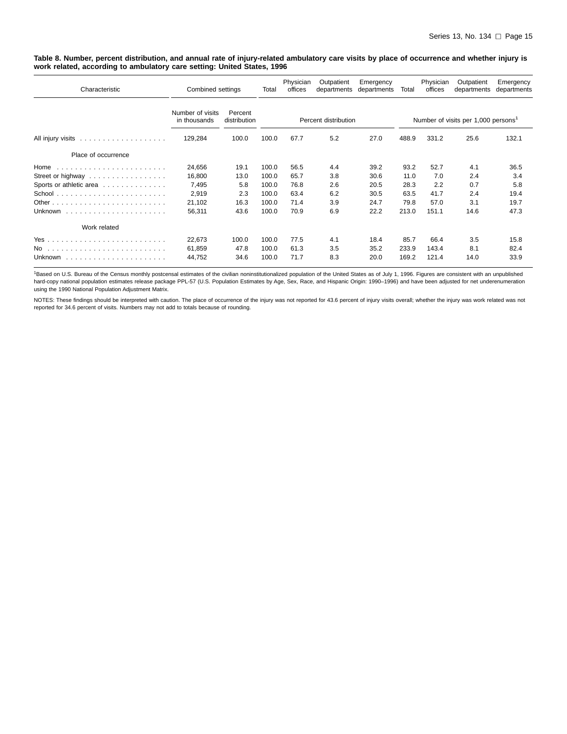**Table 8. Number, percent distribution, and annual rate of injury-related ambulatory care visits by place of occurrence and whether injury is work related, according to ambulatory care setting: United States, 1996**

| Characteristic | Combined settings | | Total | Physician offices | Outpatient departments | Emergency departments | Total | Physician offices | Outpatient departments | Emergency departments |
|---|---|---|---|---|---|---|---|---|---|---|
| | Number of visits in thousands | Percent distribution | Percent distribution | | | | Number of visits per 1,000 persons[1] | | | |
| All injury visits | 129,284 | 100.0 | 100.0 | 67.7 | 5.2 | 27.0 | 488.9 | 331.2 | 25.6 | 132.1 |
| Place of occurrence | | | | | | | | | | |
| Home | 24,656 | 19.1 | 100.0 | 56.5 | 4.4 | 39.2 | 93.2 | 52.7 | 4.1 | 36.5 |
| Street or highway | 16,800 | 13.0 | 100.0 | 65.7 | 3.8 | 30.6 | 11.0 | 7.0 | 2.4 | 3.4 |
| Sports or athletic area | 7,495 | 5.8 | 100.0 | 76.8 | 2.6 | 20.5 | 28.3 | 2.2 | 0.7 | 5.8 |
| School | 2,919 | 2.3 | 100.0 | 63.4 | 6.2 | 30.5 | 63.5 | 41.7 | 2.4 | 19.4 |
| Other | 21,102 | 16.3 | 100.0 | 71.4 | 3.9 | 24.7 | 79.8 | 57.0 | 3.1 | 19.7 |
| Unknown | 56,311 | 43.6 | 100.0 | 70.9 | 6.9 | 22.2 | 213.0 | 151.1 | 14.6 | 47.3 |
| Work related | | | | | | | | | | |
| Yes | 22,673 | 100.0 | 100.0 | 77.5 | 4.1 | 18.4 | 85.7 | 66.4 | 3.5 | 15.8 |
| No | 61,859 | 47.8 | 100.0 | 61.3 | 3.5 | 35.2 | 233.9 | 143.4 | 8.1 | 82.4 |
| Unknown | 44,752 | 34.6 | 100.0 | 71.7 | 8.3 | 20.0 | 169.2 | 121.4 | 14.0 | 33.9 |

[1]Based on U.S. Bureau of the Census monthly postcensal estimates of the civilian noninstitutionalized population of the United States as of July 1, 1996. Figures are consistent with an unpublished hard-copy national population estimates release package PPL-57 (U.S. Population Estimates by Age, Sex, Race, and Hispanic Origin: 1990–1996) and have been adjusted for net underenumeration using the 1990 National Population Adjustment Matrix.

NOTES: These findings should be interpreted with caution. The place of occurrence of the injury was not reported for 43.6 percent of injury visits overall; whether the injury was work related was not reported for 34.6 percent of visits. Numbers may not add to totals because of rounding.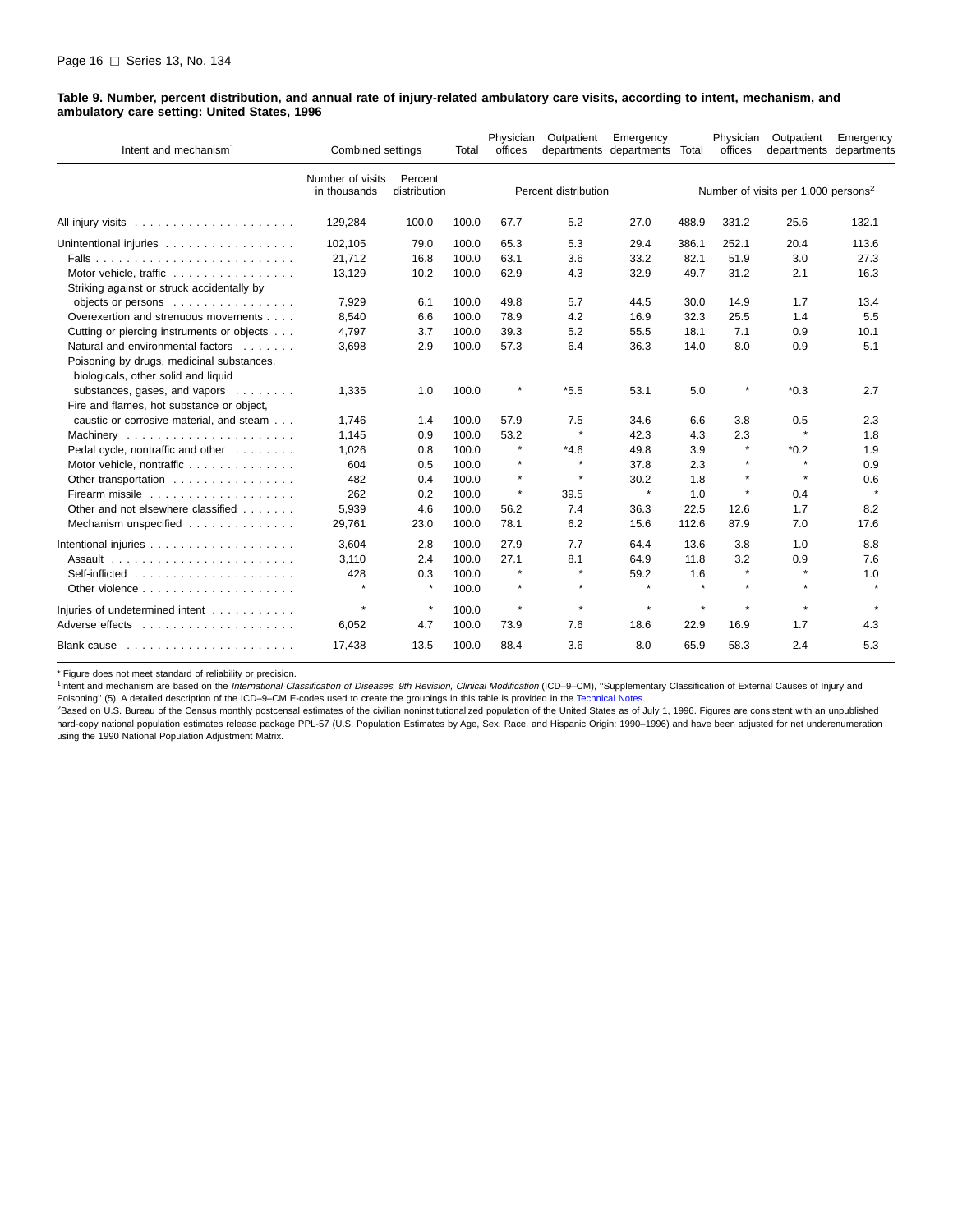**Table 9. Number, percent distribution, and annual rate of injury-related ambulatory care visits, according to intent, mechanism, and ambulatory care setting: United States, 1996**

| Intent and mechanism[1] | Combined settings | | Total | Physician offices | Outpatient departments | Emergency departments | Total | Physician offices | Outpatient departments | Emergency departments |
|---|---|---|---|---|---|---|---|---|---|---|
| | Number of visits in thousands | Percent distribution | Percent distribution | | | | Number of visits per 1,000 persons[2] | | | |
| All injury visits | 129,284 | 100.0 | 100.0 | 67.7 | 5.2 | 27.0 | 488.9 | 331.2 | 25.6 | 132.1 |
| Unintentional injuries | 102,105 | 79.0 | 100.0 | 65.3 | 5.3 | 29.4 | 386.1 | 252.1 | 20.4 | 113.6 |
| Falls | 21,712 | 16.8 | 100.0 | 63.1 | 3.6 | 33.2 | 82.1 | 51.9 | 3.0 | 27.3 |
| Motor vehicle, traffic | 13,129 | 10.2 | 100.0 | 62.9 | 4.3 | 32.9 | 49.7 | 31.2 | 2.1 | 16.3 |
| Striking against or struck accidentally by objects or persons | 7,929 | 6.1 | 100.0 | 49.8 | 5.7 | 44.5 | 30.0 | 14.9 | 1.7 | 13.4 |
| Overexertion and strenuous movements | 8,540 | 6.6 | 100.0 | 78.9 | 4.2 | 16.9 | 32.3 | 25.5 | 1.4 | 5.5 |
| Cutting or piercing instruments or objects | 4,797 | 3.7 | 100.0 | 39.3 | 5.2 | 55.5 | 18.1 | 7.1 | 0.9 | 10.1 |
| Natural and environmental factors | 3,698 | 2.9 | 100.0 | 57.3 | 6.4 | 36.3 | 14.0 | 8.0 | 0.9 | 5.1 |
| Poisoning by drugs, medicinal substances, biologicals, other solid and liquid substances, gases, and vapors | 1,335 | 1.0 | 100.0 | * | *5.5 | 53.1 | 5.0 | * | *0.3 | 2.7 |
| Fire and flames, hot substance or object, caustic or corrosive material, and steam | 1,746 | 1.4 | 100.0 | 57.9 | 7.5 | 34.6 | 6.6 | 3.8 | 0.5 | 2.3 |
| Machinery | 1,145 | 0.9 | 100.0 | 53.2 | * | 42.3 | 4.3 | 2.3 | * | 1.8 |
| Pedal cycle, nontraffic and other | 1,026 | 0.8 | 100.0 | * | *4.6 | 49.8 | 3.9 | * | *0.2 | 1.9 |
| Motor vehicle, nontraffic | 604 | 0.5 | 100.0 | * | * | 37.8 | 2.3 | * | * | 0.9 |
| Other transportation | 482 | 0.4 | 100.0 | * | * | 30.2 | 1.8 | * | * | 0.6 |
| Firearm missile | 262 | 0.2 | 100.0 | * | 39.5 | * | 1.0 | * | 0.4 | * |
| Other and not elsewhere classified | 5,939 | 4.6 | 100.0 | 56.2 | 7.4 | 36.3 | 22.5 | 12.6 | 1.7 | 8.2 |
| Mechanism unspecified | 29,761 | 23.0 | 100.0 | 78.1 | 6.2 | 15.6 | 112.6 | 87.9 | 7.0 | 17.6 |
| Intentional injuries | 3,604 | 2.8 | 100.0 | 27.9 | 7.7 | 64.4 | 13.6 | 3.8 | 1.0 | 8.8 |
| Assault | 3,110 | 2.4 | 100.0 | 27.1 | 8.1 | 64.9 | 11.8 | 3.2 | 0.9 | 7.6 |
| Self-inflicted | 428 | 0.3 | 100.0 | * | * | 59.2 | 1.6 | * | * | 1.0 |
| Other violence | * | * | 100.0 | * | * | * | * | * | * | * |
| Injuries of undetermined intent | * | * | 100.0 | * | * | * | * | * | * | * |
| Adverse effects | 6,052 | 4.7 | 100.0 | 73.9 | 7.6 | 18.6 | 22.9 | 16.9 | 1.7 | 4.3 |
| Blank cause | 17,438 | 13.5 | 100.0 | 88.4 | 3.6 | 8.0 | 65.9 | 58.3 | 2.4 | 5.3 |

* Figure does not meet standard of reliability or precision.

[1]Intent and mechanism are based on the *International Classification of Diseases, 9th Revision, Clinical Modification* (ICD–9–CM), ''Supplementary Classification of External Causes of Injury and Poisoning'' (5). A detailed description of the ICD–9–CM E-codes used to create the groupings in this table is provided in the Technical Notes.

[2]Based on U.S. Bureau of the Census monthly postcensal estimates of the civilian noninstitutionalized population of the United States as of July 1, 1996. Figures are consistent with an unpublished hard-copy national population estimates release package PPL-57 (U.S. Population Estimates by Age, Sex, Race, and Hispanic Origin: 1990–1996) and have been adjusted for net underenumeration using the 1990 National Population Adjustment Matrix.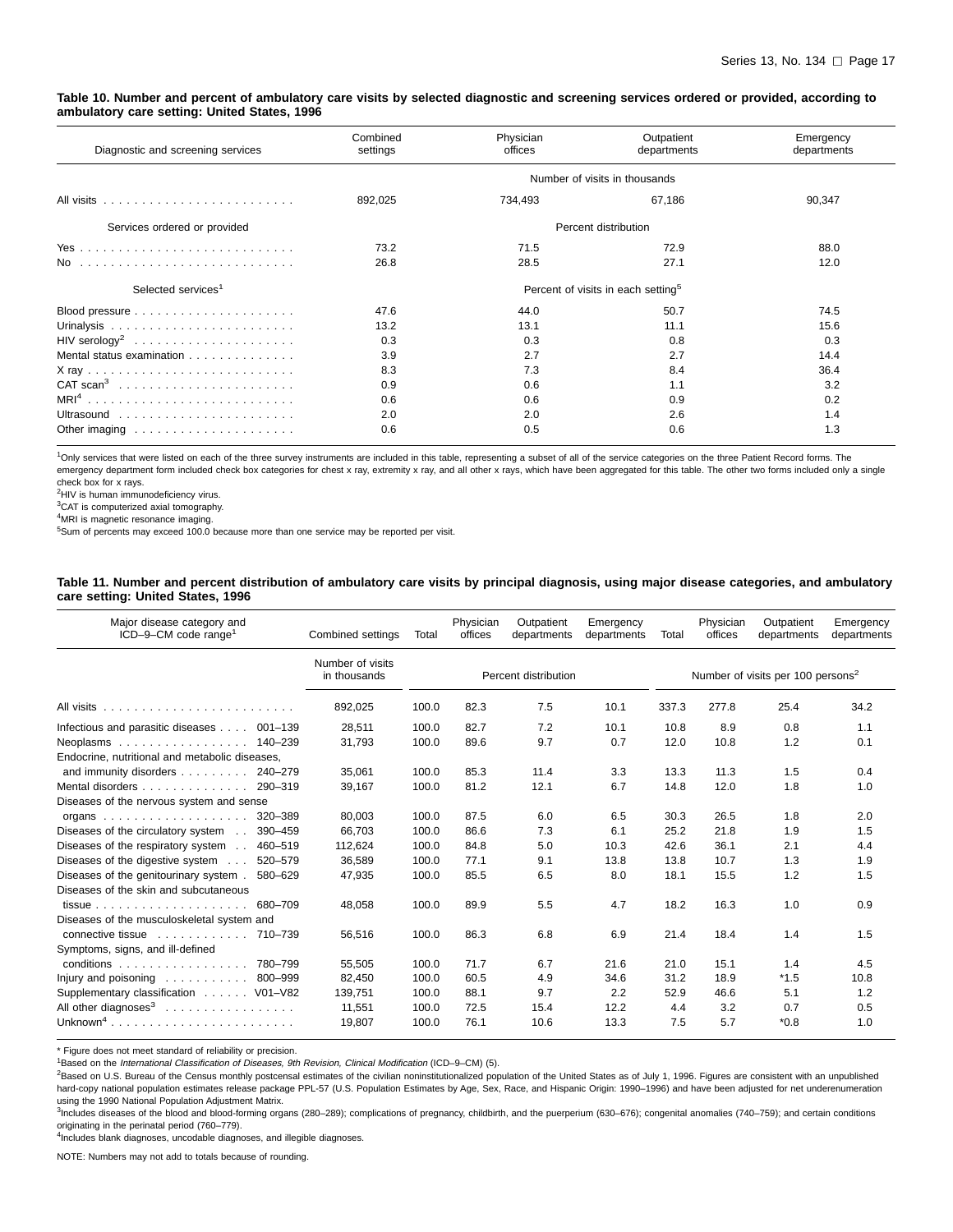**Table 10. Number and percent of ambulatory care visits by selected diagnostic and screening services ordered or provided, according to ambulatory care setting: United States, 1996**

| Diagnostic and screening services | Combined settings | Physician offices | Outpatient departments | Emergency departments |
|---|---|---|---|---|
| | Number of visits in thousands | | | |
| All visits | 892,025 | 734,493 | 67,186 | 90,347 |
| Services ordered or provided | Percent distribution | | | |
| Yes | 73.2 | 71.5 | 72.9 | 88.0 |
| No | 26.8 | 28.5 | 27.1 | 12.0 |
| Selected services[1] | Percent of visits in each setting[5] | | | |
| Blood pressure | 47.6 | 44.0 | 50.7 | 74.5 |
| Urinalysis | 13.2 | 13.1 | 11.1 | 15.6 |
| HIV serology[2] | 0.3 | 0.3 | 0.8 | 0.3 |
| Mental status examination | 3.9 | 2.7 | 2.7 | 14.4 |
| X ray | 8.3 | 7.3 | 8.4 | 36.4 |
| CAT scan[3] | 0.9 | 0.6 | 1.1 | 3.2 |
| MRI[4] | 0.6 | 0.6 | 0.9 | 0.2 |
| Ultrasound | 2.0 | 2.0 | 2.6 | 1.4 |
| Other imaging | 0.6 | 0.5 | 0.6 | 1.3 |

[1]Only services that were listed on each of the three survey instruments are included in this table, representing a subset of all of the service categories on the three Patient Record forms. The emergency department form included check box categories for chest x ray, extremity x ray, and all other x rays, which have been aggregated for this table. The other two forms included only a single check box for x rays.
[2]HIV is human immunodeficiency virus.
[3]CAT is computerized axial tomography.
[4]MRI is magnetic resonance imaging.
[5]Sum of percents may exceed 100.0 because more than one service may be reported per visit.

**Table 11. Number and percent distribution of ambulatory care visits by principal diagnosis, using major disease categories, and ambulatory care setting: United States, 1996**

| Major disease category and ICD–9–CM code range[1] | Combined settings | Total | Physician offices | Outpatient departments | Emergency departments | Total | Physician offices | Outpatient departments | Emergency departments |
|---|---|---|---|---|---|---|---|---|---|
| | Number of visits in thousands | Percent distribution | | | | Number of visits per 100 persons[2] | | | |
| All visits | 892,025 | 100.0 | 82.3 | 7.5 | 10.1 | 337.3 | 277.8 | 25.4 | 34.2 |
| Infectious and parasitic diseases 001–139 | 28,511 | 100.0 | 82.7 | 7.2 | 10.1 | 10.8 | 8.9 | 0.8 | 1.1 |
| Neoplasms 140–239 | 31,793 | 100.0 | 89.6 | 9.7 | 0.7 | 12.0 | 10.8 | 1.2 | 0.1 |
| Endocrine, nutritional and metabolic diseases, and immunity disorders 240–279 | 35,061 | 100.0 | 85.3 | 11.4 | 3.3 | 13.3 | 11.3 | 1.5 | 0.4 |
| Mental disorders 290–319 | 39,167 | 100.0 | 81.2 | 12.1 | 6.7 | 14.8 | 12.0 | 1.8 | 1.0 |
| Diseases of the nervous system and sense organs 320–389 | 80,003 | 100.0 | 87.5 | 6.0 | 6.5 | 30.3 | 26.5 | 1.8 | 2.0 |
| Diseases of the circulatory system 390–459 | 66,703 | 100.0 | 86.6 | 7.3 | 6.1 | 25.2 | 21.8 | 1.9 | 1.5 |
| Diseases of the respiratory system 460–519 | 112,624 | 100.0 | 84.8 | 5.0 | 10.3 | 42.6 | 36.1 | 2.1 | 4.4 |
| Diseases of the digestive system 520–579 | 36,589 | 100.0 | 77.1 | 9.1 | 13.8 | 13.8 | 10.7 | 1.3 | 1.9 |
| Diseases of the genitourinary system 580–629 | 47,935 | 100.0 | 85.5 | 6.5 | 8.0 | 18.1 | 15.5 | 1.2 | 1.5 |
| Diseases of the skin and subcutaneous tissue 680–709 | 48,058 | 100.0 | 89.9 | 5.5 | 4.7 | 18.2 | 16.3 | 1.0 | 0.9 |
| Diseases of the musculoskeletal system and connective tissue 710–739 | 56,516 | 100.0 | 86.3 | 6.8 | 6.9 | 21.4 | 18.4 | 1.4 | 1.5 |
| Symptoms, signs, and ill-defined conditions 780–799 | 55,505 | 100.0 | 71.7 | 6.7 | 21.6 | 21.0 | 15.1 | 1.4 | 4.5 |
| Injury and poisoning 800–999 | 82,450 | 100.0 | 60.5 | 4.9 | 34.6 | 31.2 | 18.9 | *1.5 | 10.8 |
| Supplementary classification V01–V82 | 139,751 | 100.0 | 88.1 | 9.7 | 2.2 | 52.9 | 46.6 | 5.1 | 1.2 |
| All other diagnoses[3] | 11,551 | 100.0 | 72.5 | 15.4 | 12.2 | 4.4 | 3.2 | 0.7 | 0.5 |
| Unknown[4] | 19,807 | 100.0 | 76.1 | 10.6 | 13.3 | 7.5 | 5.7 | *0.8 | 1.0 |

* Figure does not meet standard of reliability or precision.
[1]Based on the *International Classification of Diseases, 9th Revision, Clinical Modification* (ICD–9–CM) (5).
[2]Based on U.S. Bureau of the Census monthly postcensal estimates of the civilian noninstitutionalized population of the United States as of July 1, 1996. Figures are consistent with an unpublished hard-copy national population estimates release package PPL-57 (U.S. Population Estimates by Age, Sex, Race, and Hispanic Origin: 1990–1996) and have been adjusted for net underenumeration using the 1990 National Population Adjustment Matrix.
[3]Includes diseases of the blood and blood-forming organs (280–289); complications of pregnancy, childbirth, and the puerperium (630–676); congenital anomalies (740–759); and certain conditions originating in the perinatal period (760–779).
[4]Includes blank diagnoses, uncodable diagnoses, and illegible diagnoses.

NOTE: Numbers may not add to totals because of rounding.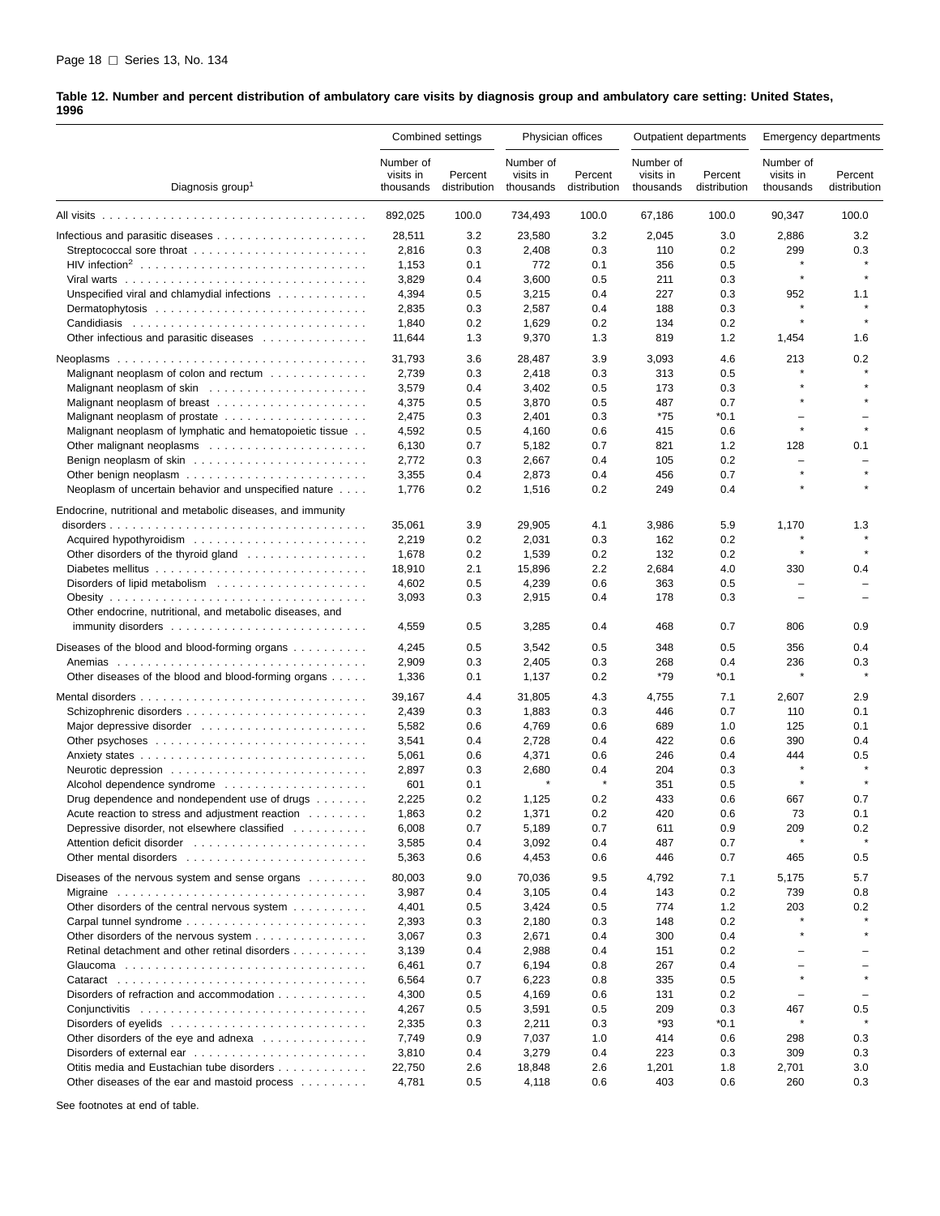**Table 12. Number and percent distribution of ambulatory care visits by diagnosis group and ambulatory care setting: United States, 1996**

| Diagnosis group[1] | Combined settings | | Physician offices | | Outpatient departments | | Emergency departments | |
|---|---|---|---|---|---|---|---|---|
| | Number of visits in thousands | Percent distribution | Number of visits in thousands | Percent distribution | Number of visits in thousands | Percent distribution | Number of visits in thousands | Percent distribution |
| All visits | 892,025 | 100.0 | 734,493 | 100.0 | 67,186 | 100.0 | 90,347 | 100.0 |
| Infectious and parasitic diseases | 28,511 | 3.2 | 23,580 | 3.2 | 2,045 | 3.0 | 2,886 | 3.2 |
| Streptococcal sore throat | 2,816 | 0.3 | 2,408 | 0.3 | 110 | 0.2 | 299 | 0.3 |
| HIV infection[2] | 1,153 | 0.1 | 772 | 0.1 | 356 | 0.5 | * | * |
| Viral warts | 3,829 | 0.4 | 3,600 | 0.5 | 211 | 0.3 | * | * |
| Unspecified viral and chlamydial infections | 4,394 | 0.5 | 3,215 | 0.4 | 227 | 0.3 | 952 | 1.1 |
| Dermatophytosis | 2,835 | 0.3 | 2,587 | 0.4 | 188 | 0.3 | * | * |
| Candidiasis | 1,840 | 0.2 | 1,629 | 0.2 | 134 | 0.2 | * | * |
| Other infectious and parasitic diseases | 11,644 | 1.3 | 9,370 | 1.3 | 819 | 1.2 | 1,454 | 1.6 |
| Neoplasms | 31,793 | 3.6 | 28,487 | 3.9 | 3,093 | 4.6 | 213 | 0.2 |
| Malignant neoplasm of colon and rectum | 2,739 | 0.3 | 2,418 | 0.3 | 313 | 0.5 | * | * |
| Malignant neoplasm of skin | 3,579 | 0.4 | 3,402 | 0.5 | 173 | 0.3 | * | * |
| Malignant neoplasm of breast | 4,375 | 0.5 | 3,870 | 0.5 | 487 | 0.7 | * | * |
| Malignant neoplasm of prostate | 2,475 | 0.3 | 2,401 | 0.3 | *75 | *0.1 | – | – |
| Malignant neoplasm of lymphatic and hematopoietic tissue | 4,592 | 0.5 | 4,160 | 0.6 | 415 | 0.6 | * | * |
| Other malignant neoplasms | 6,130 | 0.7 | 5,182 | 0.7 | 821 | 1.2 | 128 | 0.1 |
| Benign neoplasm of skin | 2,772 | 0.3 | 2,667 | 0.4 | 105 | 0.2 | – | – |
| Other benign neoplasm | 3,355 | 0.4 | 2,873 | 0.4 | 456 | 0.7 | * | * |
| Neoplasm of uncertain behavior and unspecified nature | 1,776 | 0.2 | 1,516 | 0.2 | 249 | 0.4 | * | * |
| Endocrine, nutritional and metabolic diseases, and immunity disorders | 35,061 | 3.9 | 29,905 | 4.1 | 3,986 | 5.9 | 1,170 | 1.3 |
| Acquired hypothyroidism | 2,219 | 0.2 | 2,031 | 0.3 | 162 | 0.2 | * | * |
| Other disorders of the thyroid gland | 1,678 | 0.2 | 1,539 | 0.2 | 132 | 0.2 | * | * |
| Diabetes mellitus | 18,910 | 2.1 | 15,896 | 2.2 | 2,684 | 4.0 | 330 | 0.4 |
| Disorders of lipid metabolism | 4,602 | 0.5 | 4,239 | 0.6 | 363 | 0.5 | – | – |
| Obesity | 3,093 | 0.3 | 2,915 | 0.4 | 178 | 0.3 | – | – |
| Other endocrine, nutritional, and metabolic diseases, and immunity disorders | 4,559 | 0.5 | 3,285 | 0.4 | 468 | 0.7 | 806 | 0.9 |
| Diseases of the blood and blood-forming organs | 4,245 | 0.5 | 3,542 | 0.5 | 348 | 0.5 | 356 | 0.4 |
| Anemias | 2,909 | 0.3 | 2,405 | 0.3 | 268 | 0.4 | 236 | 0.3 |
| Other diseases of the blood and blood-forming organs | 1,336 | 0.1 | 1,137 | 0.2 | *79 | *0.1 | * | * |
| Mental disorders | 39,167 | 4.4 | 31,805 | 4.3 | 4,755 | 7.1 | 2,607 | 2.9 |
| Schizophrenic disorders | 2,439 | 0.3 | 1,883 | 0.3 | 446 | 0.7 | 110 | 0.1 |
| Major depressive disorder | 5,582 | 0.6 | 4,769 | 0.6 | 689 | 1.0 | 125 | 0.1 |
| Other psychoses | 3,541 | 0.4 | 2,728 | 0.4 | 422 | 0.6 | 390 | 0.4 |
| Anxiety states | 5,061 | 0.6 | 4,371 | 0.6 | 246 | 0.4 | 444 | 0.5 |
| Neurotic depression | 2,897 | 0.3 | 2,680 | 0.4 | 204 | 0.3 | * | * |
| Alcohol dependence syndrome | 601 | 0.1 | * | * | 351 | 0.5 | * | * |
| Drug dependence and nondependent use of drugs | 2,225 | 0.2 | 1,125 | 0.2 | 433 | 0.6 | 667 | 0.7 |
| Acute reaction to stress and adjustment reaction | 1,863 | 0.2 | 1,371 | 0.2 | 420 | 0.6 | 73 | 0.1 |
| Depressive disorder, not elsewhere classified | 6,008 | 0.7 | 5,189 | 0.7 | 611 | 0.9 | 209 | 0.2 |
| Attention deficit disorder | 3,585 | 0.4 | 3,092 | 0.4 | 487 | 0.7 | * | * |
| Other mental disorders | 5,363 | 0.6 | 4,453 | 0.6 | 446 | 0.7 | 465 | 0.5 |
| Diseases of the nervous system and sense organs | 80,003 | 9.0 | 70,036 | 9.5 | 4,792 | 7.1 | 5,175 | 5.7 |
| Migraine | 3,987 | 0.4 | 3,105 | 0.4 | 143 | 0.2 | 739 | 0.8 |
| Other disorders of the central nervous system | 4,401 | 0.5 | 3,424 | 0.5 | 774 | 1.2 | 203 | 0.2 |
| Carpal tunnel syndrome | 2,393 | 0.3 | 2,180 | 0.3 | 148 | 0.2 | * | * |
| Other disorders of the nervous system | 3,067 | 0.3 | 2,671 | 0.4 | 300 | 0.4 | * | * |
| Retinal detachment and other retinal disorders | 3,139 | 0.4 | 2,988 | 0.4 | 151 | 0.2 | – | – |
| Glaucoma | 6,461 | 0.7 | 6,194 | 0.8 | 267 | 0.4 | – | – |
| Cataract | 6,564 | 0.7 | 6,223 | 0.8 | 335 | 0.5 | * | * |
| Disorders of refraction and accommodation | 4,300 | 0.5 | 4,169 | 0.6 | 131 | 0.2 | – | – |
| Conjunctivitis | 4,267 | 0.5 | 3,591 | 0.5 | 209 | 0.3 | 467 | 0.5 |
| Disorders of eyelids | 2,335 | 0.3 | 2,211 | 0.3 | *93 | *0.1 | * | * |
| Other disorders of the eye and adnexa | 7,749 | 0.9 | 7,037 | 1.0 | 414 | 0.6 | 298 | 0.3 |
| Disorders of external ear | 3,810 | 0.4 | 3,279 | 0.4 | 223 | 0.3 | 309 | 0.3 |
| Otitis media and Eustachian tube disorders | 22,750 | 2.6 | 18,848 | 2.6 | 1,201 | 1.8 | 2,701 | 3.0 |
| Other diseases of the ear and mastoid process | 4,781 | 0.5 | 4,118 | 0.6 | 403 | 0.6 | 260 | 0.3 |

See footnotes at end of table.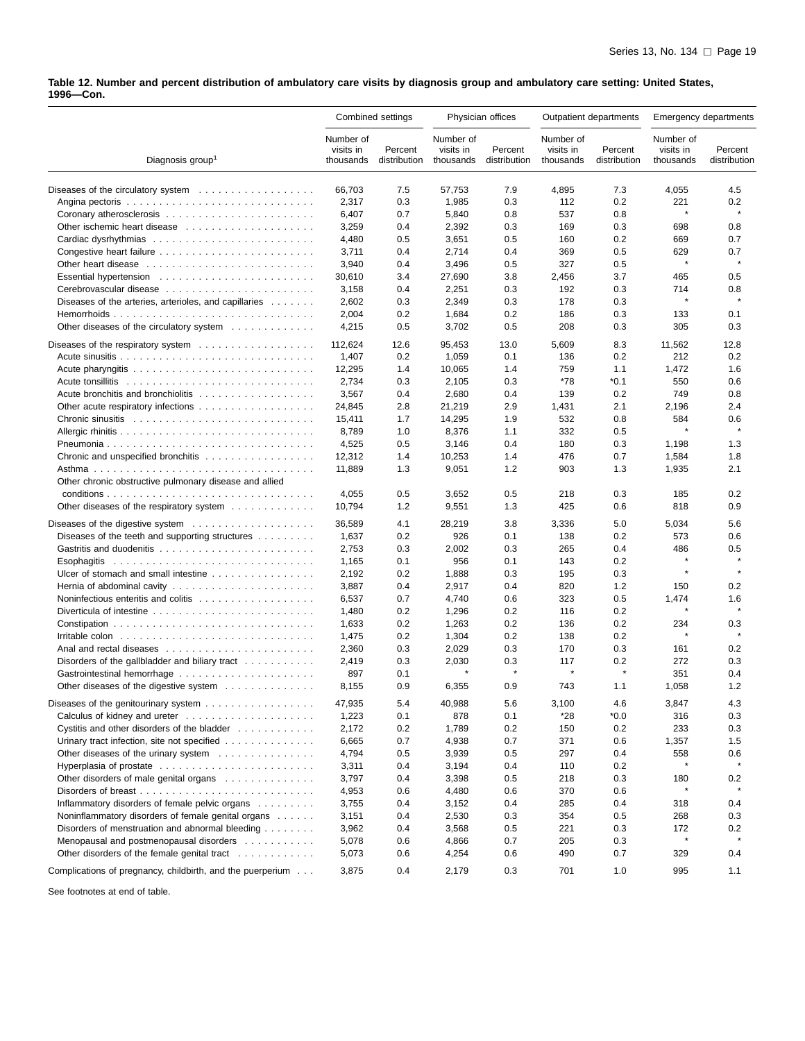**Table 12. Number and percent distribution of ambulatory care visits by diagnosis group and ambulatory care setting: United States, 1996—Con.**

| Diagnosis group[1] | Combined settings | | Physician offices | | Outpatient departments | | Emergency departments | |
|---|---|---|---|---|---|---|---|---|
| | Number of visits in thousands | Percent distribution | Number of visits in thousands | Percent distribution | Number of visits in thousands | Percent distribution | Number of visits in thousands | Percent distribution |
| Diseases of the circulatory system | 66,703 | 7.5 | 57,753 | 7.9 | 4,895 | 7.3 | 4,055 | 4.5 |
| Angina pectoris | 2,317 | 0.3 | 1,985 | 0.3 | 112 | 0.2 | 221 | 0.2 |
| Coronary atherosclerosis | 6,407 | 0.7 | 5,840 | 0.8 | 537 | 0.8 | * | * |
| Other ischemic heart disease | 3,259 | 0.4 | 2,392 | 0.3 | 169 | 0.3 | 698 | 0.8 |
| Cardiac dysrhythmias | 4,480 | 0.5 | 3,651 | 0.5 | 160 | 0.2 | 669 | 0.7 |
| Congestive heart failure | 3,711 | 0.4 | 2,714 | 0.4 | 369 | 0.5 | 629 | 0.7 |
| Other heart disease | 3,940 | 0.4 | 3,496 | 0.5 | 327 | 0.5 | * | * |
| Essential hypertension | 30,610 | 3.4 | 27,690 | 3.8 | 2,456 | 3.7 | 465 | 0.5 |
| Cerebrovascular disease | 3,158 | 0.4 | 2,251 | 0.3 | 192 | 0.3 | 714 | 0.8 |
| Diseases of the arteries, arterioles, and capillaries | 2,602 | 0.3 | 2,349 | 0.3 | 178 | 0.3 | * | * |
| Hemorrhoids | 2,004 | 0.2 | 1,684 | 0.2 | 186 | 0.3 | 133 | 0.1 |
| Other diseases of the circulatory system | 4,215 | 0.5 | 3,702 | 0.5 | 208 | 0.3 | 305 | 0.3 |
| Diseases of the respiratory system | 112,624 | 12.6 | 95,453 | 13.0 | 5,609 | 8.3 | 11,562 | 12.8 |
| Acute sinusitis | 1,407 | 0.2 | 1,059 | 0.1 | 136 | 0.2 | 212 | 0.2 |
| Acute pharyngitis | 12,295 | 1.4 | 10,065 | 1.4 | 759 | 1.1 | 1,472 | 1.6 |
| Acute tonsillitis | 2,734 | 0.3 | 2,105 | 0.3 | *78 | *0.1 | 550 | 0.6 |
| Acute bronchitis and bronchiolitis | 3,567 | 0.4 | 2,680 | 0.4 | 139 | 0.2 | 749 | 0.8 |
| Other acute respiratory infections | 24,845 | 2.8 | 21,219 | 2.9 | 1,431 | 2.1 | 2,196 | 2.4 |
| Chronic sinusitis | 15,411 | 1.7 | 14,295 | 1.9 | 532 | 0.8 | 584 | 0.6 |
| Allergic rhinitis | 8,789 | 1.0 | 8,376 | 1.1 | 332 | 0.5 | * | * |
| Pneumonia | 4,525 | 0.5 | 3,146 | 0.4 | 180 | 0.3 | 1,198 | 1.3 |
| Chronic and unspecified bronchitis | 12,312 | 1.4 | 10,253 | 1.4 | 476 | 0.7 | 1,584 | 1.8 |
| Asthma | 11,889 | 1.3 | 9,051 | 1.2 | 903 | 1.3 | 1,935 | 2.1 |
| Other chronic obstructive pulmonary disease and allied conditions | 4,055 | 0.5 | 3,652 | 0.5 | 218 | 0.3 | 185 | 0.2 |
| Other diseases of the respiratory system | 10,794 | 1.2 | 9,551 | 1.3 | 425 | 0.6 | 818 | 0.9 |
| Diseases of the digestive system | 36,589 | 4.1 | 28,219 | 3.8 | 3,336 | 5.0 | 5,034 | 5.6 |
| Diseases of the teeth and supporting structures | 1,637 | 0.2 | 926 | 0.1 | 138 | 0.2 | 573 | 0.6 |
| Gastritis and duodenitis | 2,753 | 0.3 | 2,002 | 0.3 | 265 | 0.4 | 486 | 0.5 |
| Esophagitis | 1,165 | 0.1 | 956 | 0.1 | 143 | 0.2 | * | * |
| Ulcer of stomach and small intestine | 2,192 | 0.2 | 1,888 | 0.3 | 195 | 0.3 | * | * |
| Hernia of abdominal cavity | 3,887 | 0.4 | 2,917 | 0.4 | 820 | 1.2 | 150 | 0.2 |
| Noninfectious enteritis and colitis | 6,537 | 0.7 | 4,740 | 0.6 | 323 | 0.5 | 1,474 | 1.6 |
| Diverticula of intestine | 1,480 | 0.2 | 1,296 | 0.2 | 116 | 0.2 | * | * |
| Constipation | 1,633 | 0.2 | 1,263 | 0.2 | 136 | 0.2 | 234 | 0.3 |
| Irritable colon | 1,475 | 0.2 | 1,304 | 0.2 | 138 | 0.2 | * | * |
| Anal and rectal diseases | 2,360 | 0.3 | 2,029 | 0.3 | 170 | 0.3 | 161 | 0.2 |
| Disorders of the gallbladder and biliary tract | 2,419 | 0.3 | 2,030 | 0.3 | 117 | 0.2 | 272 | 0.3 |
| Gastrointestinal hemorrhage | 897 | 0.1 | * | * | * | * | 351 | 0.4 |
| Other diseases of the digestive system | 8,155 | 0.9 | 6,355 | 0.9 | 743 | 1.1 | 1,058 | 1.2 |
| Diseases of the genitourinary system | 47,935 | 5.4 | 40,988 | 5.6 | 3,100 | 4.6 | 3,847 | 4.3 |
| Calculus of kidney and ureter | 1,223 | 0.1 | 878 | 0.1 | *28 | *0.0 | 316 | 0.3 |
| Cystitis and other disorders of the bladder | 2,172 | 0.2 | 1,789 | 0.2 | 150 | 0.2 | 233 | 0.3 |
| Urinary tract infection, site not specified | 6,665 | 0.7 | 4,938 | 0.7 | 371 | 0.6 | 1,357 | 1.5 |
| Other diseases of the urinary system | 4,794 | 0.5 | 3,939 | 0.5 | 297 | 0.4 | 558 | 0.6 |
| Hyperplasia of prostate | 3,311 | 0.4 | 3,194 | 0.4 | 110 | 0.2 | * | * |
| Other disorders of male genital organs | 3,797 | 0.4 | 3,398 | 0.5 | 218 | 0.3 | 180 | 0.2 |
| Disorders of breast | 4,953 | 0.6 | 4,480 | 0.6 | 370 | 0.6 | * | * |
| Inflammatory disorders of female pelvic organs | 3,755 | 0.4 | 3,152 | 0.4 | 285 | 0.4 | 318 | 0.4 |
| Noninflammatory disorders of female genital organs | 3,151 | 0.4 | 2,530 | 0.3 | 354 | 0.5 | 268 | 0.3 |
| Disorders of menstruation and abnormal bleeding | 3,962 | 0.4 | 3,568 | 0.5 | 221 | 0.3 | 172 | 0.2 |
| Menopausal and postmenopausal disorders | 5,078 | 0.6 | 4,866 | 0.7 | 205 | 0.3 | * | * |
| Other disorders of the female genital tract | 5,073 | 0.6 | 4,254 | 0.6 | 490 | 0.7 | 329 | 0.4 |
| Complications of pregnancy, childbirth, and the puerperium | 3,875 | 0.4 | 2,179 | 0.3 | 701 | 1.0 | 995 | 1.1 |

See footnotes at end of table.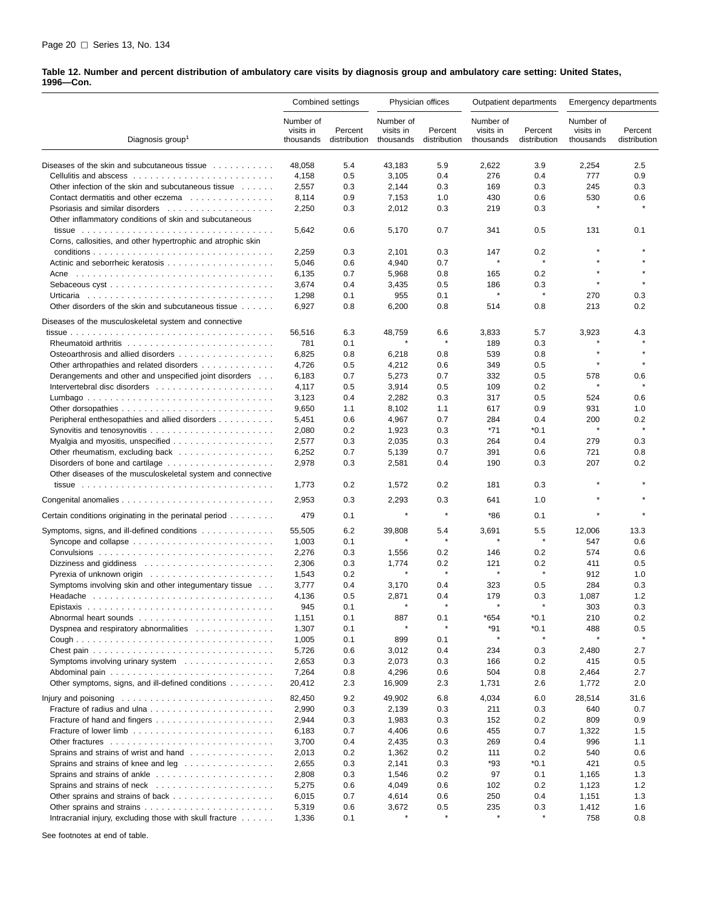**Table 12. Number and percent distribution of ambulatory care visits by diagnosis group and ambulatory care setting: United States, 1996—Con.**

| Diagnosis group[1] | Combined settings | | Physician offices | | Outpatient departments | | Emergency departments | |
|---|---|---|---|---|---|---|---|---|
| | Number of visits in thousands | Percent distribution | Number of visits in thousands | Percent distribution | Number of visits in thousands | Percent distribution | Number of visits in thousands | Percent distribution |
| Diseases of the skin and subcutaneous tissue | 48,058 | 5.4 | 43,183 | 5.9 | 2,622 | 3.9 | 2,254 | 2.5 |
| Cellulitis and abscess | 4,158 | 0.5 | 3,105 | 0.4 | 276 | 0.4 | 777 | 0.9 |
| Other infection of the skin and subcutaneous tissue | 2,557 | 0.3 | 2,144 | 0.3 | 169 | 0.3 | 245 | 0.3 |
| Contact dermatitis and other eczema | 8,114 | 0.9 | 7,153 | 1.0 | 430 | 0.6 | 530 | 0.6 |
| Psoriasis and similar disorders | 2,250 | 0.3 | 2,012 | 0.3 | 219 | 0.3 | * | * |
| Other inflammatory conditions of skin and subcutaneous tissue | 5,642 | 0.6 | 5,170 | 0.7 | 341 | 0.5 | 131 | 0.1 |
| Corns, callosities, and other hypertrophic and atrophic skin conditions | 2,259 | 0.3 | 2,101 | 0.3 | 147 | 0.2 | * | * |
| Actinic and seborrheic keratosis | 5,046 | 0.6 | 4,940 | 0.7 | * | * | * | * |
| Acne | 6,135 | 0.7 | 5,968 | 0.8 | 165 | 0.2 | * | * |
| Sebaceous cyst | 3,674 | 0.4 | 3,435 | 0.5 | 186 | 0.3 | * | * |
| Urticaria | 1,298 | 0.1 | 955 | 0.1 | * | * | 270 | 0.3 |
| Other disorders of the skin and subcutaneous tissue | 6,927 | 0.8 | 6,200 | 0.8 | 514 | 0.8 | 213 | 0.2 |
| Diseases of the musculoskeletal system and connective tissue | 56,516 | 6.3 | 48,759 | 6.6 | 3,833 | 5.7 | 3,923 | 4.3 |
| Rheumatoid arthritis | 781 | 0.1 | * | * | 189 | 0.3 | * | * |
| Osteoarthrosis and allied disorders | 6,825 | 0.8 | 6,218 | 0.8 | 539 | 0.8 | * | * |
| Other arthropathies and related disorders | 4,726 | 0.5 | 4,212 | 0.6 | 349 | 0.5 | * | * |
| Derangements and other and unspecified joint disorders | 6,183 | 0.7 | 5,273 | 0.7 | 332 | 0.5 | 578 | 0.6 |
| Intervertebral disc disorders | 4,117 | 0.5 | 3,914 | 0.5 | 109 | 0.2 | * | * |
| Lumbago | 3,123 | 0.4 | 2,282 | 0.3 | 317 | 0.5 | 524 | 0.6 |
| Other dorsopathies | 9,650 | 1.1 | 8,102 | 1.1 | 617 | 0.9 | 931 | 1.0 |
| Peripheral enthesopathies and allied disorders | 5,451 | 0.6 | 4,967 | 0.7 | 284 | 0.4 | 200 | 0.2 |
| Synovitis and tenosynovitis | 2,080 | 0.2 | 1,923 | 0.3 | *71 | *0.1 | * | * |
| Myalgia and myositis, unspecified | 2,577 | 0.3 | 2,035 | 0.3 | 264 | 0.4 | 279 | 0.3 |
| Other rheumatism, excluding back | 6,252 | 0.7 | 5,139 | 0.7 | 391 | 0.6 | 721 | 0.8 |
| Disorders of bone and cartilage | 2,978 | 0.3 | 2,581 | 0.4 | 190 | 0.3 | 207 | 0.2 |
| Other diseases of the musculoskeletal system and connective tissue | 1,773 | 0.2 | 1,572 | 0.2 | 181 | 0.3 | * | * |
| Congenital anomalies | 2,953 | 0.3 | 2,293 | 0.3 | 641 | 1.0 | * | * |
| Certain conditions originating in the perinatal period | 479 | 0.1 | * | * | *86 | 0.1 | * | * |
| Symptoms, signs, and ill-defined conditions | 55,505 | 6.2 | 39,808 | 5.4 | 3,691 | 5.5 | 12,006 | 13.3 |
| Syncope and collapse | 1,003 | 0.1 | * | * | * | * | 547 | 0.6 |
| Convulsions | 2,276 | 0.3 | 1,556 | 0.2 | 146 | 0.2 | 574 | 0.6 |
| Dizziness and giddiness | 2,306 | 0.3 | 1,774 | 0.2 | 121 | 0.2 | 411 | 0.5 |
| Pyrexia of unknown origin | 1,543 | 0.2 | * | * | * | * | 912 | 1.0 |
| Symptoms involving skin and other integumentary tissue | 3,777 | 0.4 | 3,170 | 0.4 | 323 | 0.5 | 284 | 0.3 |
| Headache | 4,136 | 0.5 | 2,871 | 0.4 | 179 | 0.3 | 1,087 | 1.2 |
| Epistaxis | 945 | 0.1 | * | * | * | * | 303 | 0.3 |
| Abnormal heart sounds | 1,151 | 0.1 | 887 | 0.1 | *654 | *0.1 | 210 | 0.2 |
| Dyspnea and respiratory abnormalities | 1,307 | 0.1 | * | * | *91 | *0.1 | 488 | 0.5 |
| Cough | 1,005 | 0.1 | 899 | 0.1 | * | * | * | * |
| Chest pain | 5,726 | 0.6 | 3,012 | 0.4 | 234 | 0.3 | 2,480 | 2.7 |
| Symptoms involving urinary system | 2,653 | 0.3 | 2,073 | 0.3 | 166 | 0.2 | 415 | 0.5 |
| Abdominal pain | 7,264 | 0.8 | 4,296 | 0.6 | 504 | 0.8 | 2,464 | 2.7 |
| Other symptoms, signs, and ill-defined conditions | 20,412 | 2.3 | 16,909 | 2.3 | 1,731 | 2.6 | 1,772 | 2.0 |
| Injury and poisoning | 82,450 | 9.2 | 49,902 | 6.8 | 4,034 | 6.0 | 28,514 | 31.6 |
| Fracture of radius and ulna | 2,990 | 0.3 | 2,139 | 0.3 | 211 | 0.3 | 640 | 0.7 |
| Fracture of hand and fingers | 2,944 | 0.3 | 1,983 | 0.3 | 152 | 0.2 | 809 | 0.9 |
| Fracture of lower limb | 6,183 | 0.7 | 4,406 | 0.6 | 455 | 0.7 | 1,322 | 1.5 |
| Other fractures | 3,700 | 0.4 | 2,435 | 0.3 | 269 | 0.4 | 996 | 1.1 |
| Sprains and strains of wrist and hand | 2,013 | 0.2 | 1,362 | 0.2 | 111 | 0.2 | 540 | 0.6 |
| Sprains and strains of knee and leg | 2,655 | 0.3 | 2,141 | 0.3 | *93 | *0.1 | 421 | 0.5 |
| Sprains and strains of ankle | 2,808 | 0.3 | 1,546 | 0.2 | 97 | 0.1 | 1,165 | 1.3 |
| Sprains and strains of neck | 5,275 | 0.6 | 4,049 | 0.6 | 102 | 0.2 | 1,123 | 1.2 |
| Other sprains and strains of back | 6,015 | 0.7 | 4,614 | 0.6 | 250 | 0.4 | 1,151 | 1.3 |
| Other sprains and strains | 5,319 | 0.6 | 3,672 | 0.5 | 235 | 0.3 | 1,412 | 1.6 |
| Intracranial injury, excluding those with skull fracture | 1,336 | 0.1 | * | * | * | * | 758 | 0.8 |

See footnotes at end of table.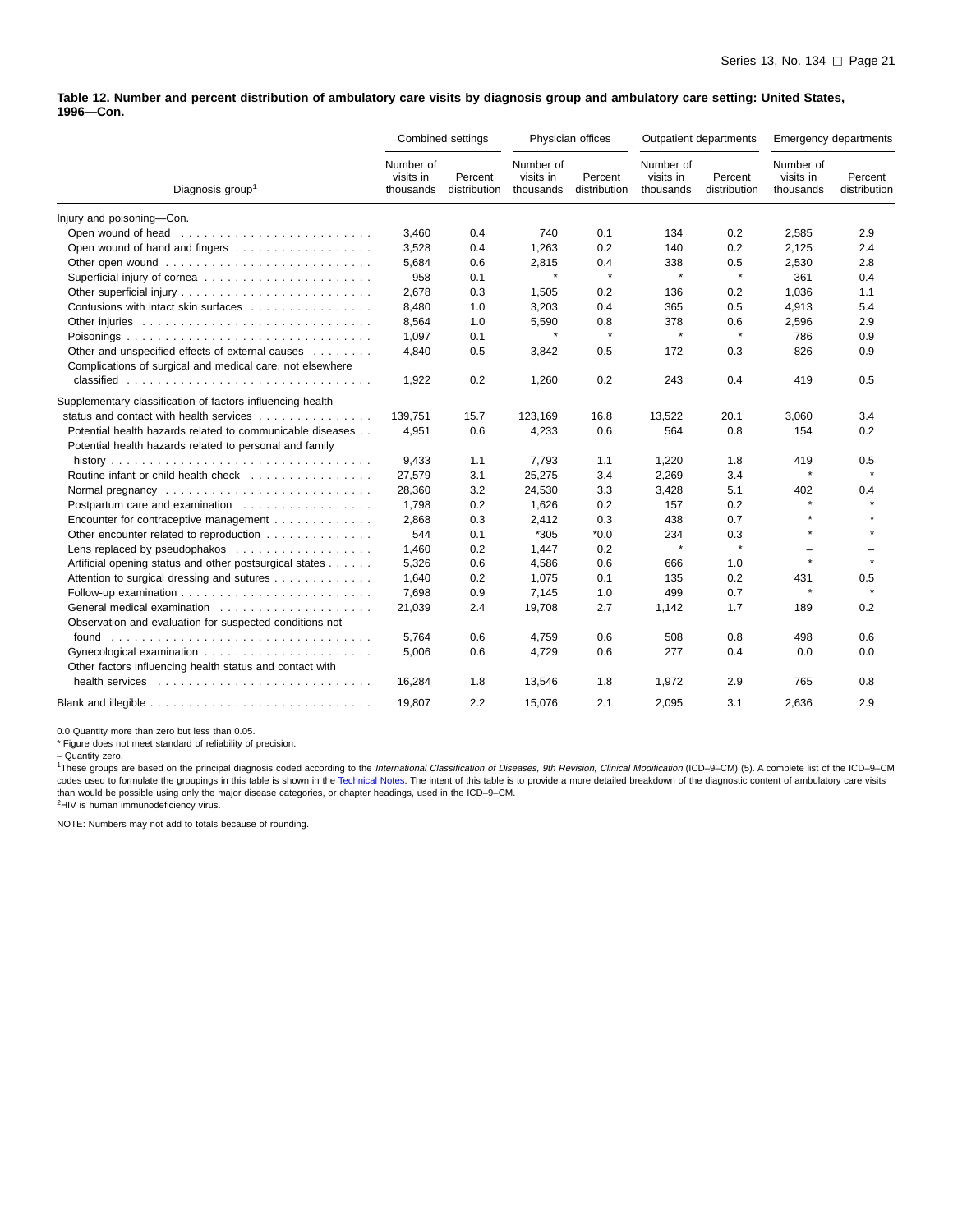**Table 12. Number and percent distribution of ambulatory care visits by diagnosis group and ambulatory care setting: United States, 1996—Con.**

| Diagnosis group[1] | Combined settings | | Physician offices | | Outpatient departments | | Emergency departments | |
|---|---|---|---|---|---|---|---|---|
| | Number of visits in thousands | Percent distribution | Number of visits in thousands | Percent distribution | Number of visits in thousands | Percent distribution | Number of visits in thousands | Percent distribution |
| Injury and poisoning—Con. | | | | | | | | |
| Open wound of head | 3,460 | 0.4 | 740 | 0.1 | 134 | 0.2 | 2,585 | 2.9 |
| Open wound of hand and fingers | 3,528 | 0.4 | 1,263 | 0.2 | 140 | 0.2 | 2,125 | 2.4 |
| Other open wound | 5,684 | 0.6 | 2,815 | 0.4 | 338 | 0.5 | 2,530 | 2.8 |
| Superficial injury of cornea | 958 | 0.1 | * | * | * | * | 361 | 0.4 |
| Other superficial injury | 2,678 | 0.3 | 1,505 | 0.2 | 136 | 0.2 | 1,036 | 1.1 |
| Contusions with intact skin surfaces | 8,480 | 1.0 | 3,203 | 0.4 | 365 | 0.5 | 4,913 | 5.4 |
| Other injuries | 8,564 | 1.0 | 5,590 | 0.8 | 378 | 0.6 | 2,596 | 2.9 |
| Poisonings | 1,097 | 0.1 | * | * | * | * | 786 | 0.9 |
| Other and unspecified effects of external causes | 4,840 | 0.5 | 3,842 | 0.5 | 172 | 0.3 | 826 | 0.9 |
| Complications of surgical and medical care, not elsewhere classified | 1,922 | 0.2 | 1,260 | 0.2 | 243 | 0.4 | 419 | 0.5 |
| Supplementary classification of factors influencing health status and contact with health services | 139,751 | 15.7 | 123,169 | 16.8 | 13,522 | 20.1 | 3,060 | 3.4 |
| Potential health hazards related to communicable diseases | 4,951 | 0.6 | 4,233 | 0.6 | 564 | 0.8 | 154 | 0.2 |
| Potential health hazards related to personal and family history | 9,433 | 1.1 | 7,793 | 1.1 | 1,220 | 1.8 | 419 | 0.5 |
| Routine infant or child health check | 27,579 | 3.1 | 25,275 | 3.4 | 2,269 | 3.4 | * | * |
| Normal pregnancy | 28,360 | 3.2 | 24,530 | 3.3 | 3,428 | 5.1 | 402 | 0.4 |
| Postpartum care and examination | 1,798 | 0.2 | 1,626 | 0.2 | 157 | 0.2 | * | * |
| Encounter for contraceptive management | 2,868 | 0.3 | 2,412 | 0.3 | 438 | 0.7 | * | * |
| Other encounter related to reproduction | 544 | 0.1 | *305 | *0.0 | 234 | 0.3 | * | * |
| Lens replaced by pseudophakos | 1,460 | 0.2 | 1,447 | 0.2 | * | * | – | – |
| Artificial opening status and other postsurgical states | 5,326 | 0.6 | 4,586 | 0.6 | 666 | 1.0 | * | * |
| Attention to surgical dressing and sutures | 1,640 | 0.2 | 1,075 | 0.1 | 135 | 0.2 | 431 | 0.5 |
| Follow-up examination | 7,698 | 0.9 | 7,145 | 1.0 | 499 | 0.7 | * | * |
| General medical examination | 21,039 | 2.4 | 19,708 | 2.7 | 1,142 | 1.7 | 189 | 0.2 |
| Observation and evaluation for suspected conditions not found | 5,764 | 0.6 | 4,759 | 0.6 | 508 | 0.8 | 498 | 0.6 |
| Gynecological examination | 5,006 | 0.6 | 4,729 | 0.6 | 277 | 0.4 | 0.0 | 0.0 |
| Other factors influencing health status and contact with health services | 16,284 | 1.8 | 13,546 | 1.8 | 1,972 | 2.9 | 765 | 0.8 |
| Blank and illegible | 19,807 | 2.2 | 15,076 | 2.1 | 2,095 | 3.1 | 2,636 | 2.9 |

0.0 Quantity more than zero but less than 0.05.

* Figure does not meet standard of reliability of precision.

– Quantity zero.

[1]These groups are based on the principal diagnosis coded according to the *International Classification of Diseases, 9th Revision, Clinical Modification* (ICD–9–CM) (5). A complete list of the ICD–9–CM codes used to formulate the groupings in this table is shown in the Technical Notes. The intent of this table is to provide a more detailed breakdown of the diagnostic content of ambulatory care visits than would be possible using only the major disease categories, or chapter headings, used in the ICD–9–CM.

[2]HIV is human immunodeficiency virus.

NOTE: Numbers may not add to totals because of rounding.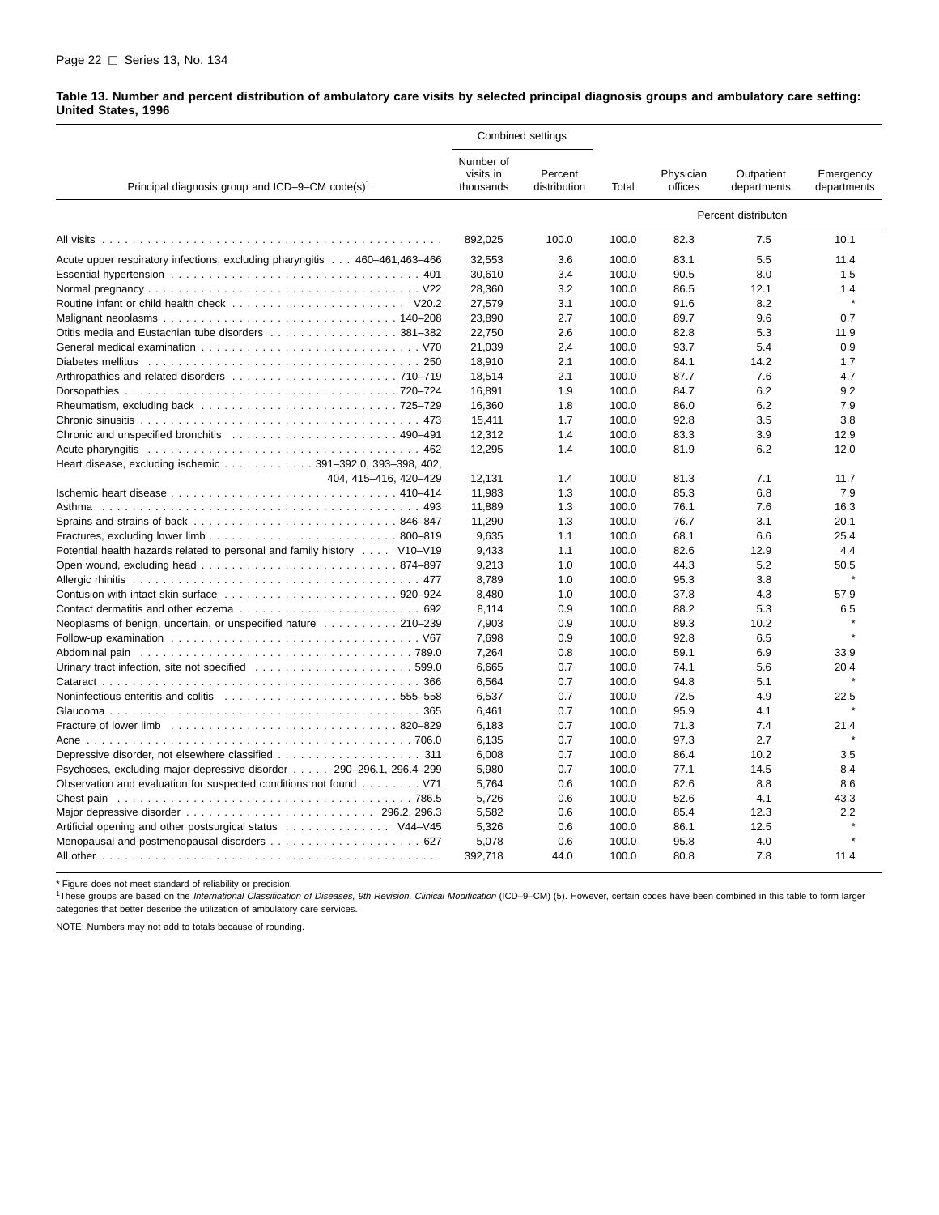**Table 13. Number and percent distribution of ambulatory care visits by selected principal diagnosis groups and ambulatory care setting: United States, 1996**

| Principal diagnosis group and ICD–9–CM code(s)[1] | Combined settings: Number of visits in thousands | Combined settings: Percent distribution | Total | Physician offices | Outpatient departments | Emergency departments |
|---|---|---|---|---|---|---|
| | | | Percent distributon | | | |
| All visits | 892,025 | 100.0 | 100.0 | 82.3 | 7.5 | 10.1 |
| Acute upper respiratory infections, excluding pharyngitis . . . 460–461,463–466 | 32,553 | 3.6 | 100.0 | 83.1 | 5.5 | 11.4 |
| Essential hypertension . . . 401 | 30,610 | 3.4 | 100.0 | 90.5 | 8.0 | 1.5 |
| Normal pregnancy . . . V22 | 28,360 | 3.2 | 100.0 | 86.5 | 12.1 | 1.4 |
| Routine infant or child health check . . . V20.2 | 27,579 | 3.1 | 100.0 | 91.6 | 8.2 | * |
| Malignant neoplasms . . . 140–208 | 23,890 | 2.7 | 100.0 | 89.7 | 9.6 | 0.7 |
| Otitis media and Eustachian tube disorders . . . 381–382 | 22,750 | 2.6 | 100.0 | 82.8 | 5.3 | 11.9 |
| General medical examination . . . V70 | 21,039 | 2.4 | 100.0 | 93.7 | 5.4 | 0.9 |
| Diabetes mellitus . . . 250 | 18,910 | 2.1 | 100.0 | 84.1 | 14.2 | 1.7 |
| Arthropathies and related disorders . . . 710–719 | 18,514 | 2.1 | 100.0 | 87.7 | 7.6 | 4.7 |
| Dorsopathies . . . 720–724 | 16,891 | 1.9 | 100.0 | 84.7 | 6.2 | 9.2 |
| Rheumatism, excluding back . . . 725–729 | 16,360 | 1.8 | 100.0 | 86.0 | 6.2 | 7.9 |
| Chronic sinusitis . . . 473 | 15,411 | 1.7 | 100.0 | 92.8 | 3.5 | 3.8 |
| Chronic and unspecified bronchitis . . . 490–491 | 12,312 | 1.4 | 100.0 | 83.3 | 3.9 | 12.9 |
| Acute pharyngitis . . . 462 | 12,295 | 1.4 | 100.0 | 81.9 | 6.2 | 12.0 |
| Heart disease, excluding ischemic . . . 391–392.0, 393–398, 402, 404, 415–416, 420–429 | 12,131 | 1.4 | 100.0 | 81.3 | 7.1 | 11.7 |
| Ischemic heart disease . . . 410–414 | 11,983 | 1.3 | 100.0 | 85.3 | 6.8 | 7.9 |
| Asthma . . . 493 | 11,889 | 1.3 | 100.0 | 76.1 | 7.6 | 16.3 |
| Sprains and strains of back . . . 846–847 | 11,290 | 1.3 | 100.0 | 76.7 | 3.1 | 20.1 |
| Fractures, excluding lower limb . . . 800–819 | 9,635 | 1.1 | 100.0 | 68.1 | 6.6 | 25.4 |
| Potential health hazards related to personal and family history . . . V10–V19 | 9,433 | 1.1 | 100.0 | 82.6 | 12.9 | 4.4 |
| Open wound, excluding head . . . 874–897 | 9,213 | 1.0 | 100.0 | 44.3 | 5.2 | 50.5 |
| Allergic rhinitis . . . 477 | 8,789 | 1.0 | 100.0 | 95.3 | 3.8 | * |
| Contusion with intact skin surface . . . 920–924 | 8,480 | 1.0 | 100.0 | 37.8 | 4.3 | 57.9 |
| Contact dermatitis and other eczema . . . 692 | 8,114 | 0.9 | 100.0 | 88.2 | 5.3 | 6.5 |
| Neoplasms of benign, uncertain, or unspecified nature . . . 210–239 | 7,903 | 0.9 | 100.0 | 89.3 | 10.2 | * |
| Follow-up examination . . . V67 | 7,698 | 0.9 | 100.0 | 92.8 | 6.5 | * |
| Abdominal pain . . . 789.0 | 7,264 | 0.8 | 100.0 | 59.1 | 6.9 | 33.9 |
| Urinary tract infection, site not specified . . . 599.0 | 6,665 | 0.7 | 100.0 | 74.1 | 5.6 | 20.4 |
| Cataract . . . 366 | 6,564 | 0.7 | 100.0 | 94.8 | 5.1 | * |
| Noninfectious enteritis and colitis . . . 555–558 | 6,537 | 0.7 | 100.0 | 72.5 | 4.9 | 22.5 |
| Glaucoma . . . 365 | 6,461 | 0.7 | 100.0 | 95.9 | 4.1 | * |
| Fracture of lower limb . . . 820–829 | 6,183 | 0.7 | 100.0 | 71.3 | 7.4 | 21.4 |
| Acne . . . 706.0 | 6,135 | 0.7 | 100.0 | 97.3 | 2.7 | * |
| Depressive disorder, not elsewhere classified . . . 311 | 6,008 | 0.7 | 100.0 | 86.4 | 10.2 | 3.5 |
| Psychoses, excluding major depressive disorder . . . 290–296.1, 296.4–299 | 5,980 | 0.7 | 100.0 | 77.1 | 14.5 | 8.4 |
| Observation and evaluation for suspected conditions not found . . . V71 | 5,764 | 0.6 | 100.0 | 82.6 | 8.8 | 8.6 |
| Chest pain . . . 786.5 | 5,726 | 0.6 | 100.0 | 52.6 | 4.1 | 43.3 |
| Major depressive disorder . . . 296.2, 296.3 | 5,582 | 0.6 | 100.0 | 85.4 | 12.3 | 2.2 |
| Artificial opening and other postsurgical status . . . V44–V45 | 5,326 | 0.6 | 100.0 | 86.1 | 12.5 | * |
| Menopausal and postmenopausal disorders . . . 627 | 5,078 | 0.6 | 100.0 | 95.8 | 4.0 | * |
| All other | 392,718 | 44.0 | 100.0 | 80.8 | 7.8 | 11.4 |

\* Figure does not meet standard of reliability or precision.

[1]These groups are based on the *International Classification of Diseases, 9th Revision, Clinical Modification* (ICD–9–CM) (5). However, certain codes have been combined in this table to form larger categories that better describe the utilization of ambulatory care services.

NOTE: Numbers may not add to totals because of rounding.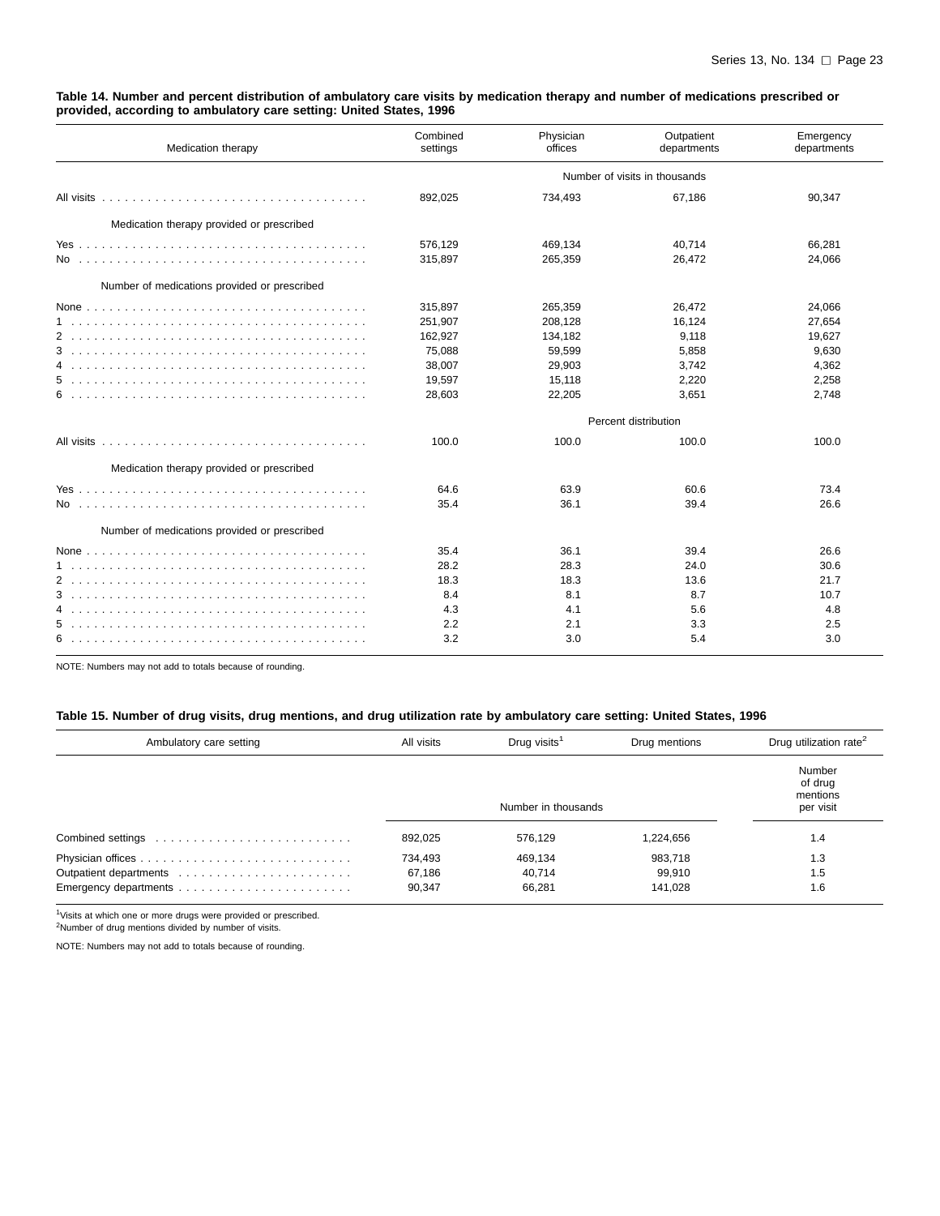**Table 14. Number and percent distribution of ambulatory care visits by medication therapy and number of medications prescribed or provided, according to ambulatory care setting: United States, 1996**

| Medication therapy | Combined settings | Physician offices | Outpatient departments | Emergency departments |
|---|---|---|---|---|
| | Number of visits in thousands | | | |
| All visits | 892,025 | 734,493 | 67,186 | 90,347 |
| Medication therapy provided or prescribed | | | | |
| Yes | 576,129 | 469,134 | 40,714 | 66,281 |
| No | 315,897 | 265,359 | 26,472 | 24,066 |
| Number of medications provided or prescribed | | | | |
| None | 315,897 | 265,359 | 26,472 | 24,066 |
| 1 | 251,907 | 208,128 | 16,124 | 27,654 |
| 2 | 162,927 | 134,182 | 9,118 | 19,627 |
| 3 | 75,088 | 59,599 | 5,858 | 9,630 |
| 4 | 38,007 | 29,903 | 3,742 | 4,362 |
| 5 | 19,597 | 15,118 | 2,220 | 2,258 |
| 6 | 28,603 | 22,205 | 3,651 | 2,748 |
| | Percent distribution | | | |
| All visits | 100.0 | 100.0 | 100.0 | 100.0 |
| Medication therapy provided or prescribed | | | | |
| Yes | 64.6 | 63.9 | 60.6 | 73.4 |
| No | 35.4 | 36.1 | 39.4 | 26.6 |
| Number of medications provided or prescribed | | | | |
| None | 35.4 | 36.1 | 39.4 | 26.6 |
| 1 | 28.2 | 28.3 | 24.0 | 30.6 |
| 2 | 18.3 | 18.3 | 13.6 | 21.7 |
| 3 | 8.4 | 8.1 | 8.7 | 10.7 |
| 4 | 4.3 | 4.1 | 5.6 | 4.8 |
| 5 | 2.2 | 2.1 | 3.3 | 2.5 |
| 6 | 3.2 | 3.0 | 5.4 | 3.0 |

NOTE: Numbers may not add to totals because of rounding.

**Table 15. Number of drug visits, drug mentions, and drug utilization rate by ambulatory care setting: United States, 1996**

| Ambulatory care setting | All visits | Drug visits[1] | Drug mentions | Drug utilization rate[2] |
|---|---|---|---|---|
| | Number in thousands | | | Number of drug mentions per visit |
| Combined settings | 892,025 | 576,129 | 1,224,656 | 1.4 |
| Physician offices | 734,493 | 469,134 | 983,718 | 1.3 |
| Outpatient departments | 67,186 | 40,714 | 99,910 | 1.5 |
| Emergency departments | 90,347 | 66,281 | 141,028 | 1.6 |

[1]Visits at which one or more drugs were provided or prescribed.
[2]Number of drug mentions divided by number of visits.

NOTE: Numbers may not add to totals because of rounding.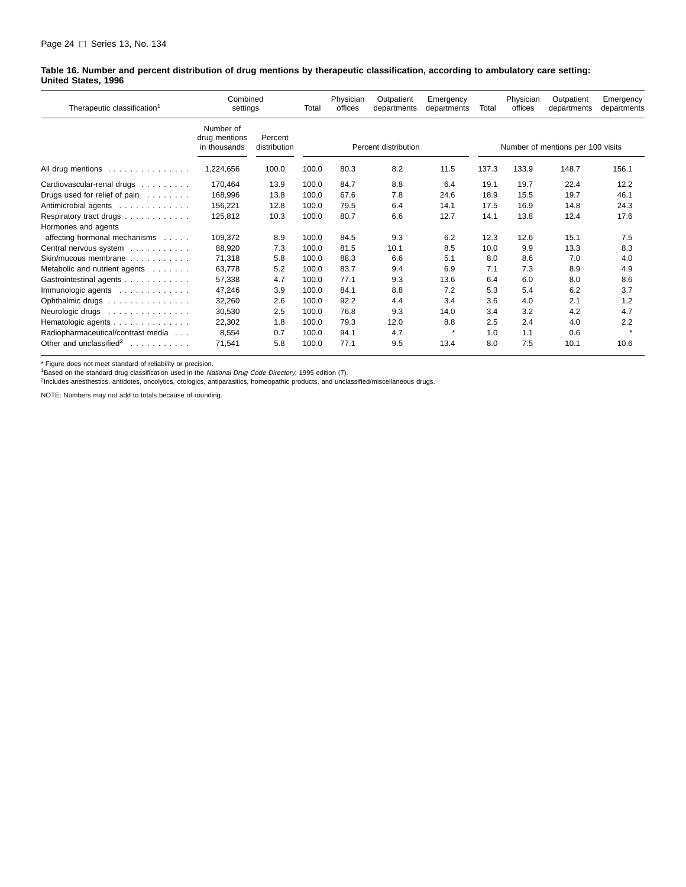**Table 16. Number and percent distribution of drug mentions by therapeutic classification, according to ambulatory care setting: United States, 1996**

| Therapeutic classification[1] | Combined settings | | Total | Physician offices | Outpatient departments | Emergency departments | Total | Physician offices | Outpatient departments | Emergency departments |
|---|---|---|---|---|---|---|---|---|---|---|
| | Number of drug mentions in thousands | Percent distribution | Percent distribution | | | | Number of mentions per 100 visits | | | |
| All drug mentions | 1,224,656 | 100.0 | 100.0 | 80.3 | 8.2 | 11.5 | 137.3 | 133.9 | 148.7 | 156.1 |
| Cardiovascular-renal drugs | 170,464 | 13.9 | 100.0 | 84.7 | 8.8 | 6.4 | 19.1 | 19.7 | 22.4 | 12.2 |
| Drugs used for relief of pain | 168,996 | 13.8 | 100.0 | 67.6 | 7.8 | 24.6 | 18.9 | 15.5 | 19.7 | 46.1 |
| Antimicrobial agents | 156,221 | 12.8 | 100.0 | 79.5 | 6.4 | 14.1 | 17.5 | 16.9 | 14.8 | 24.3 |
| Respiratory tract drugs | 125,812 | 10.3 | 100.0 | 80.7 | 6.6 | 12.7 | 14.1 | 13.8 | 12.4 | 17.6 |
| Hormones and agents affecting hormonal mechanisms | 109,372 | 8.9 | 100.0 | 84.5 | 9.3 | 6.2 | 12.3 | 12.6 | 15.1 | 7.5 |
| Central nervous system | 88,920 | 7.3 | 100.0 | 81.5 | 10.1 | 8.5 | 10.0 | 9.9 | 13.3 | 8.3 |
| Skin/mucous membrane | 71,318 | 5.8 | 100.0 | 88.3 | 6.6 | 5.1 | 8.0 | 8.6 | 7.0 | 4.0 |
| Metabolic and nutrient agents | 63,778 | 5.2 | 100.0 | 83.7 | 9.4 | 6.9 | 7.1 | 7.3 | 8.9 | 4.9 |
| Gastrointestinal agents | 57,338 | 4.7 | 100.0 | 77.1 | 9.3 | 13.6 | 6.4 | 6.0 | 8.0 | 8.6 |
| Immunologic agents | 47,246 | 3.9 | 100.0 | 84.1 | 8.8 | 7.2 | 5.3 | 5.4 | 6.2 | 3.7 |
| Ophthalmic drugs | 32,260 | 2.6 | 100.0 | 92.2 | 4.4 | 3.4 | 3.6 | 4.0 | 2.1 | 1.2 |
| Neurologic drugs | 30,530 | 2.5 | 100.0 | 76.8 | 9.3 | 14.0 | 3.4 | 3.2 | 4.2 | 4.7 |
| Hematologic agents | 22,302 | 1.8 | 100.0 | 79.3 | 12.0 | 8.8 | 2.5 | 2.4 | 4.0 | 2.2 |
| Radiopharmaceutical/contrast media | 8,554 | 0.7 | 100.0 | 94.1 | 4.7 | * | 1.0 | 1.1 | 0.6 | * |
| Other and unclassified[2] | 71,541 | 5.8 | 100.0 | 77.1 | 9.5 | 13.4 | 8.0 | 7.5 | 10.1 | 10.6 |

* Figure does not meet standard of reliability or precision.

[1]Based on the standard drug classification used in the *National Drug Code Directory*, 1995 edition (7).

[2]Includes anesthestics, antidotes, oncolytics, otologics, antiparasitics, homeopathic products, and unclassified/miscellaneous drugs.

NOTE: Numbers may not add to totals because of rounding.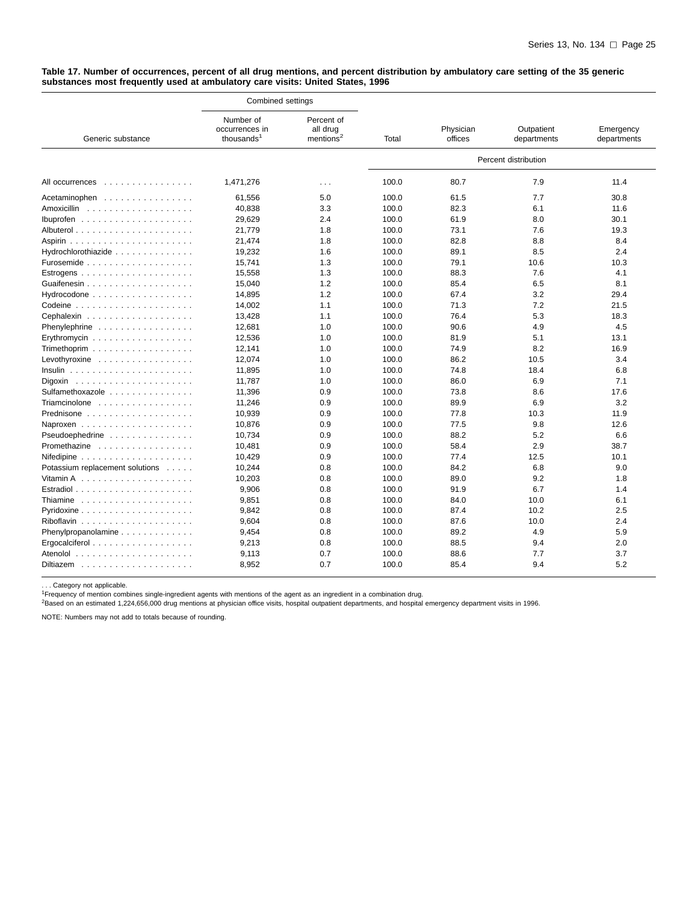**Table 17. Number of occurrences, percent of all drug mentions, and percent distribution by ambulatory care setting of the 35 generic substances most frequently used at ambulatory care visits: United States, 1996**

| Generic substance | Combined settings | | | | | |
|---|---|---|---|---|---|---|
| | Number of occurrences in thousands[1] | Percent of all drug mentions[2] | Total | Physician offices | Outpatient departments | Emergency departments |
| | | | Percent distribution | | | |
| All occurrences | 1,471,276 | . . . | 100.0 | 80.7 | 7.9 | 11.4 |
| Acetaminophen | 61,556 | 5.0 | 100.0 | 61.5 | 7.7 | 30.8 |
| Amoxicillin | 40,838 | 3.3 | 100.0 | 82.3 | 6.1 | 11.6 |
| Ibuprofen | 29,629 | 2.4 | 100.0 | 61.9 | 8.0 | 30.1 |
| Albuterol | 21,779 | 1.8 | 100.0 | 73.1 | 7.6 | 19.3 |
| Aspirin | 21,474 | 1.8 | 100.0 | 82.8 | 8.8 | 8.4 |
| Hydrochlorothiazide | 19,232 | 1.6 | 100.0 | 89.1 | 8.5 | 2.4 |
| Furosemide | 15,741 | 1.3 | 100.0 | 79.1 | 10.6 | 10.3 |
| Estrogens | 15,558 | 1.3 | 100.0 | 88.3 | 7.6 | 4.1 |
| Guaifenesin | 15,040 | 1.2 | 100.0 | 85.4 | 6.5 | 8.1 |
| Hydrocodone | 14,895 | 1.2 | 100.0 | 67.4 | 3.2 | 29.4 |
| Codeine | 14,002 | 1.1 | 100.0 | 71.3 | 7.2 | 21.5 |
| Cephalexin | 13,428 | 1.1 | 100.0 | 76.4 | 5.3 | 18.3 |
| Phenylephrine | 12,681 | 1.0 | 100.0 | 90.6 | 4.9 | 4.5 |
| Erythromycin | 12,536 | 1.0 | 100.0 | 81.9 | 5.1 | 13.1 |
| Trimethoprim | 12,141 | 1.0 | 100.0 | 74.9 | 8.2 | 16.9 |
| Levothyroxine | 12,074 | 1.0 | 100.0 | 86.2 | 10.5 | 3.4 |
| Insulin | 11,895 | 1.0 | 100.0 | 74.8 | 18.4 | 6.8 |
| Digoxin | 11,787 | 1.0 | 100.0 | 86.0 | 6.9 | 7.1 |
| Sulfamethoxazole | 11,396 | 0.9 | 100.0 | 73.8 | 8.6 | 17.6 |
| Triamcinolone | 11,246 | 0.9 | 100.0 | 89.9 | 6.9 | 3.2 |
| Prednisone | 10,939 | 0.9 | 100.0 | 77.8 | 10.3 | 11.9 |
| Naproxen | 10,876 | 0.9 | 100.0 | 77.5 | 9.8 | 12.6 |
| Pseudoephedrine | 10,734 | 0.9 | 100.0 | 88.2 | 5.2 | 6.6 |
| Promethazine | 10,481 | 0.9 | 100.0 | 58.4 | 2.9 | 38.7 |
| Nifedipine | 10,429 | 0.9 | 100.0 | 77.4 | 12.5 | 10.1 |
| Potassium replacement solutions | 10,244 | 0.8 | 100.0 | 84.2 | 6.8 | 9.0 |
| Vitamin A | 10,203 | 0.8 | 100.0 | 89.0 | 9.2 | 1.8 |
| Estradiol | 9,906 | 0.8 | 100.0 | 91.9 | 6.7 | 1.4 |
| Thiamine | 9,851 | 0.8 | 100.0 | 84.0 | 10.0 | 6.1 |
| Pyridoxine | 9,842 | 0.8 | 100.0 | 87.4 | 10.2 | 2.5 |
| Riboflavin | 9,604 | 0.8 | 100.0 | 87.6 | 10.0 | 2.4 |
| Phenylpropanolamine | 9,454 | 0.8 | 100.0 | 89.2 | 4.9 | 5.9 |
| Ergocalciferol | 9,213 | 0.8 | 100.0 | 88.5 | 9.4 | 2.0 |
| Atenolol | 9,113 | 0.7 | 100.0 | 88.6 | 7.7 | 3.7 |
| Diltiazem | 8,952 | 0.7 | 100.0 | 85.4 | 9.4 | 5.2 |

. . . Category not applicable.

[1]Frequency of mention combines single-ingredient agents with mentions of the agent as an ingredient in a combination drug.

[2]Based on an estimated 1,224,656,000 drug mentions at physician office visits, hospital outpatient departments, and hospital emergency department visits in 1996.

NOTE: Numbers may not add to totals because of rounding.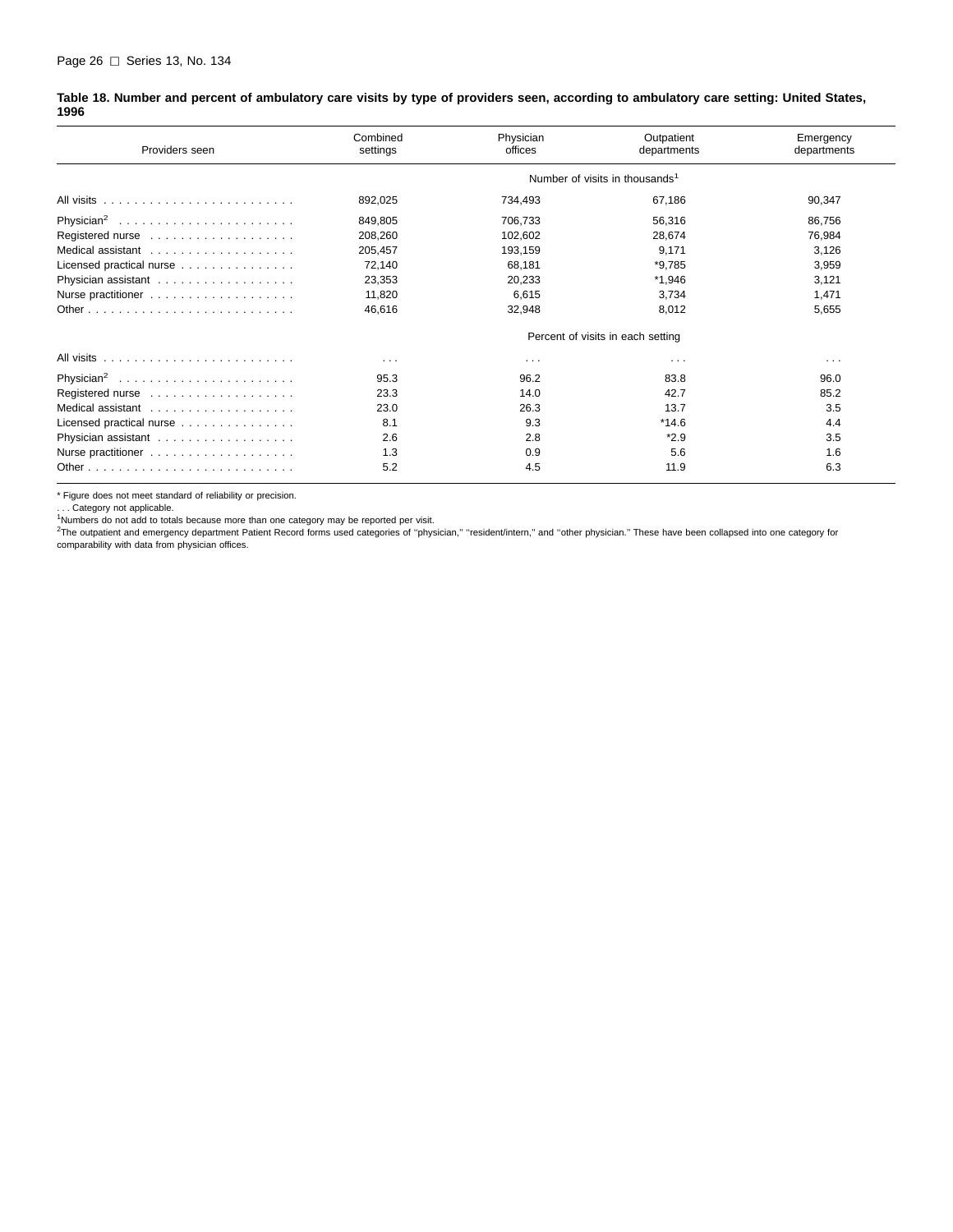**Table 18. Number and percent of ambulatory care visits by type of providers seen, according to ambulatory care setting: United States, 1996**

| Providers seen | Combined settings | Physician offices | Outpatient departments | Emergency departments |
|---|---|---|---|---|
| | Number of visits in thousands[1] | | | |
| All visits | 892,025 | 734,493 | 67,186 | 90,347 |
| Physician[2] | 849,805 | 706,733 | 56,316 | 86,756 |
| Registered nurse | 208,260 | 102,602 | 28,674 | 76,984 |
| Medical assistant | 205,457 | 193,159 | 9,171 | 3,126 |
| Licensed practical nurse | 72,140 | 68,181 | *9,785 | 3,959 |
| Physician assistant | 23,353 | 20,233 | *1,946 | 3,121 |
| Nurse practitioner | 11,820 | 6,615 | 3,734 | 1,471 |
| Other | 46,616 | 32,948 | 8,012 | 5,655 |
| | Percent of visits in each setting | | | |
| All visits | . . . | . . . | . . . | . . . |
| Physician[2] | 95.3 | 96.2 | 83.8 | 96.0 |
| Registered nurse | 23.3 | 14.0 | 42.7 | 85.2 |
| Medical assistant | 23.0 | 26.3 | 13.7 | 3.5 |
| Licensed practical nurse | 8.1 | 9.3 | *14.6 | 4.4 |
| Physician assistant | 2.6 | 2.8 | *2.9 | 3.5 |
| Nurse practitioner | 1.3 | 0.9 | 5.6 | 1.6 |
| Other | 5.2 | 4.5 | 11.9 | 6.3 |

* Figure does not meet standard of reliability or precision.

. . . Category not applicable.

[1]Numbers do not add to totals because more than one category may be reported per visit.

[2]The outpatient and emergency department Patient Record forms used categories of "physician," "resident/intern," and "other physician." These have been collapsed into one category for comparability with data from physician offices.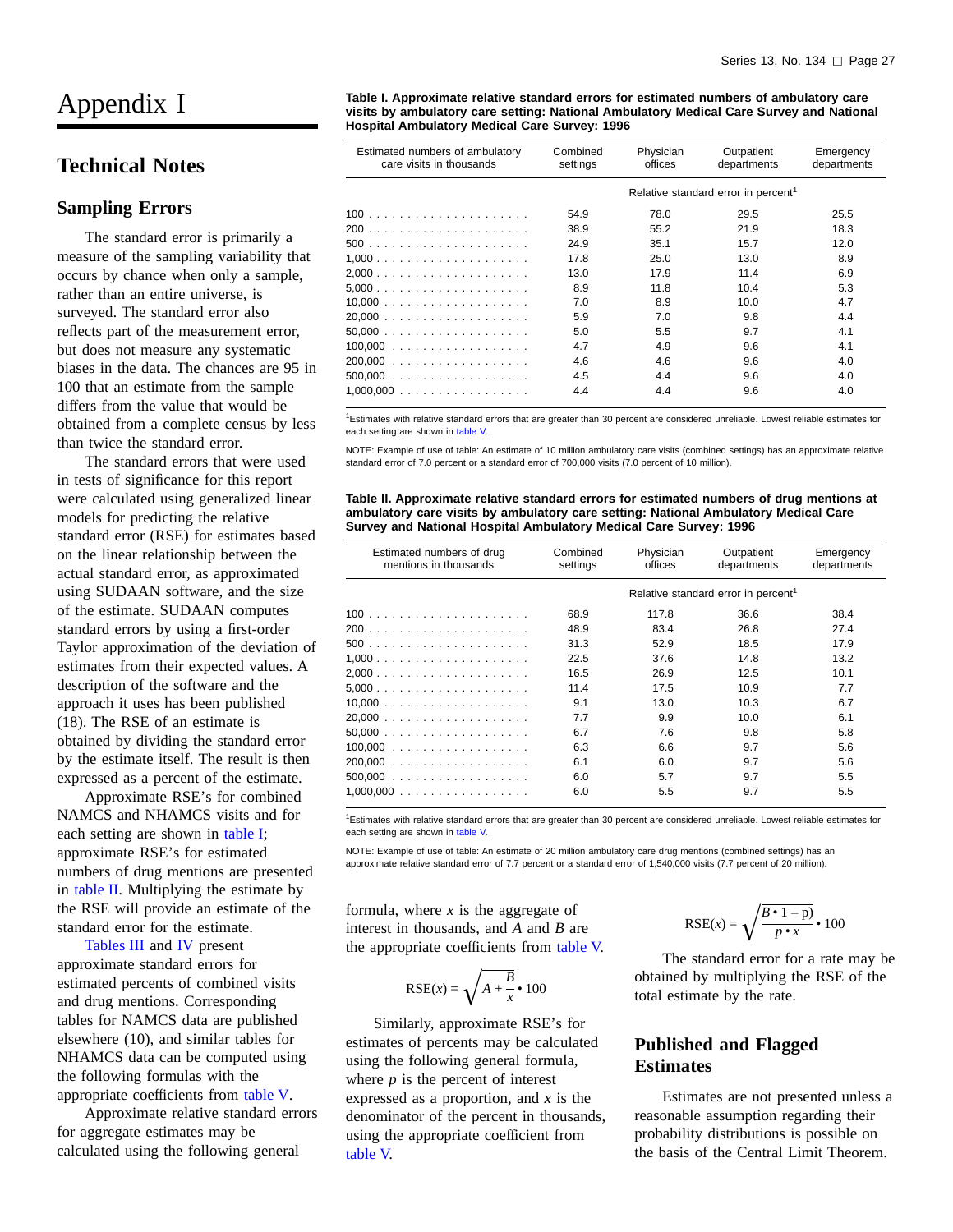# Appendix I

## Technical Notes

### Sampling Errors

The standard error is primarily a measure of the sampling variability that occurs by chance when only a sample, rather than an entire universe, is surveyed. The standard error also reflects part of the measurement error, but does not measure any systematic biases in the data. The chances are 95 in 100 that an estimate from the sample differs from the value that would be obtained from a complete census by less than twice the standard error.

The standard errors that were used in tests of significance for this report were calculated using generalized linear models for predicting the relative standard error (RSE) for estimates based on the linear relationship between the actual standard error, as approximated using SUDAAN software, and the size of the estimate. SUDAAN computes standard errors by using a first-order Taylor approximation of the deviation of estimates from their expected values. A description of the software and the approach it uses has been published (18). The RSE of an estimate is obtained by dividing the standard error by the estimate itself. The result is then expressed as a percent of the estimate.

Approximate RSE's for combined NAMCS and NHAMCS visits and for each setting are shown in table I; approximate RSE's for estimated numbers of drug mentions are presented in table II. Multiplying the estimate by the RSE will provide an estimate of the standard error for the estimate.

Tables III and IV present approximate standard errors for estimated percents of combined visits and drug mentions. Corresponding tables for NAMCS data are published elsewhere (10), and similar tables for NHAMCS data can be computed using the following formulas with the appropriate coefficients from table V.

Approximate relative standard errors for aggregate estimates may be calculated using the following general formula, where $x$ is the aggregate of interest in thousands, and $A$ and $B$ are the appropriate coefficients from table V.

$$\text{RSE}(x) = \sqrt{A + \frac{B}{x}} \cdot 100$$

Similarly, approximate RSE's for estimates of percents may be calculated using the following general formula, where $p$ is the percent of interest expressed as a proportion, and $x$ is the denominator of the percent in thousands, using the appropriate coefficient from table V.

$$\text{RSE}(x) = \sqrt{\frac{B \cdot 1 - p)}{p \cdot x}} \cdot 100$$

The standard error for a rate may be obtained by multiplying the RSE of the total estimate by the rate.

**Table I. Approximate relative standard errors for estimated numbers of ambulatory care visits by ambulatory care setting: National Ambulatory Medical Care Survey and National Hospital Ambulatory Medical Care Survey: 1996**

| Estimated numbers of ambulatory care visits in thousands | Combined settings | Physician offices | Outpatient departments | Emergency departments |
|---|---|---|---|---|
| | Relative standard error in percent[1] | | | |
| 100 | 54.9 | 78.0 | 29.5 | 25.5 |
| 200 | 38.9 | 55.2 | 21.9 | 18.3 |
| 500 | 24.9 | 35.1 | 15.7 | 12.0 |
| 1,000 | 17.8 | 25.0 | 13.0 | 8.9 |
| 2,000 | 13.0 | 17.9 | 11.4 | 6.9 |
| 5,000 | 8.9 | 11.8 | 10.4 | 5.3 |
| 10,000 | 7.0 | 8.9 | 10.0 | 4.7 |
| 20,000 | 5.9 | 7.0 | 9.8 | 4.4 |
| 50,000 | 5.0 | 5.5 | 9.7 | 4.1 |
| 100,000 | 4.7 | 4.9 | 9.6 | 4.1 |
| 200,000 | 4.6 | 4.6 | 9.6 | 4.0 |
| 500,000 | 4.5 | 4.4 | 9.6 | 4.0 |
| 1,000,000 | 4.4 | 4.4 | 9.6 | 4.0 |

[1]Estimates with relative standard errors that are greater than 30 percent are considered unreliable. Lowest reliable estimates for each setting are shown in table V.

NOTE: Example of use of table: An estimate of 10 million ambulatory care visits (combined settings) has an approximate relative standard error of 7.0 percent or a standard error of 700,000 visits (7.0 percent of 10 million).

**Table II. Approximate relative standard errors for estimated numbers of drug mentions at ambulatory care visits by ambulatory care setting: National Ambulatory Medical Care Survey and National Hospital Ambulatory Medical Care Survey: 1996**

| Estimated numbers of drug mentions in thousands | Combined settings | Physician offices | Outpatient departments | Emergency departments |
|---|---|---|---|---|
| | Relative standard error in percent[1] | | | |
| 100 | 68.9 | 117.8 | 36.6 | 38.4 |
| 200 | 48.9 | 83.4 | 26.8 | 27.4 |
| 500 | 31.3 | 52.9 | 18.5 | 17.9 |
| 1,000 | 22.5 | 37.6 | 14.8 | 13.2 |
| 2,000 | 16.5 | 26.9 | 12.5 | 10.1 |
| 5,000 | 11.4 | 17.5 | 10.9 | 7.7 |
| 10,000 | 9.1 | 13.0 | 10.3 | 6.7 |
| 20,000 | 7.7 | 9.9 | 10.0 | 6.1 |
| 50,000 | 6.7 | 7.6 | 9.8 | 5.8 |
| 100,000 | 6.3 | 6.6 | 9.7 | 5.6 |
| 200,000 | 6.1 | 6.0 | 9.7 | 5.6 |
| 500,000 | 6.0 | 5.7 | 9.7 | 5.5 |
| 1,000,000 | 6.0 | 5.5 | 9.7 | 5.5 |

[1]Estimates with relative standard errors that are greater than 30 percent are considered unreliable. Lowest reliable estimates for each setting are shown in table V.

NOTE: Example of use of table: An estimate of 20 million ambulatory care drug mentions (combined settings) has an approximate relative standard error of 7.7 percent or a standard error of 1,540,000 visits (7.7 percent of 20 million).

## Published and Flagged Estimates

Estimates are not presented unless a reasonable assumption regarding their probability distributions is possible on the basis of the Central Limit Theorem.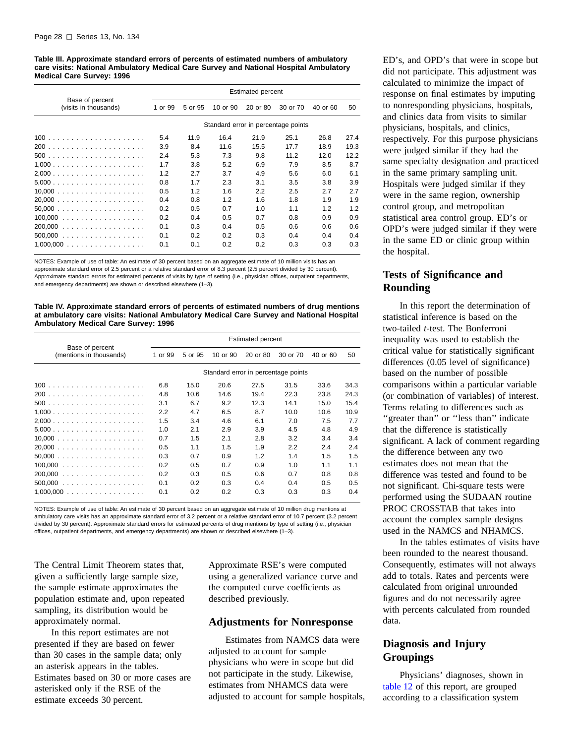**Table III. Approximate standard errors of percents of estimated numbers of ambulatory care visits: National Ambulatory Medical Care Survey and National Hospital Ambulatory Medical Care Survey: 1996**

| Base of percent (visits in thousands) | Estimated percent | | | | | | |
|---|---|---|---|---|---|---|---|
| | 1 or 99 | 5 or 95 | 10 or 90 | 20 or 80 | 30 or 70 | 40 or 60 | 50 |
| | Standard error in percentage points | | | | | | |
| 100 | 5.4 | 11.9 | 16.4 | 21.9 | 25.1 | 26.8 | 27.4 |
| 200 | 3.9 | 8.4 | 11.6 | 15.5 | 17.7 | 18.9 | 19.3 |
| 500 | 2.4 | 5.3 | 7.3 | 9.8 | 11.2 | 12.0 | 12.2 |
| 1,000 | 1.7 | 3.8 | 5.2 | 6.9 | 7.9 | 8.5 | 8.7 |
| 2,000 | 1.2 | 2.7 | 3.7 | 4.9 | 5.6 | 6.0 | 6.1 |
| 5,000 | 0.8 | 1.7 | 2.3 | 3.1 | 3.5 | 3.8 | 3.9 |
| 10,000 | 0.5 | 1.2 | 1.6 | 2.2 | 2.5 | 2.7 | 2.7 |
| 20,000 | 0.4 | 0.8 | 1.2 | 1.6 | 1.8 | 1.9 | 1.9 |
| 50,000 | 0.2 | 0.5 | 0.7 | 1.0 | 1.1 | 1.2 | 1.2 |
| 100,000 | 0.2 | 0.4 | 0.5 | 0.7 | 0.8 | 0.9 | 0.9 |
| 200,000 | 0.1 | 0.3 | 0.4 | 0.5 | 0.6 | 0.6 | 0.6 |
| 500,000 | 0.1 | 0.2 | 0.2 | 0.3 | 0.4 | 0.4 | 0.4 |
| 1,000,000 | 0.1 | 0.1 | 0.2 | 0.2 | 0.3 | 0.3 | 0.3 |

NOTES: Example of use of table: An estimate of 30 percent based on an aggregate estimate of 10 million visits has an approximate standard error of 2.5 percent or a relative standard error of 8.3 percent (2.5 percent divided by 30 percent). Approximate standard errors for estimated percents of visits by type of setting (i.e., physician offices, outpatient departments, and emergency departments) are shown or described elsewhere (1–3).

**Table IV. Approximate standard errors of percents of estimated numbers of drug mentions at ambulatory care visits: National Ambulatory Medical Care Survey and National Hospital Ambulatory Medical Care Survey: 1996**

| Base of percent (mentions in thousands) | Estimated percent | | | | | | |
|---|---|---|---|---|---|---|---|
| | 1 or 99 | 5 or 95 | 10 or 90 | 20 or 80 | 30 or 70 | 40 or 60 | 50 |
| | Standard error in percentage points | | | | | | |
| 100 | 6.8 | 15.0 | 20.6 | 27.5 | 31.5 | 33.6 | 34.3 |
| 200 | 4.8 | 10.6 | 14.6 | 19.4 | 22.3 | 23.8 | 24.3 |
| 500 | 3.1 | 6.7 | 9.2 | 12.3 | 14.1 | 15.0 | 15.4 |
| 1,000 | 2.2 | 4.7 | 6.5 | 8.7 | 10.0 | 10.6 | 10.9 |
| 2,000 | 1.5 | 3.4 | 4.6 | 6.1 | 7.0 | 7.5 | 7.7 |
| 5,000 | 1.0 | 2.1 | 2.9 | 3.9 | 4.5 | 4.8 | 4.9 |
| 10,000 | 0.7 | 1.5 | 2.1 | 2.8 | 3.2 | 3.4 | 3.4 |
| 20,000 | 0.5 | 1.1 | 1.5 | 1.9 | 2.2 | 2.4 | 2.4 |
| 50,000 | 0.3 | 0.7 | 0.9 | 1.2 | 1.4 | 1.5 | 1.5 |
| 100,000 | 0.2 | 0.5 | 0.7 | 0.9 | 1.0 | 1.1 | 1.1 |
| 200,000 | 0.2 | 0.3 | 0.5 | 0.6 | 0.7 | 0.8 | 0.8 |
| 500,000 | 0.1 | 0.2 | 0.3 | 0.4 | 0.4 | 0.5 | 0.5 |
| 1,000,000 | 0.1 | 0.2 | 0.2 | 0.3 | 0.3 | 0.3 | 0.4 |

NOTES: Example of use of table: An estimate of 30 percent based on an aggregate estimate of 10 million drug mentions at ambulatory care visits has an approximate standard error of 3.2 percent or a relative standard error of 10.7 percent (3.2 percent divided by 30 percent). Approximate standard errors for estimated percents of drug mentions by type of setting (i.e., physician offices, outpatient departments, and emergency departments) are shown or described elsewhere (1–3).

The Central Limit Theorem states that, given a sufficiently large sample size, the sample estimate approximates the population estimate and, upon repeated sampling, its distribution would be approximately normal.

In this report estimates are not presented if they are based on fewer than 30 cases in the sample data; only an asterisk appears in the tables. Estimates based on 30 or more cases are asterisked only if the RSE of the estimate exceeds 30 percent.

Approximate RSE's were computed using a generalized variance curve and the computed curve coefficients as described previously.

## Adjustments for Nonresponse

Estimates from NAMCS data were adjusted to account for sample physicians who were in scope but did not participate in the study. Likewise, estimates from NHAMCS data were adjusted to account for sample hospitals, ED's, and OPD's that were in scope but did not participate. This adjustment was calculated to minimize the impact of response on final estimates by imputing to nonresponding physicians, hospitals, and clinics data from visits to similar physicians, hospitals, and clinics, respectively. For this purpose physicians were judged similar if they had the same specialty designation and practiced in the same primary sampling unit. Hospitals were judged similar if they were in the same region, ownership control group, and metropolitan statistical area control group. ED's or OPD's were judged similar if they were in the same ED or clinic group within the hospital.

## Tests of Significance and Rounding

In this report the determination of statistical inference is based on the two-tailed *t*-test. The Bonferroni inequality was used to establish the critical value for statistically significant differences (0.05 level of significance) based on the number of possible comparisons within a particular variable (or combination of variables) of interest. Terms relating to differences such as ''greater than'' or ''less than'' indicate that the difference is statistically significant. A lack of comment regarding the difference between any two estimates does not mean that the difference was tested and found to be not significant. Chi-square tests were performed using the SUDAAN routine PROC CROSSTAB that takes into account the complex sample designs used in the NAMCS and NHAMCS.

In the tables estimates of visits have been rounded to the nearest thousand. Consequently, estimates will not always add to totals. Rates and percents were calculated from original unrounded figures and do not necessarily agree with percents calculated from rounded data.

## Diagnosis and Injury Groupings

Physicians' diagnoses, shown in table 12 of this report, are grouped according to a classification system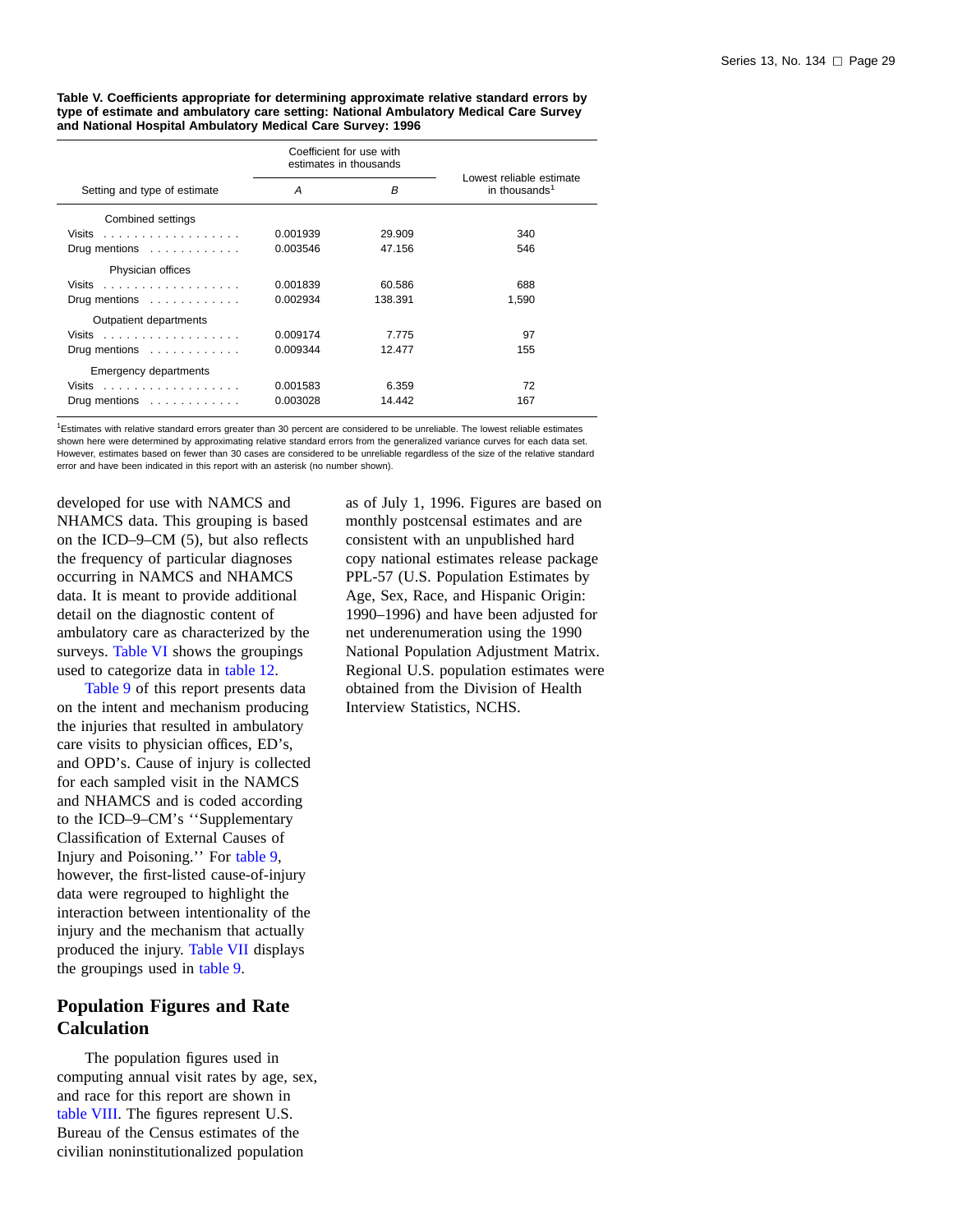**Table V. Coefficients appropriate for determining approximate relative standard errors by type of estimate and ambulatory care setting: National Ambulatory Medical Care Survey and National Hospital Ambulatory Medical Care Survey: 1996**

| Setting and type of estimate | Coefficient for use with estimates in thousands | | Lowest reliable estimate in thousands[1] |
|---|---|---|---|
| | *A* | *B* | |
| **Combined settings** | | | |
| Visits | 0.001939 | 29.909 | 340 |
| Drug mentions | 0.003546 | 47.156 | 546 |
| **Physician offices** | | | |
| Visits | 0.001839 | 60.586 | 688 |
| Drug mentions | 0.002934 | 138.391 | 1,590 |
| **Outpatient departments** | | | |
| Visits | 0.009174 | 7.775 | 97 |
| Drug mentions | 0.009344 | 12.477 | 155 |
| **Emergency departments** | | | |
| Visits | 0.001583 | 6.359 | 72 |
| Drug mentions | 0.003028 | 14.442 | 167 |

[1]Estimates with relative standard errors greater than 30 percent are considered to be unreliable. The lowest reliable estimates shown here were determined by approximating relative standard errors from the generalized variance curves for each data set. However, estimates based on fewer than 30 cases are considered to be unreliable regardless of the size of the relative standard error and have been indicated in this report with an asterisk (no number shown).

developed for use with NAMCS and NHAMCS data. This grouping is based on the ICD–9–CM (5), but also reflects the frequency of particular diagnoses occurring in NAMCS and NHAMCS data. It is meant to provide additional detail on the diagnostic content of ambulatory care as characterized by the surveys. Table VI shows the groupings used to categorize data in table 12.

Table 9 of this report presents data on the intent and mechanism producing the injuries that resulted in ambulatory care visits to physician offices, ED's, and OPD's. Cause of injury is collected for each sampled visit in the NAMCS and NHAMCS and is coded according to the ICD–9–CM's ''Supplementary Classification of External Causes of Injury and Poisoning.'' For table 9, however, the first-listed cause-of-injury data were regrouped to highlight the interaction between intentionality of the injury and the mechanism that actually produced the injury. Table VII displays the groupings used in table 9.

## Population Figures and Rate Calculation

The population figures used in computing annual visit rates by age, sex, and race for this report are shown in table VIII. The figures represent U.S. Bureau of the Census estimates of the civilian noninstitutionalized population as of July 1, 1996. Figures are based on monthly postcensal estimates and are consistent with an unpublished hard copy national estimates release package PPL-57 (U.S. Population Estimates by Age, Sex, Race, and Hispanic Origin: 1990–1996) and have been adjusted for net underenumeration using the 1990 National Population Adjustment Matrix. Regional U.S. population estimates were obtained from the Division of Health Interview Statistics, NCHS.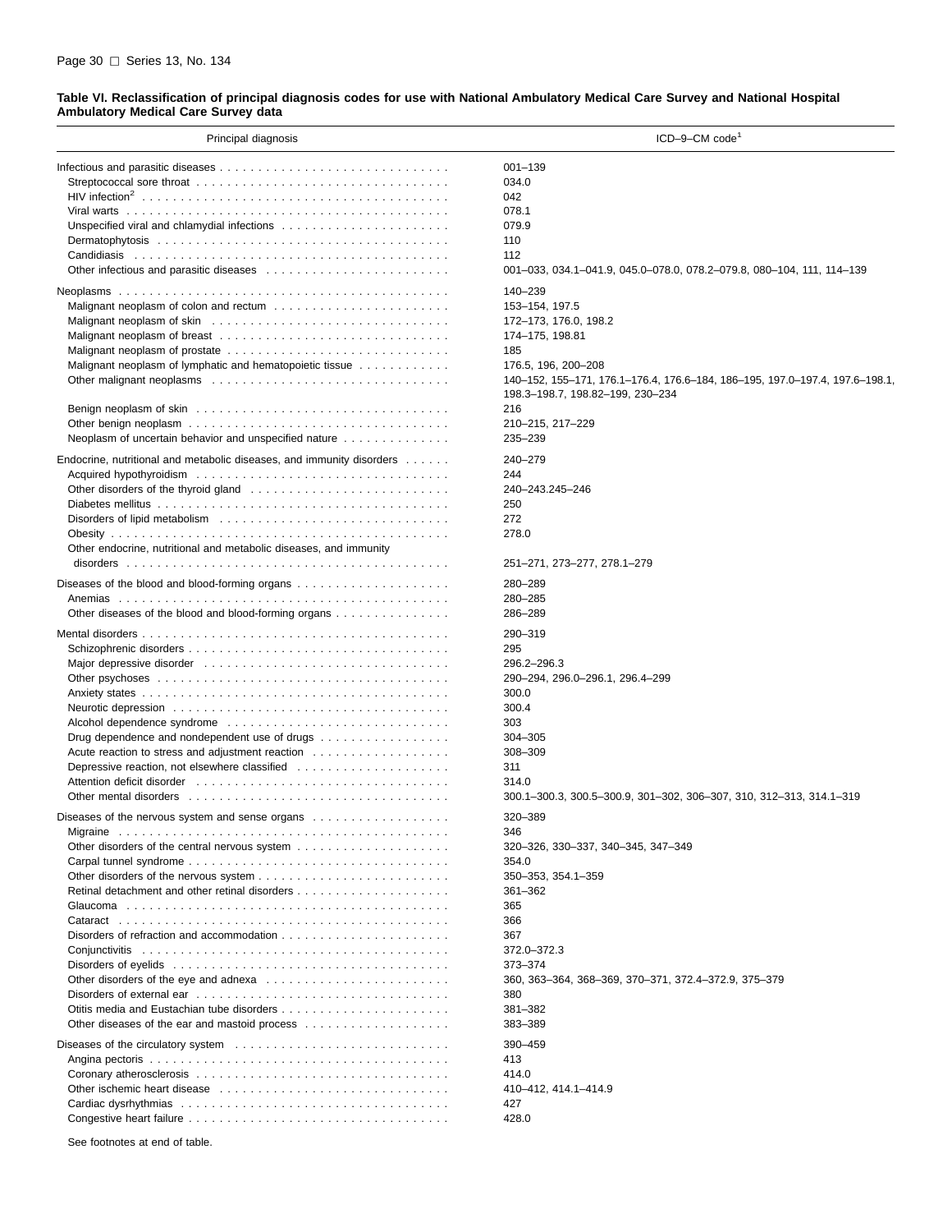**Table VI. Reclassification of principal diagnosis codes for use with National Ambulatory Medical Care Survey and National Hospital Ambulatory Medical Care Survey data**

| Principal diagnosis | ICD–9–CM code[1] |
|---|---|
| Infectious and parasitic diseases | 001–139 |
| Streptococcal sore throat | 034.0 |
| HIV infection[2] | 042 |
| Viral warts | 078.1 |
| Unspecified viral and chlamydial infections | 079.9 |
| Dermatophytosis | 110 |
| Candidiasis | 112 |
| Other infectious and parasitic diseases | 001–033, 034.1–041.9, 045.0–078.0, 078.2–079.8, 080–104, 111, 114–139 |
| Neoplasms | 140–239 |
| Malignant neoplasm of colon and rectum | 153–154, 197.5 |
| Malignant neoplasm of skin | 172–173, 176.0, 198.2 |
| Malignant neoplasm of breast | 174–175, 198.81 |
| Malignant neoplasm of prostate | 185 |
| Malignant neoplasm of lymphatic and hematopoietic tissue | 176.5, 196, 200–208 |
| Other malignant neoplasms | 140–152, 155–171, 176.1–176.4, 176.6–184, 186–195, 197.0–197.4, 197.6–198.1, 198.3–198.7, 198.82–199, 230–234 |
| Benign neoplasm of skin | 216 |
| Other benign neoplasm | 210–215, 217–229 |
| Neoplasm of uncertain behavior and unspecified nature | 235–239 |
| Endocrine, nutritional and metabolic diseases, and immunity disorders | 240–279 |
| Acquired hypothyroidism | 244 |
| Other disorders of the thyroid gland | 240–243.245–246 |
| Diabetes mellitus | 250 |
| Disorders of lipid metabolism | 272 |
| Obesity | 278.0 |
| Other endocrine, nutritional and metabolic diseases, and immunity disorders | 251–271, 273–277, 278.1–279 |
| Diseases of the blood and blood-forming organs | 280–289 |
| Anemias | 280–285 |
| Other diseases of the blood and blood-forming organs | 286–289 |
| Mental disorders | 290–319 |
| Schizophrenic disorders | 295 |
| Major depressive disorder | 296.2–296.3 |
| Other psychoses | 290–294, 296.0–296.1, 296.4–299 |
| Anxiety states | 300.0 |
| Neurotic depression | 300.4 |
| Alcohol dependence syndrome | 303 |
| Drug dependence and nondependent use of drugs | 304–305 |
| Acute reaction to stress and adjustment reaction | 308–309 |
| Depressive reaction, not elsewhere classified | 311 |
| Attention deficit disorder | 314.0 |
| Other mental disorders | 300.1–300.3, 300.5–300.9, 301–302, 306–307, 310, 312–313, 314.1–319 |
| Diseases of the nervous system and sense organs | 320–389 |
| Migraine | 346 |
| Other disorders of the central nervous system | 320–326, 330–337, 340–345, 347–349 |
| Carpal tunnel syndrome | 354.0 |
| Other disorders of the nervous system | 350–353, 354.1–359 |
| Retinal detachment and other retinal disorders | 361–362 |
| Glaucoma | 365 |
| Cataract | 366 |
| Disorders of refraction and accommodation | 367 |
| Conjunctivitis | 372.0–372.3 |
| Disorders of eyelids | 373–374 |
| Other disorders of the eye and adnexa | 360, 363–364, 368–369, 370–371, 372.4–372.9, 375–379 |
| Disorders of external ear | 380 |
| Otitis media and Eustachian tube disorders | 381–382 |
| Other diseases of the ear and mastoid process | 383–389 |
| Diseases of the circulatory system | 390–459 |
| Angina pectoris | 413 |
| Coronary atherosclerosis | 414.0 |
| Other ischemic heart disease | 410–412, 414.1–414.9 |
| Cardiac dysrhythmias | 427 |
| Congestive heart failure | 428.0 |

See footnotes at end of table.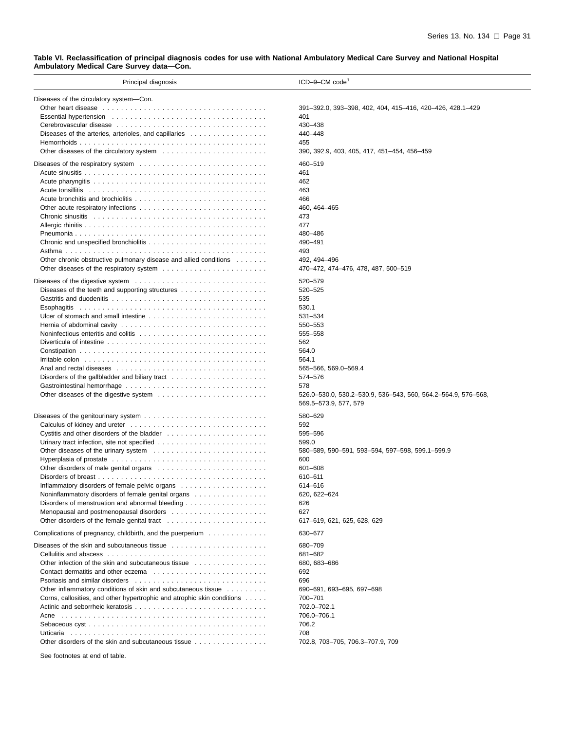**Table VI. Reclassification of principal diagnosis codes for use with National Ambulatory Medical Care Survey and National Hospital Ambulatory Medical Care Survey data—Con.**

| Principal diagnosis | ICD–9–CM code[1] |
|---|---|
| Diseases of the circulatory system—Con. | |
| Other heart disease | 391–392.0, 393–398, 402, 404, 415–416, 420–426, 428.1–429 |
| Essential hypertension | 401 |
| Cerebrovascular disease | 430–438 |
| Diseases of the arteries, arterioles, and capillaries | 440–448 |
| Hemorrhoids | 455 |
| Other diseases of the circulatory system | 390, 392.9, 403, 405, 417, 451–454, 456–459 |
| Diseases of the respiratory system | 460–519 |
| Acute sinusitis | 461 |
| Acute pharyngitis | 462 |
| Acute tonsillitis | 463 |
| Acute bronchitis and brochiolitis | 466 |
| Other acute respiratory infections | 460, 464–465 |
| Chronic sinusitis | 473 |
| Allergic rhinitis | 477 |
| Pneumonia | 480–486 |
| Chronic and unspecified bronchiolitis | 490–491 |
| Asthma | 493 |
| Other chronic obstructive pulmonary disease and allied conditions | 492, 494–496 |
| Other diseases of the respiratory system | 470–472, 474–476, 478, 487, 500–519 |
| Diseases of the digestive system | 520–579 |
| Diseases of the teeth and supporting structures | 520–525 |
| Gastritis and duodenitis | 535 |
| Esophagitis | 530.1 |
| Ulcer of stomach and small intestine | 531–534 |
| Hernia of abdominal cavity | 550–553 |
| Noninfectious enteritis and colitis | 555–558 |
| Diverticula of intestine | 562 |
| Constipation | 564.0 |
| Irritable colon | 564.1 |
| Anal and rectal diseases | 565–566, 569.0–569.4 |
| Disorders of the gallbladder and biliary tract | 574–576 |
| Gastrointestinal hemorrhage | 578 |
| Other diseases of the digestive system | 526.0–530.0, 530.2–530.9, 536–543, 560, 564.2–564.9, 576–568, 569.5–573.9, 577, 579 |
| Diseases of the genitourinary system | 580–629 |
| Calculus of kidney and ureter | 592 |
| Cystitis and other disorders of the bladder | 595–596 |
| Urinary tract infection, site not specified | 599.0 |
| Other diseases of the urinary system | 580–589, 590–591, 593–594, 597–598, 599.1–599.9 |
| Hyperplasia of prostate | 600 |
| Other disorders of male genital organs | 601–608 |
| Disorders of breast | 610–611 |
| Inflammatory disorders of female pelvic organs | 614–616 |
| Noninflammatory disorders of female genital organs | 620, 622–624 |
| Disorders of menstruation and abnormal bleeding | 626 |
| Menopausal and postmenopausal disorders | 627 |
| Other disorders of the female genital tract | 617–619, 621, 625, 628, 629 |
| Complications of pregnancy, childbirth, and the puerperium | 630–677 |
| Diseases of the skin and subcutaneous tissue | 680–709 |
| Cellulitis and abscess | 681–682 |
| Other infection of the skin and subcutaneous tissue | 680, 683–686 |
| Contact dermatitis and other eczema | 692 |
| Psoriasis and similar disorders | 696 |
| Other inflammatory conditions of skin and subcutaneous tissue | 690–691, 693–695, 697–698 |
| Corns, callosities, and other hypertrophic and atrophic skin conditions | 700–701 |
| Actinic and seborrheic keratosis | 702.0–702.1 |
| Acne | 706.0–706.1 |
| Sebaceous cyst | 706.2 |
| Urticaria | 708 |
| Other disorders of the skin and subcutaneous tissue | 702.8, 703–705, 706.3–707.9, 709 |

See footnotes at end of table.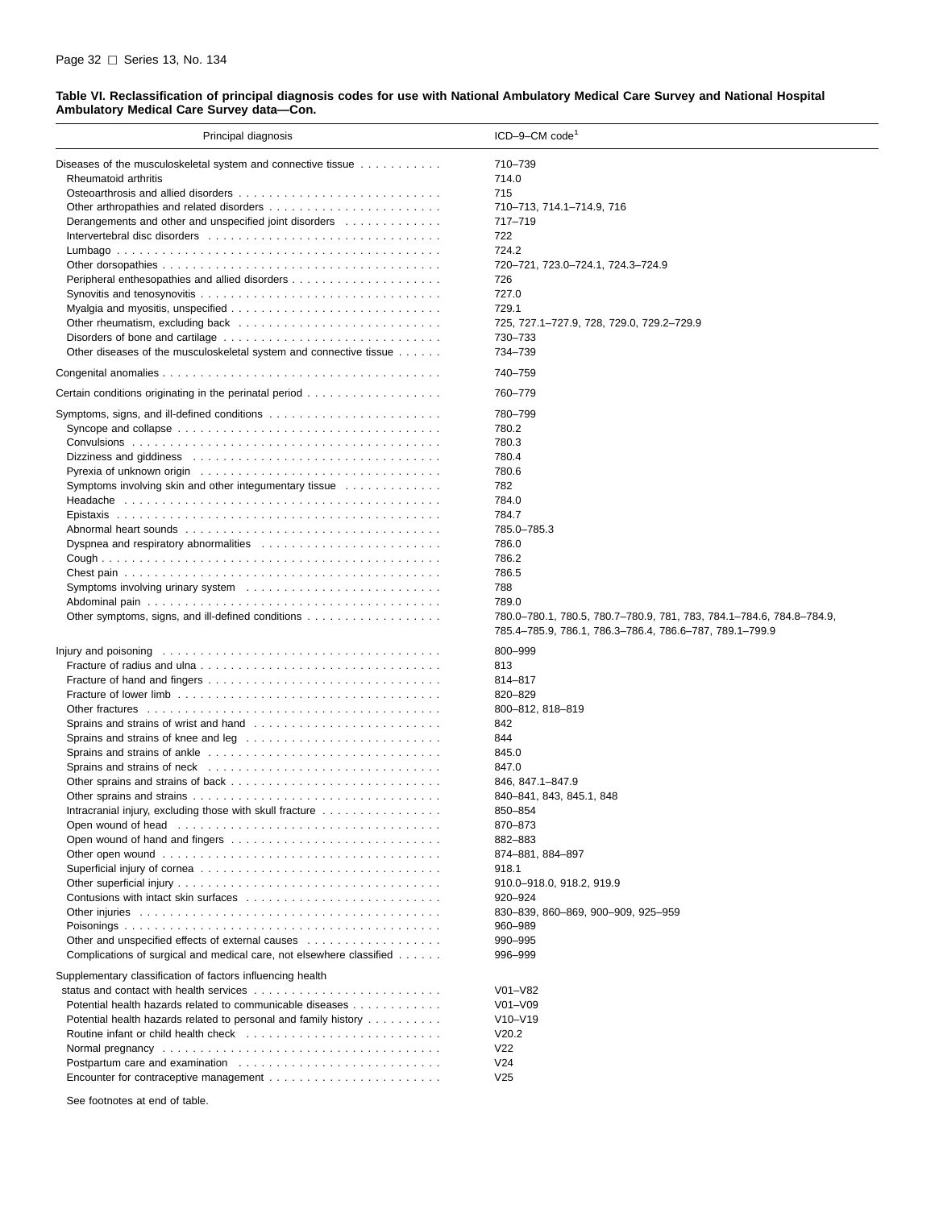**Table VI. Reclassification of principal diagnosis codes for use with National Ambulatory Medical Care Survey and National Hospital Ambulatory Medical Care Survey data—Con.**

| Principal diagnosis | ICD–9–CM code[1] |
|---|---|
| Diseases of the musculoskeletal system and connective tissue | 710–739 |
| Rheumatoid arthritis | 714.0 |
| Osteoarthrosis and allied disorders | 715 |
| Other arthropathies and related disorders | 710–713, 714.1–714.9, 716 |
| Derangements and other and unspecified joint disorders | 717–719 |
| Intervertebral disc disorders | 722 |
| Lumbago | 724.2 |
| Other dorsopathies | 720–721, 723.0–724.1, 724.3–724.9 |
| Peripheral enthesopathies and allied disorders | 726 |
| Synovitis and tenosynovitis | 727.0 |
| Myalgia and myositis, unspecified | 729.1 |
| Other rheumatism, excluding back | 725, 727.1–727.9, 728, 729.0, 729.2–729.9 |
| Disorders of bone and cartilage | 730–733 |
| Other diseases of the musculoskeletal system and connective tissue | 734–739 |
| Congenital anomalies | 740–759 |
| Certain conditions originating in the perinatal period | 760–779 |
| Symptoms, signs, and ill-defined conditions | 780–799 |
| Syncope and collapse | 780.2 |
| Convulsions | 780.3 |
| Dizziness and giddiness | 780.4 |
| Pyrexia of unknown origin | 780.6 |
| Symptoms involving skin and other integumentary tissue | 782 |
| Headache | 784.0 |
| Epistaxis | 784.7 |
| Abnormal heart sounds | 785.0–785.3 |
| Dyspnea and respiratory abnormalities | 786.0 |
| Cough | 786.2 |
| Chest pain | 786.5 |
| Symptoms involving urinary system | 788 |
| Abdominal pain | 789.0 |
| Other symptoms, signs, and ill-defined conditions | 780.0–780.1, 780.5, 780.7–780.9, 781, 783, 784.1–784.6, 784.8–784.9, 785.4–785.9, 786.1, 786.3–786.4, 786.6–787, 789.1–799.9 |
| Injury and poisoning | 800–999 |
| Fracture of radius and ulna | 813 |
| Fracture of hand and fingers | 814–817 |
| Fracture of lower limb | 820–829 |
| Other fractures | 800–812, 818–819 |
| Sprains and strains of wrist and hand | 842 |
| Sprains and strains of knee and leg | 844 |
| Sprains and strains of ankle | 845.0 |
| Sprains and strains of neck | 847.0 |
| Other sprains and strains of back | 846, 847.1–847.9 |
| Other sprains and strains | 840–841, 843, 845.1, 848 |
| Intracranial injury, excluding those with skull fracture | 850–854 |
| Open wound of head | 870–873 |
| Open wound of hand and fingers | 882–883 |
| Other open wound | 874–881, 884–897 |
| Superficial injury of cornea | 918.1 |
| Other superficial injury | 910.0–918.0, 918.2, 919.9 |
| Contusions with intact skin surfaces | 920–924 |
| Other injuries | 830–839, 860–869, 900–909, 925–959 |
| Poisonings | 960–989 |
| Other and unspecified effects of external causes | 990–995 |
| Complications of surgical and medical care, not elsewhere classified | 996–999 |
| Supplementary classification of factors influencing health status and contact with health services | V01–V82 |
| Potential health hazards related to communicable diseases | V01–V09 |
| Potential health hazards related to personal and family history | V10–V19 |
| Routine infant or child health check | V20.2 |
| Normal pregnancy | V22 |
| Postpartum care and examination | V24 |
| Encounter for contraceptive management | V25 |

See footnotes at end of table.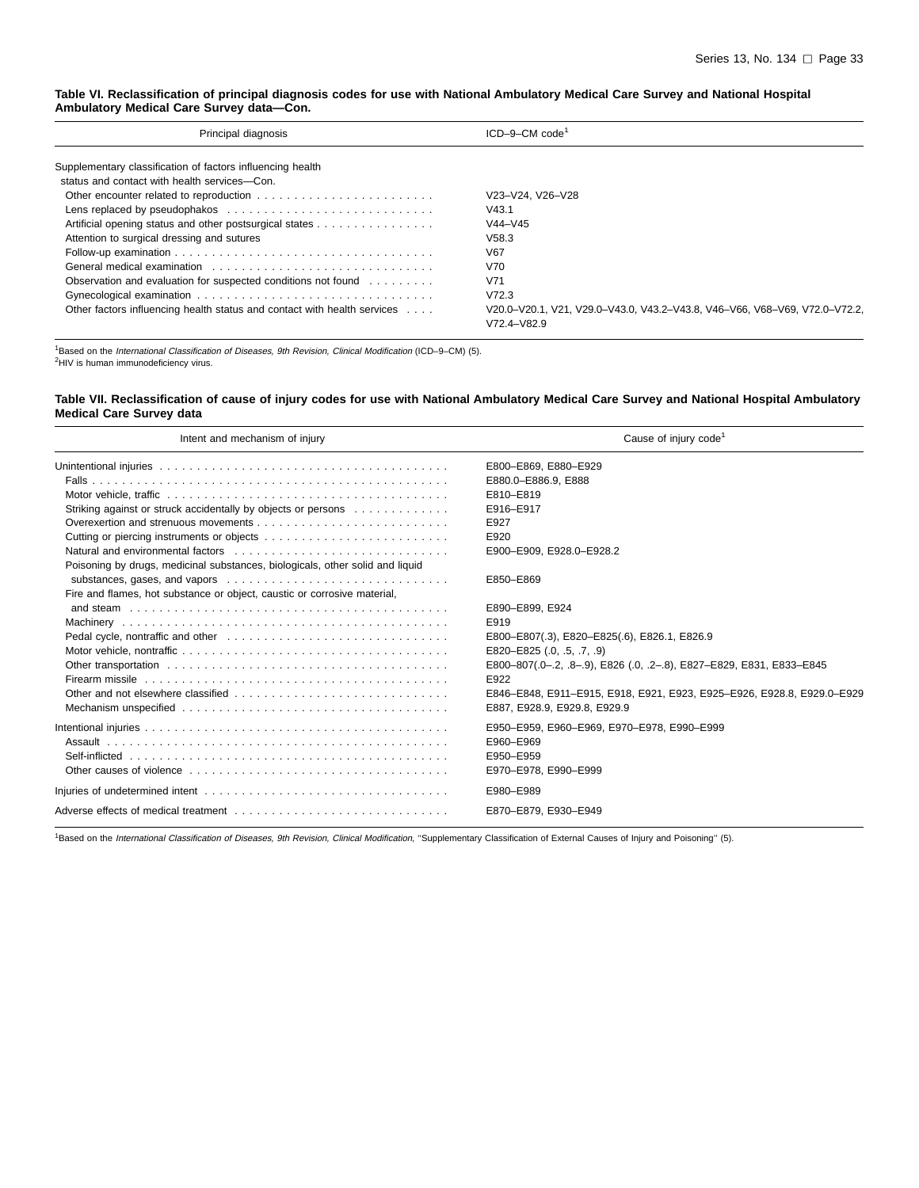**Table VI. Reclassification of principal diagnosis codes for use with National Ambulatory Medical Care Survey and National Hospital Ambulatory Medical Care Survey data—Con.**

| Principal diagnosis | ICD–9–CM code[1] |
|---|---|
| Supplementary classification of factors influencing health status and contact with health services—Con. | |
| Other encounter related to reproduction | V23–V24, V26–V28 |
| Lens replaced by pseudophakos | V43.1 |
| Artificial opening status and other postsurgical states | V44–V45 |
| Attention to surgical dressing and sutures | V58.3 |
| Follow-up examination | V67 |
| General medical examination | V70 |
| Observation and evaluation for suspected conditions not found | V71 |
| Gynecological examination | V72.3 |
| Other factors influencing health status and contact with health services | V20.0–V20.1, V21, V29.0–V43.0, V43.2–V43.8, V46–V66, V68–V69, V72.0–V72.2, V72.4–V82.9 |

[1]Based on the *International Classification of Diseases, 9th Revision, Clinical Modification* (ICD–9–CM) (5).
[2]HIV is human immunodeficiency virus.

**Table VII. Reclassification of cause of injury codes for use with National Ambulatory Medical Care Survey and National Hospital Ambulatory Medical Care Survey data**

| Intent and mechanism of injury | Cause of injury code[1] |
|---|---|
| Unintentional injuries | E800–E869, E880–E929 |
| Falls | E880.0–E886.9, E888 |
| Motor vehicle, traffic | E810–E819 |
| Striking against or struck accidentally by objects or persons | E916–E917 |
| Overexertion and strenuous movements | E927 |
| Cutting or piercing instruments or objects | E920 |
| Natural and environmental factors | E900–E909, E928.0–E928.2 |
| Poisoning by drugs, medicinal substances, biologicals, other solid and liquid substances, gases, and vapors | E850–E869 |
| Fire and flames, hot substance or object, caustic or corrosive material, and steam | E890–E899, E924 |
| Machinery | E919 |
| Pedal cycle, nontraffic and other | E800–E807(.3), E820–E825(.6), E826.1, E826.9 |
| Motor vehicle, nontraffic | E820–E825 (.0, .5, .7, .9) |
| Other transportation | E800–807(.0–.2, .8–.9), E826 (.0, .2–.8), E827–E829, E831, E833–E845 |
| Firearm missile | E922 |
| Other and not elsewhere classified | E846–E848, E911–E915, E918, E921, E923, E925–E926, E928.8, E929.0–E929.5 |
| Mechanism unspecified | E887, E928.9, E929.8, E929.9 |
| Intentional injuries | E950–E959, E960–E969, E970–E978, E990–E999 |
| Assault | E960–E969 |
| Self-inflicted | E950–E959 |
| Other causes of violence | E970–E978, E990–E999 |
| Injuries of undetermined intent | E980–E989 |
| Adverse effects of medical treatment | E870–E879, E930–E949 |

[1]Based on the *International Classification of Diseases, 9th Revision, Clinical Modification*, ''Supplementary Classification of External Causes of Injury and Poisoning'' (5).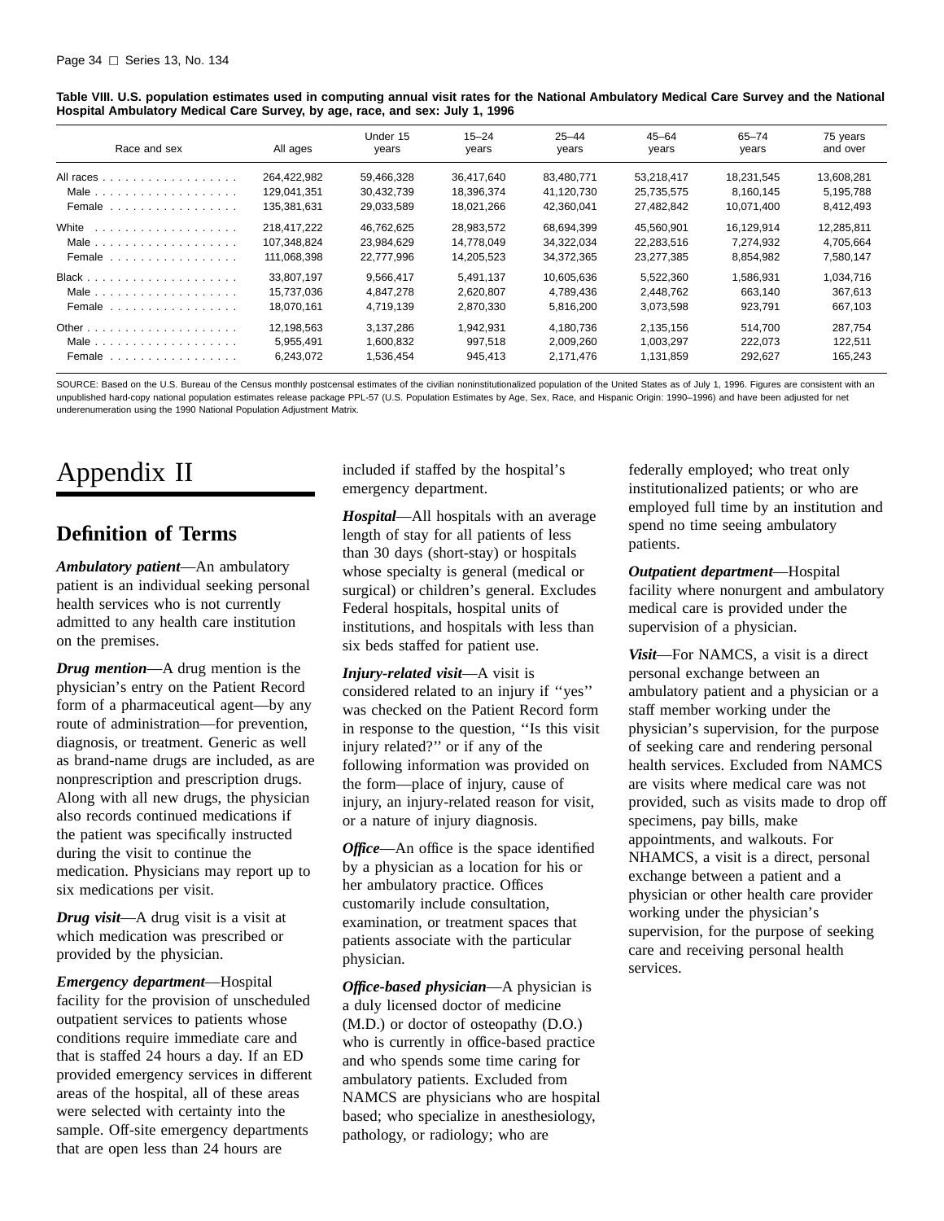**Table VIII. U.S. population estimates used in computing annual visit rates for the National Ambulatory Medical Care Survey and the National Hospital Ambulatory Medical Care Survey, by age, race, and sex: July 1, 1996**

| Race and sex | All ages | Under 15 years | 15–24 years | 25–44 years | 45–64 years | 65–74 years | 75 years and over |
|---|---|---|---|---|---|---|---|
| All races | 264,422,982 | 59,466,328 | 36,417,640 | 83,480,771 | 53,218,417 | 18,231,545 | 13,608,281 |
| Male | 129,041,351 | 30,432,739 | 18,396,374 | 41,120,730 | 25,735,575 | 8,160,145 | 5,195,788 |
| Female | 135,381,631 | 29,033,589 | 18,021,266 | 42,360,041 | 27,482,842 | 10,071,400 | 8,412,493 |
| White | 218,417,222 | 46,762,625 | 28,983,572 | 68,694,399 | 45,560,901 | 16,129,914 | 12,285,811 |
| Male | 107,348,824 | 23,984,629 | 14,778,049 | 34,322,034 | 22,283,516 | 7,274,932 | 4,705,664 |
| Female | 111,068,398 | 22,777,996 | 14,205,523 | 34,372,365 | 23,277,385 | 8,854,982 | 7,580,147 |
| Black | 33,807,197 | 9,566,417 | 5,491,137 | 10,605,636 | 5,522,360 | 1,586,931 | 1,034,716 |
| Male | 15,737,036 | 4,847,278 | 2,620,807 | 4,789,436 | 2,448,762 | 663,140 | 367,613 |
| Female | 18,070,161 | 4,719,139 | 2,870,330 | 5,816,200 | 3,073,598 | 923,791 | 667,103 |
| Other | 12,198,563 | 3,137,286 | 1,942,931 | 4,180,736 | 2,135,156 | 514,700 | 287,754 |
| Male | 5,955,491 | 1,600,832 | 997,518 | 2,009,260 | 1,003,297 | 222,073 | 122,511 |
| Female | 6,243,072 | 1,536,454 | 945,413 | 2,171,476 | 1,131,859 | 292,627 | 165,243 |

SOURCE: Based on the U.S. Bureau of the Census monthly postcensal estimates of the civilian noninstitutionalized population of the United States as of July 1, 1996. Figures are consistent with an unpublished hard-copy national population estimates release package PPL-57 (U.S. Population Estimates by Age, Sex, Race, and Hispanic Origin: 1990–1996) and have been adjusted for net underenumeration using the 1990 National Population Adjustment Matrix.

# Appendix II

## Definition of Terms

***Ambulatory patient***—An ambulatory patient is an individual seeking personal health services who is not currently admitted to any health care institution on the premises.

***Drug mention***—A drug mention is the physician's entry on the Patient Record form of a pharmaceutical agent—by any route of administration—for prevention, diagnosis, or treatment. Generic as well as brand-name drugs are included, as are nonprescription and prescription drugs. Along with all new drugs, the physician also records continued medications if the patient was specifically instructed during the visit to continue the medication. Physicians may report up to six medications per visit.

***Drug visit***—A drug visit is a visit at which medication was prescribed or provided by the physician.

***Emergency department***—Hospital facility for the provision of unscheduled outpatient services to patients whose conditions require immediate care and that is staffed 24 hours a day. If an ED provided emergency services in different areas of the hospital, all of these areas were selected with certainty into the sample. Off-site emergency departments that are open less than 24 hours are included if staffed by the hospital's emergency department.

***Hospital***—All hospitals with an average length of stay for all patients of less than 30 days (short-stay) or hospitals whose specialty is general (medical or surgical) or children's general. Excludes Federal hospitals, hospital units of institutions, and hospitals with less than six beds staffed for patient use.

***Injury-related visit***—A visit is considered related to an injury if ''yes'' was checked on the Patient Record form in response to the question, ''Is this visit injury related?'' or if any of the following information was provided on the form—place of injury, cause of injury, an injury-related reason for visit, or a nature of injury diagnosis.

***Office***—An office is the space identified by a physician as a location for his or her ambulatory practice. Offices customarily include consultation, examination, or treatment spaces that patients associate with the particular physician.

***Office-based physician***—A physician is a duly licensed doctor of medicine (M.D.) or doctor of osteopathy (D.O.) who is currently in office-based practice and who spends some time caring for ambulatory patients. Excluded from NAMCS are physicians who are hospital based; who specialize in anesthesiology, pathology, or radiology; who are federally employed; who treat only institutionalized patients; or who are employed full time by an institution and spend no time seeing ambulatory patients.

***Outpatient department***—Hospital facility where nonurgent and ambulatory medical care is provided under the supervision of a physician.

***Visit***—For NAMCS, a visit is a direct personal exchange between an ambulatory patient and a physician or a staff member working under the physician's supervision, for the purpose of seeking care and rendering personal health services. Excluded from NAMCS are visits where medical care was not provided, such as visits made to drop off specimens, pay bills, make appointments, and walkouts. For NHAMCS, a visit is a direct, personal exchange between a patient and a physician or other health care provider working under the physician's supervision, for the purpose of seeking care and receiving personal health services.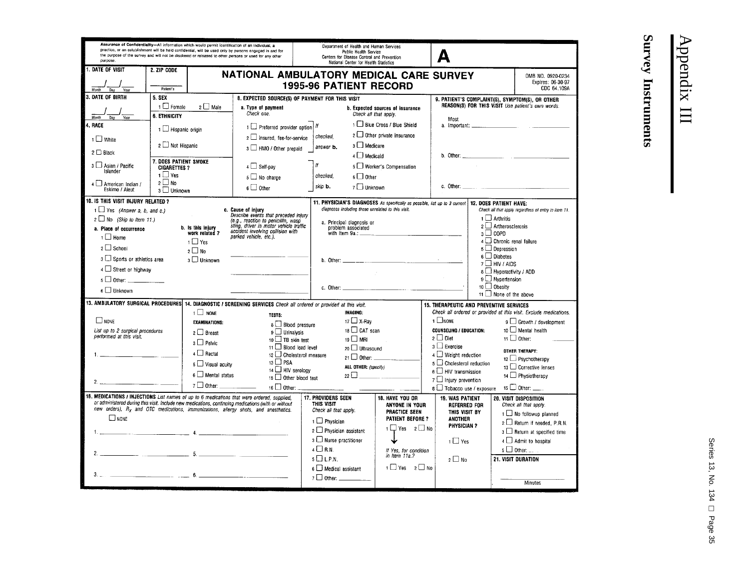# Appendix III

## Survey Instruments

**Assurance of Confidentiality**—All information which would permit identification of an individual, a practice, or an establishment will be held confidential, will be used only by persons engaged in and for the purpose of the survey and will not be disclosed or released to other persons or used for any other purpose.

Department of Health and Human Services
Public Health Service
Centers for Disease Control and Prevention
National Center for Health Statistics

**A**

# NATIONAL AMBULATORY MEDICAL CARE SURVEY
## 1995-96 PATIENT RECORD

OMB NO. 0920-0234
Expires: 06-30-97
CDC 64.109A

**1. DATE OF VISIT**
___/___/___
Month Day Year

**2. ZIP CODE**
________
Patient's

**3. DATE OF BIRTH**
___/___/___
Month Day Year

**4. RACE**
1 ☐ White
2 ☐ Black
3 ☐ Asian / Pacific Islander
4 ☐ American Indian / Eskimo / Aleut

**5. SEX**
1 ☐ Female 2 ☐ Male

**6. ETHNICITY**
1 ☐ Hispanic origin
2 ☐ Not Hispanic

**7. DOES PATIENT SMOKE CIGARETTES?**
1 ☐ Yes
2 ☐ No
3 ☐ Unknown

**8. EXPECTED SOURCE(S) OF PAYMENT FOR THIS VISIT**

**a. Type of payment**
*Check one.*
1 ☐ Preferred provider option
2 ☐ Insured, fee-for-service
3 ☐ HMO / Other prepaid
(If checked, answer **b.**)
4 ☐ Self-pay
5 ☐ No charge
6 ☐ Other
(If checked, skip **b.**)

**b. Expected sources of insurance**
*Check all that apply.*
1 ☐ Blue Cross / Blue Shield
2 ☐ Other private insurance
3 ☐ Medicare
4 ☐ Medicaid
5 ☐ Worker's Compensation
6 ☐ Other
7 ☐ Unknown

**9. PATIENT'S COMPLAINT(S), SYMPTOM(S), OR OTHER REASON(S) FOR THIS VISIT** *Use patient's own words.*
a. Most Important: ____________
b. Other: ____________
c. Other: ____________

**10. IS THIS VISIT INJURY RELATED?**
1 ☐ Yes *(Answer a, b, and c.)*
2 ☐ No *(Skip to Item 11.)*

**a. Place of occurrence**
1 ☐ Home
2 ☐ School
3 ☐ Sports or athletics area
4 ☐ Street or highway
5 ☐ Other: ________
6 ☐ Unknown

**b. Is this injury work related?**
1 ☐ Yes
2 ☐ No
3 ☐ Unknown

**c. Cause of injury**
*Describe events that preceded injury (e.g., reaction to penicillin, wasp sting, driver in motor vehicle traffic accident involving collision with parked vehicle, etc.).*
____________

**11. PHYSICIAN'S DIAGNOSES** *As specifically as possible, list up to 3 current diagnoses including those unrelated to this visit.*
a. Principal diagnosis or problem associated with Item 9a.: ____________
b. Other: ____________
c. Other: ____________

**12. DOES PATIENT HAVE:**
*Check all that apply regardless of entry in Item 11.*
1 ☐ Arthritis
2 ☐ Artherosclerosis
3 ☐ COPD
4 ☐ Chronic renal failure
5 ☐ Depression
6 ☐ Diabetes
7 ☐ HIV / AIDS
8 ☐ Hyperactivity / ADD
9 ☐ Hypertension
10 ☐ Obesity
11 ☐ None of the above

**13. AMBULATORY SURGICAL PROCEDURES**
☐ NONE
*List up to 2 surgical procedures performed at this visit.*
1. ____________
2. ____________

**14. DIAGNOSTIC / SCREENING SERVICES** *Check all ordered or provided at this visit.*
1 ☐ NONE

**EXAMINATIONS:**
2 ☐ Breast
3 ☐ Pelvic
4 ☐ Rectal
5 ☐ Visual acuity
6 ☐ Mental status
7 ☐ Other: ________

**TESTS:**
8 ☐ Blood pressure
9 ☐ Urinalysis
10 ☐ TB skin test
11 ☐ Blood lead level
12 ☐ Cholesterol measure
13 ☐ PSA
14 ☐ HIV serology
15 ☐ Other blood test
16 ☐ Other: ________

**IMAGING:**
17 ☐ X-Ray
18 ☐ CAT scan
19 ☐ MRI
20 ☐ Ultrasound
21 ☐ Other: ________

**ALL OTHER:** *(specify)*
22 ☐ ________

**15. THERAPEUTIC AND PREVENTIVE SERVICES**
*Check all ordered or provided at this visit. Exclude medications.*
1 ☐ NONE

**COUNSELING / EDUCATION:**
2 ☐ Diet
3 ☐ Exercise
4 ☐ Weight reduction
5 ☐ Cholesterol reduction
6 ☐ HIV transmission
7 ☐ Injury prevention
8 ☐ Tobacco use / exposure
9 ☐ Growth / development
10 ☐ Mental health
11 ☐ Other: ________

**OTHER THERAPY:**
12 ☐ Psychotherapy
13 ☐ Corrective lenses
14 ☐ Physiotherapy
15 ☐ Other: ____

**16. MEDICATIONS / INJECTIONS** *List names of up to 6 medications that were ordered, supplied, or administered during this visit. Include new medications, continuing medications (with or without new orders), $R_x$ and OTC medications, immunizations, allergy shots, and anesthetics.*
☐ NONE
1. ____________ 4. ____________
2. ____________ 5. ____________
3. ____________ 6. ____________

**17. PROVIDERS SEEN THIS VISIT**
*Check all that apply.*
1 ☐ Physician
2 ☐ Physician assistant
3 ☐ Nurse practitioner
4 ☐ R.N.
5 ☐ L.P.N.
6 ☐ Medical assistant
7 ☐ Other: ________

**18. HAVE YOU OR ANYONE IN YOUR PRACTICE SEEN PATIENT BEFORE?**
1 ☐ Yes 2 ☐ No
*If Yes, for condition in Item 11a.?*
1 ☐ Yes 2 ☐ No

**19. WAS PATIENT REFERRED FOR THIS VISIT BY ANOTHER PHYSICIAN?**
1 ☐ Yes
2 ☐ No

**20. VISIT DISPOSITION**
*Check all that apply.*
1 ☐ No followup planned
2 ☐ Return if needed, P.R.N.
3 ☐ Return at specified time
4 ☐ Admit to hospital
5 ☐ Other: ____

**21. VISIT DURATION**
________ Minutes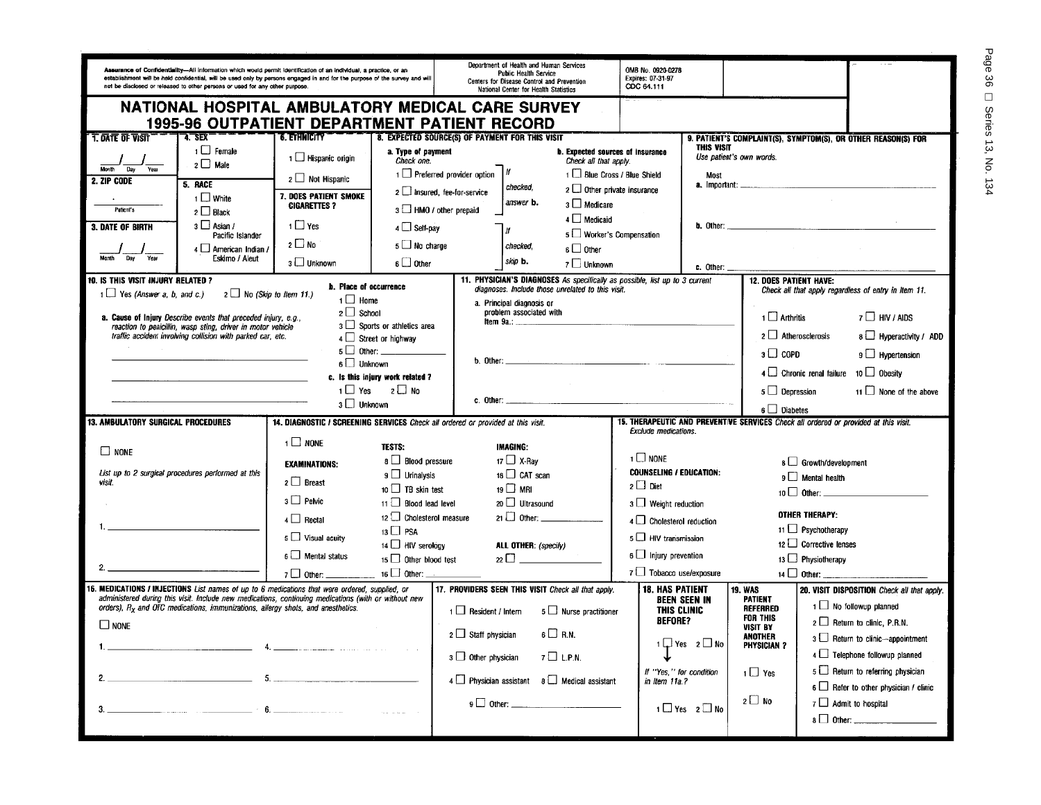**Assurance of Confidentiality**—All information which would permit identification of an individual, a practice, or an establishment will be held confidential, will be used only by persons engaged in and for the purpose of the survey and will not be disclosed or released to other persons or used for any other purpose.

Department of Health and Human Services
Public Health Service
Centers for Disease Control and Prevention
National Center for Health Statistics

OMB No. 0920-0278
Expires: 07-31-97
CDC 64.111

# NATIONAL HOSPITAL AMBULATORY MEDICAL CARE SURVEY
# 1995-96 OUTPATIENT DEPARTMENT PATIENT RECORD

**1. DATE OF VISIT**

___/___/___
Month Day Year

**2. ZIP CODE**

Patient's

**3. DATE OF BIRTH**

___/___/___
Month Day Year

**4. SEX**

1 ☐ Female
2 ☐ Male

**5. RACE**

1 ☐ White
2 ☐ Black
3 ☐ Asian / Pacific Islander
4 ☐ American Indian / Eskimo / Aleut

**6. ETHNICITY**

1 ☐ Hispanic origin
2 ☐ Not Hispanic

**7. DOES PATIENT SMOKE CIGARETTES ?**

1 ☐ Yes
2 ☐ No
3 ☐ Unknown

**8. EXPECTED SOURCE(S) OF PAYMENT FOR THIS VISIT**

**a. Type of payment** *Check one.*

1 ☐ Preferred provider option
2 ☐ Insured, fee-for-service
3 ☐ HMO / other prepaid
(If checked, answer **b.**)

4 ☐ Self-pay
5 ☐ No charge
6 ☐ Other
(If checked, skip **b.**)

**b. Expected sources of insurance** *Check all that apply.*

1 ☐ Blue Cross / Blue Shield
2 ☐ Other private insurance
3 ☐ Medicare
4 ☐ Medicaid
5 ☐ Worker's Compensation
6 ☐ Other
7 ☐ Unknown

**9. PATIENT'S COMPLAINT(S), SYMPTOM(S), OR OTHER REASON(S) FOR THIS VISIT** *Use patient's own words.*

Most
a. Important: ______
b. Other: ______
c. Other: ______

**10. IS THIS VISIT INJURY RELATED ?**

1 ☐ Yes *(Answer a, b, and c.)* 2 ☐ No *(Skip to Item 11.)*

**a. Cause of injury** *Describe events that preceded injury, e.g., reaction to penicillin, wasp sting, driver in motor vehicle traffic accident involving collision with parked car, etc.*

______
______
______

**b. Place of occurrence**

1 ☐ Home
2 ☐ School
3 ☐ Sports or athletics area
4 ☐ Street or highway
5 ☐ Other: ______
6 ☐ Unknown

**c. Is this injury work related ?**

1 ☐ Yes 2 ☐ No
3 ☐ Unknown

**11. PHYSICIAN'S DIAGNOSES** *As specifically as possible, list up to 3 current diagnoses. Include those unrelated to this visit.*

a. Principal diagnosis or problem associated with Item 9a.: ______
b. Other: ______
c. Other: ______

**12. DOES PATIENT HAVE:** *Check all that apply regardless of entry in Item 11.*

1 ☐ Arthritis
2 ☐ Atherosclerosis
3 ☐ COPD
4 ☐ Chronic renal failure
5 ☐ Depression
6 ☐ Diabetes
7 ☐ HIV / AIDS
8 ☐ Hyperactivity / ADD
9 ☐ Hypertension
10 ☐ Obesity
11 ☐ None of the above

**13. AMBULATORY SURGICAL PROCEDURES**

☐ NONE

*List up to 2 surgical procedures performed at this visit.*

1. ______
2. ______

**14. DIAGNOSTIC / SCREENING SERVICES** *Check all ordered or provided at this visit.*

1 ☐ NONE

**EXAMINATIONS:**

2 ☐ Breast
3 ☐ Pelvic
4 ☐ Rectal
5 ☐ Visual acuity
6 ☐ Mental status
7 ☐ Other: ______

**TESTS:**

8 ☐ Blood pressure
9 ☐ Urinalysis
10 ☐ TB skin test
11 ☐ Blood lead level
12 ☐ Cholesterol measure
13 ☐ PSA
14 ☐ HIV serology
15 ☐ Other blood test
16 ☐ Other: ______

**IMAGING:**

17 ☐ X-Ray
18 ☐ CAT scan
19 ☐ MRI
20 ☐ Ultrasound
21 ☐ Other: ______

**ALL OTHER:** *(specify)*

22 ☐ ______

**15. THERAPEUTIC AND PREVENTIVE SERVICES** *Check all ordered or provided at this visit. Exclude medications.*

1 ☐ NONE

**COUNSELING / EDUCATION:**

2 ☐ Diet
3 ☐ Weight reduction
4 ☐ Cholesterol reduction
5 ☐ HIV transmission
6 ☐ Injury prevention
7 ☐ Tobacco use/exposure
8 ☐ Growth/development
9 ☐ Mental health
10 ☐ Other: ______

**OTHER THERAPY:**

11 ☐ Psychotherapy
12 ☐ Corrective lenses
13 ☐ Physiotherapy
14 ☐ Other: ______

**16. MEDICATIONS / INJECTIONS** *List names of up to 6 medications that were ordered, supplied, or administered during this visit. Include new medications, continuing medications (with or without new orders), $R_X$ and OTC medications, immunizations, allergy shots, and anesthetics.*

☐ NONE

1. ______ 4. ______
2. ______ 5. ______
3. ______ 6. ______

**17. PROVIDERS SEEN THIS VISIT** *Check all that apply.*

1 ☐ Resident / Intern
2 ☐ Staff physician
3 ☐ Other physician
4 ☐ Physician assistant
5 ☐ Nurse practitioner
6 ☐ R.N.
7 ☐ L.P.N.
8 ☐ Medical assistant
9 ☐ Other: ______

**18. HAS PATIENT BEEN SEEN IN THIS CLINIC BEFORE?**

1 ☐ Yes 2 ☐ No

If "Yes," for condition in Item 11a.?

1 ☐ Yes 2 ☐ No

**19. WAS PATIENT REFERRED FOR THIS VISIT BY ANOTHER PHYSICIAN ?**

1 ☐ Yes
2 ☐ No

**20. VISIT DISPOSITION** *Check all that apply.*

1 ☐ No followup planned
2 ☐ Return to clinic, P.R.N.
3 ☐ Return to clinic—appointment
4 ☐ Telephone followup planned
5 ☐ Return to referring physician
6 ☐ Refer to other physician / clinic
7 ☐ Admit to hospital
8 ☐ Other: ______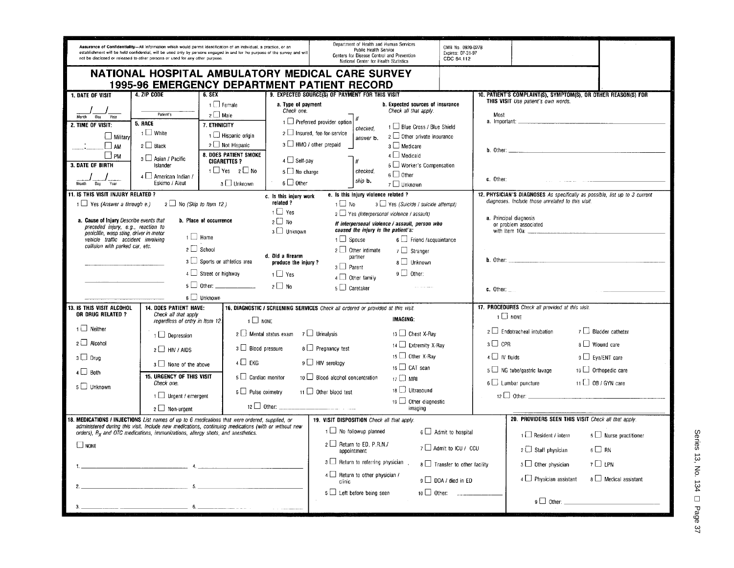**Assurance of Confidentiality**—All information which would permit identification of an individual, a practice, or an establishment will be held confidential, will be used only by persons engaged in and for the purpose of the survey and will not be disclosed or released to other persons or used for any other purpose.

Department of Health and Human Services
Public Health Service
Centers for Disease Control and Prevention
National Center for Health Statistics

OMB No. 0920-0278
Expires: 07-31-97
CDC 64.112

# NATIONAL HOSPITAL AMBULATORY MEDICAL CARE SURVEY
# 1995-96 EMERGENCY DEPARTMENT PATIENT RECORD

**1. DATE OF VISIT**

___/___/___
Month Day Year

**2. TIME OF VISIT:**

___:___ ☐ Military ☐ AM ☐ PM

**3. DATE OF BIRTH**

___/___/___
Month Day Year

**4. ZIP CODE**

__________
Patient's

**5. RACE**

1 ☐ White
2 ☐ Black
3 ☐ Asian / Pacific Islander
4 ☐ American Indian / Eskimo / Aleut

**6. SEX**

1 ☐ Female
2 ☐ Male

**7. ETHNICITY**

1 ☐ Hispanic origin
2 ☐ Not Hispanic

**8. DOES PATIENT SMOKE CIGARETTES?**

1 ☐ Yes 2 ☐ No
3 ☐ Unknown

**9. EXPECTED SOURCE(S) OF PAYMENT FOR THIS VISIT**

a. **Type of payment** *Check one.*

1 ☐ Preferred provider option
2 ☐ Insured, fee-for-service
3 ☐ HMO / other prepaid
(*If checked, answer* **b.**)

4 ☐ Self-pay
5 ☐ No charge
6 ☐ Other
(*If checked, skip* **b.**)

b. **Expected sources of insurance** *Check all that apply.*

1 ☐ Blue Cross / Blue Shield
2 ☐ Other private insurance
3 ☐ Medicare
4 ☐ Medicaid
5 ☐ Worker's Compensation
6 ☐ Other
7 ☐ Unknown

**10. PATIENT'S COMPLAINT(S), SYMPTOM(S), OR OTHER REASON(S) FOR THIS VISIT** *Use patient's own words.*

a. Most Important: __________

b. Other: __________

c. Other: __________

**11. IS THIS VISIT INJURY RELATED?**

1 ☐ Yes (*Answer a through e.*) 2 ☐ No (*Skip to Item 12.*)

a. **Cause of Injury** *Describe events that preceded injury, e.g., reaction to penicillin, wasp sting, driver in motor vehicle traffic accident involving collision with parked car, etc.*

__________
__________
__________

b. **Place of occurrence**

1 ☐ Home
2 ☐ School
3 ☐ Sports or athletics area
4 ☐ Street or highway
5 ☐ Other: __________
6 ☐ Unknown

c. **Is this injury work related?**

1 ☐ Yes
2 ☐ No
3 ☐ Unknown

d. **Did a firearm produce the injury?**

1 ☐ Yes
2 ☐ No

e. **Is this injury violence related?**

1 ☐ No 3 ☐ Yes (*Suicide / suicide attempt*)
2 ☐ Yes (*Interpersonal violence / assault*)

***If interpersonal violence / assault, person who caused the injury is the patient's:***

1 ☐ Spouse
2 ☐ Other intimate partner
3 ☐ Parent
4 ☐ Other family
5 ☐ Caretaker
6 ☐ Friend /acquaintance
7 ☐ Stranger
8 ☐ Unknown
9 ☐ Other: __________

**12. PHYSICIAN'S DIAGNOSES** *As specifically as possible, list up to 3 current diagnoses. Include those unrelated to this visit.*

a. Principal diagnosis or problem associated with Item 10a: __________

b. Other: __________

c. Other: __________

**13. IS THIS VISIT ALCOHOL OR DRUG RELATED?**

1 ☐ Neither
2 ☐ Alcohol
3 ☐ Drug
4 ☐ Both
5 ☐ Unknown

**14. DOES PATIENT HAVE:** *Check all that apply regardless of entry in Item 12.*

1 ☐ Depression
2 ☐ HIV / AIDS
3 ☐ None of the above

**15. URGENCY OF THIS VISIT** *Check one.*

1 ☐ Urgent / emergent
2 ☐ Non-urgent

**16. DIAGNOSTIC / SCREENING SERVICES** *Check all ordered or provided at this visit.*

1 ☐ NONE
2 ☐ Mental status exam
3 ☐ Blood pressure
4 ☐ EKG
5 ☐ Cardiac monitor
6 ☐ Pulse oximetry
7 ☐ Urinalysis
8 ☐ Pregnancy test
9 ☐ HIV serology
10 ☐ Blood alcohol concentration
11 ☐ Other blood test
12 ☐ Other: __________

**IMAGING:**

13 ☐ Chest X-Ray
14 ☐ Extremity X-Ray
15 ☐ Other X-Ray
16 ☐ CAT scan
17 ☐ MRI
18 ☐ Ultrasound
19 ☐ Other diagnostic imaging

**17. PROCEDURES** *Check all provided at this visit.*

1 ☐ NONE
2 ☐ Endotracheal intubation
3 ☐ CPR
4 ☐ IV fluids
5 ☐ NG tube/gastric lavage
6 ☐ Lumbar puncture
7 ☐ Bladder catheter
8 ☐ Wound care
9 ☐ Eye/ENT care
10 ☐ Orthopedic care
11 ☐ OB / GYN care
12 ☐ Other: __________

**18. MEDICATIONS / INJECTIONS** *List names of up to 6 medications that were ordered, supplied, or administered during this visit. Include new medications, continuing medications (with or without new orders), $R_X$ and OTC medications, immunizations, allergy shots, and anesthetics.*

☐ NONE

1. __________ 4. __________
2. __________ 5. __________
3. __________ 6. __________

**19. VISIT DISPOSITION** *Check all that apply.*

1 ☐ No followup planned
2 ☐ Return to ED, P.R.N./ appointment
3 ☐ Return to referring physician
4 ☐ Return to other physician / clinic
5 ☐ Left before being seen
6 ☐ Admit to hospital
7 ☐ Admit to ICU / CCU
8 ☐ Transfer to other facility
9 ☐ DOA / died in ED
10 ☐ Other: __________

**20. PROVIDERS SEEN THIS VISIT** *Check all that apply.*

1 ☐ Resident / intern
2 ☐ Staff physician
3 ☐ Other physician
4 ☐ Physician assistant
5 ☐ Nurse practitioner
6 ☐ RN
7 ☐ LPN
8 ☐ Medical assistant
9 ☐ Other: __________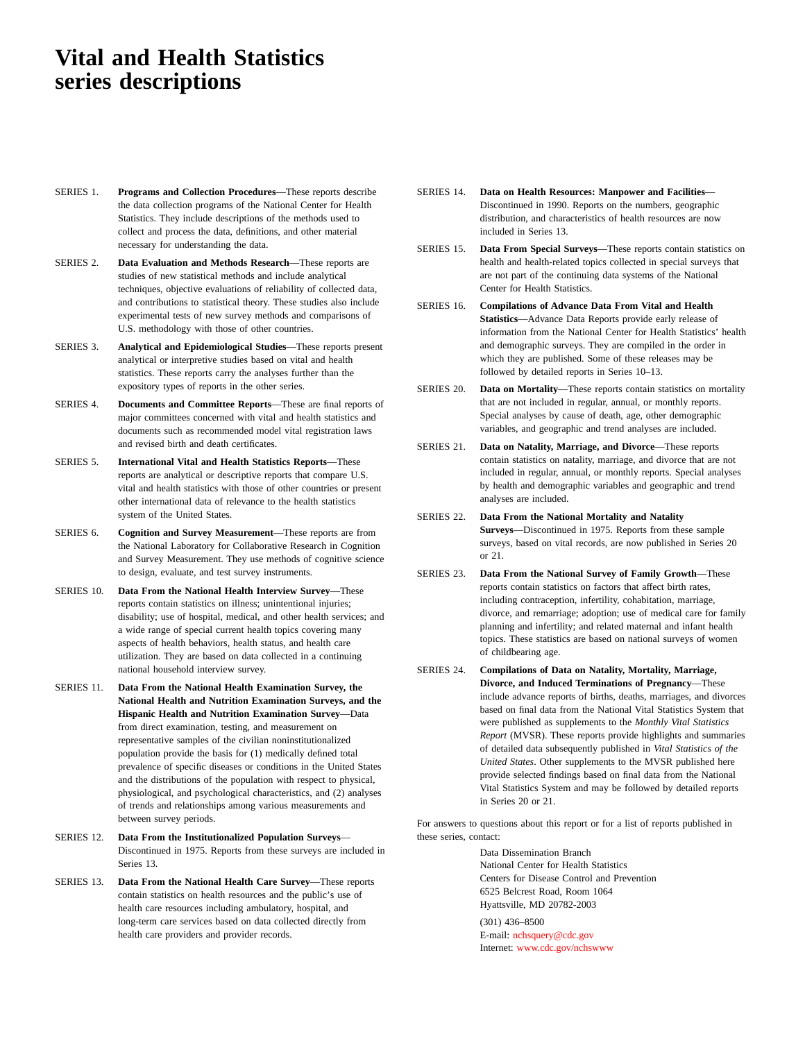# Vital and Health Statistics series descriptions

SERIES 1. **Programs and Collection Procedures**—These reports describe the data collection programs of the National Center for Health Statistics. They include descriptions of the methods used to collect and process the data, definitions, and other material necessary for understanding the data.

SERIES 2. **Data Evaluation and Methods Research**—These reports are studies of new statistical methods and include analytical techniques, objective evaluations of reliability of collected data, and contributions to statistical theory. These studies also include experimental tests of new survey methods and comparisons of U.S. methodology with those of other countries.

SERIES 3. **Analytical and Epidemiological Studies**—These reports present analytical or interpretive studies based on vital and health statistics. These reports carry the analyses further than the expository types of reports in the other series.

SERIES 4. **Documents and Committee Reports**—These are final reports of major committees concerned with vital and health statistics and documents such as recommended model vital registration laws and revised birth and death certificates.

SERIES 5. **International Vital and Health Statistics Reports**—These reports are analytical or descriptive reports that compare U.S. vital and health statistics with those of other countries or present other international data of relevance to the health statistics system of the United States.

SERIES 6. **Cognition and Survey Measurement**—These reports are from the National Laboratory for Collaborative Research in Cognition and Survey Measurement. They use methods of cognitive science to design, evaluate, and test survey instruments.

SERIES 10. **Data From the National Health Interview Survey**—These reports contain statistics on illness; unintentional injuries; disability; use of hospital, medical, and other health services; and a wide range of special current health topics covering many aspects of health behaviors, health status, and health care utilization. They are based on data collected in a continuing national household interview survey.

SERIES 11. **Data From the National Health Examination Survey, the National Health and Nutrition Examination Surveys, and the Hispanic Health and Nutrition Examination Survey**—Data from direct examination, testing, and measurement on representative samples of the civilian noninstitutionalized population provide the basis for (1) medically defined total prevalence of specific diseases or conditions in the United States and the distributions of the population with respect to physical, physiological, and psychological characteristics, and (2) analyses of trends and relationships among various measurements and between survey periods.

SERIES 12. **Data From the Institutionalized Population Surveys**—Discontinued in 1975. Reports from these surveys are included in Series 13.

SERIES 13. **Data From the National Health Care Survey**—These reports contain statistics on health resources and the public's use of health care resources including ambulatory, hospital, and long-term care services based on data collected directly from health care providers and provider records.

SERIES 14. **Data on Health Resources: Manpower and Facilities**—Discontinued in 1990. Reports on the numbers, geographic distribution, and characteristics of health resources are now included in Series 13.

SERIES 15. **Data From Special Surveys**—These reports contain statistics on health and health-related topics collected in special surveys that are not part of the continuing data systems of the National Center for Health Statistics.

SERIES 16. **Compilations of Advance Data From Vital and Health Statistics**—Advance Data Reports provide early release of information from the National Center for Health Statistics' health and demographic surveys. They are compiled in the order in which they are published. Some of these releases may be followed by detailed reports in Series 10–13.

SERIES 20. **Data on Mortality**—These reports contain statistics on mortality that are not included in regular, annual, or monthly reports. Special analyses by cause of death, age, other demographic variables, and geographic and trend analyses are included.

SERIES 21. **Data on Natality, Marriage, and Divorce**—These reports contain statistics on natality, marriage, and divorce that are not included in regular, annual, or monthly reports. Special analyses by health and demographic variables and geographic and trend analyses are included.

SERIES 22. **Data From the National Mortality and Natality Surveys**—Discontinued in 1975. Reports from these sample surveys, based on vital records, are now published in Series 20 or 21.

SERIES 23. **Data From the National Survey of Family Growth**—These reports contain statistics on factors that affect birth rates, including contraception, infertility, cohabitation, marriage, divorce, and remarriage; adoption; use of medical care for family planning and infertility; and related maternal and infant health topics. These statistics are based on national surveys of women of childbearing age.

SERIES 24. **Compilations of Data on Natality, Mortality, Marriage, Divorce, and Induced Terminations of Pregnancy**—These include advance reports of births, deaths, marriages, and divorces based on final data from the National Vital Statistics System that were published as supplements to the *Monthly Vital Statistics Report* (MVSR). These reports provide highlights and summaries of detailed data subsequently published in *Vital Statistics of the United States*. Other supplements to the MVSR published here provide selected findings based on final data from the National Vital Statistics System and may be followed by detailed reports in Series 20 or 21.

For answers to questions about this report or for a list of reports published in these series, contact:

Data Dissemination Branch
National Center for Health Statistics
Centers for Disease Control and Prevention
6525 Belcrest Road, Room 1064
Hyattsville, MD 20782-2003

(301) 436–8500
E-mail: nchsquery@cdc.gov
Internet: www.cdc.gov/nchswww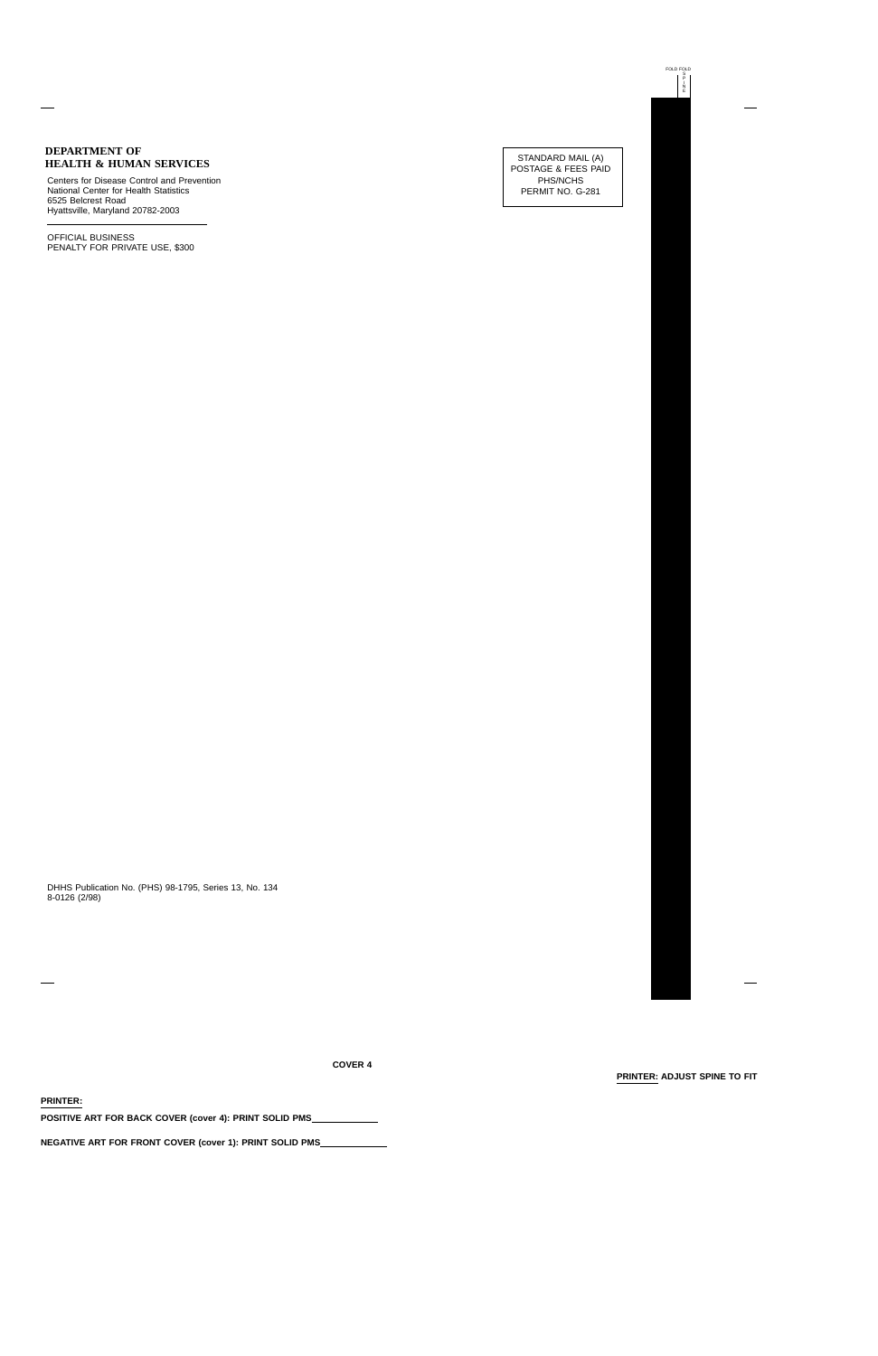**DEPARTMENT OF**
**HEALTH & HUMAN SERVICES**

Centers for Disease Control and Prevention
National Center for Health Statistics
6525 Belcrest Road
Hyattsville, Maryland 20782-2003

OFFICIAL BUSINESS
PENALTY FOR PRIVATE USE, $300

STANDARD MAIL (A)
POSTAGE & FEES PAID
PHS/NCHS
PERMIT NO. G-281

FOLD FOLD
SPINE

DHHS Publication No. (PHS) 98-1795, Series 13, No. 134
8-0126 (2/98)

**COVER 4**

**PRINTER: ADJUST SPINE TO FIT**

**PRINTER:**

**POSITIVE ART FOR BACK COVER (cover 4): PRINT SOLID PMS\_\_\_\_\_\_\_\_\_\_\_\_**

**NEGATIVE ART FOR FRONT COVER (cover 1): PRINT SOLID PMS\_\_\_\_\_\_\_\_\_\_\_\_**